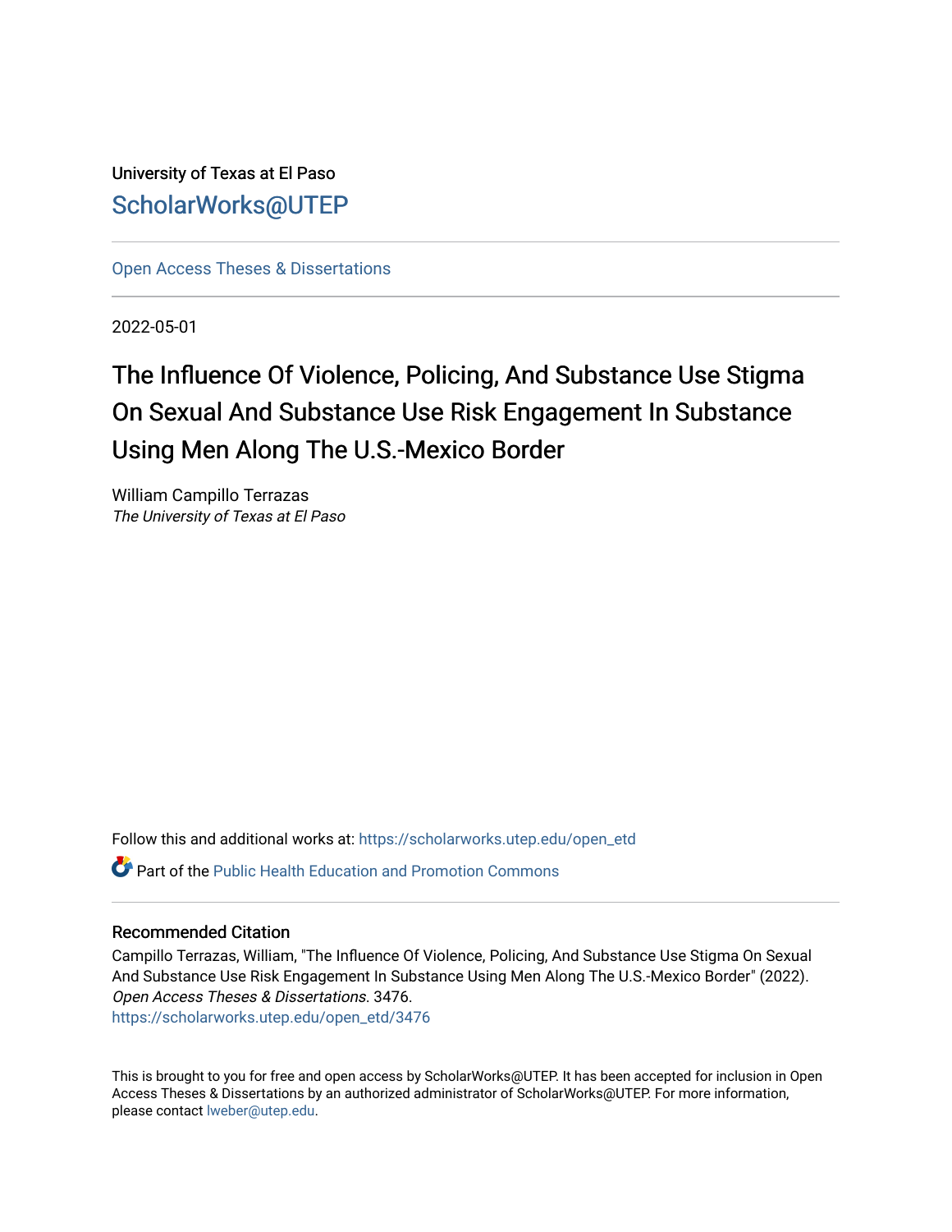University of Texas at El Paso

ScholarWorks@UTEP

Open Access Theses & Dissertations

2022-05-01

# The Influence Of Violence, Policing, And Substance Use Stigma On Sexual And Substance Use Risk Engagement In Substance Using Men Along The U.S.-Mexico Border

William Campillo Terrazas
*The University of Texas at El Paso*

Follow this and additional works at: https://scholarworks.utep.edu/open_etd

Part of the Public Health Education and Promotion Commons

## Recommended Citation

Campillo Terrazas, William, "The Influence Of Violence, Policing, And Substance Use Stigma On Sexual And Substance Use Risk Engagement In Substance Using Men Along The U.S.-Mexico Border" (2022). *Open Access Theses & Dissertations*. 3476.
https://scholarworks.utep.edu/open_etd/3476

This is brought to you for free and open access by ScholarWorks@UTEP. It has been accepted for inclusion in Open Access Theses & Dissertations by an authorized administrator of ScholarWorks@UTEP. For more information, please contact lweber@utep.edu.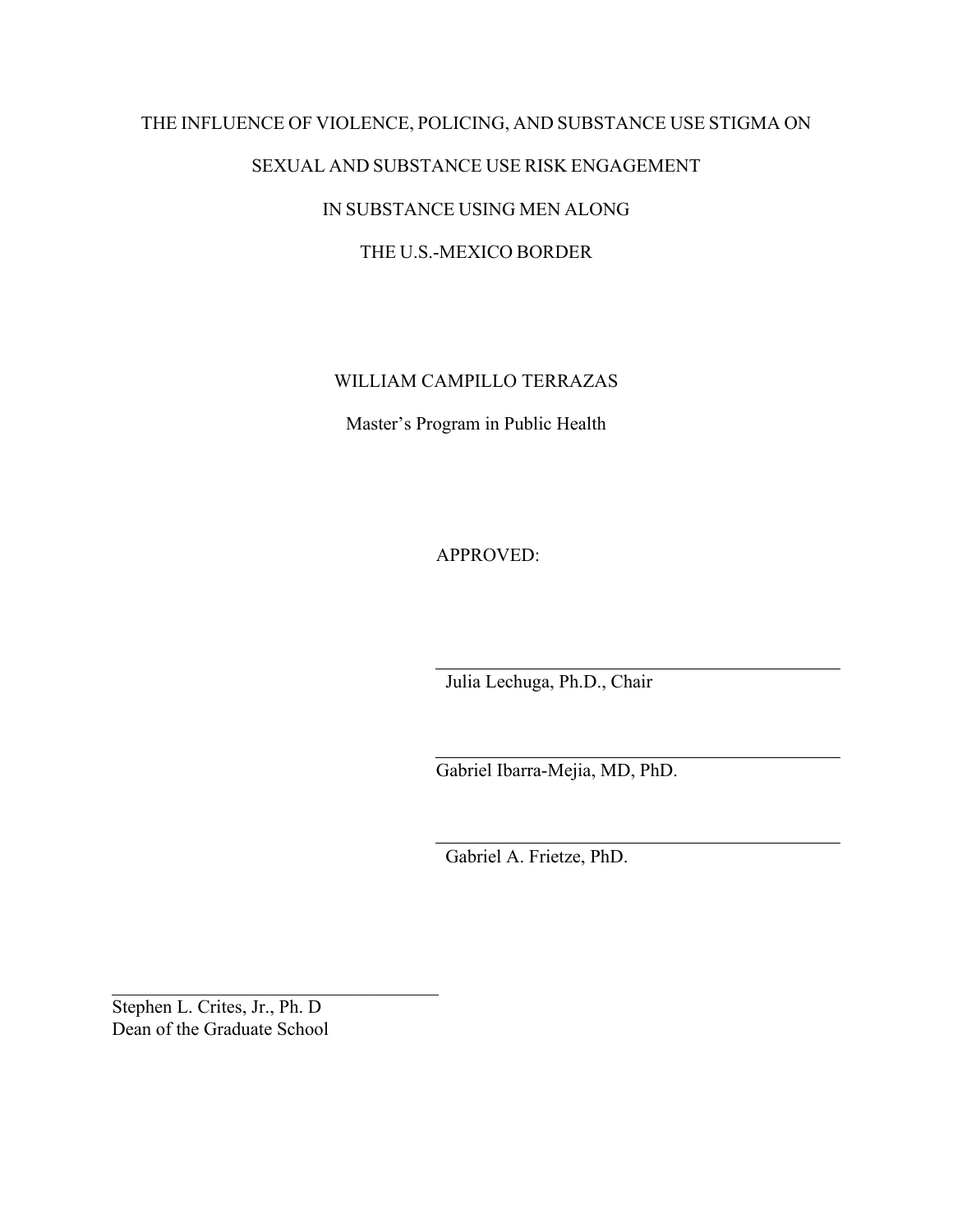THE INFLUENCE OF VIOLENCE, POLICING, AND SUBSTANCE USE STIGMA ON

SEXUAL AND SUBSTANCE USE RISK ENGAGEMENT

IN SUBSTANCE USING MEN ALONG

THE U.S.-MEXICO BORDER

WILLIAM CAMPILLO TERRAZAS

Master's Program in Public Health

APPROVED:

Julia Lechuga, Ph.D., Chair

Gabriel Ibarra-Mejia, MD, PhD.

Gabriel A. Frietze, PhD.

Stephen L. Crites, Jr., Ph. D
Dean of the Graduate School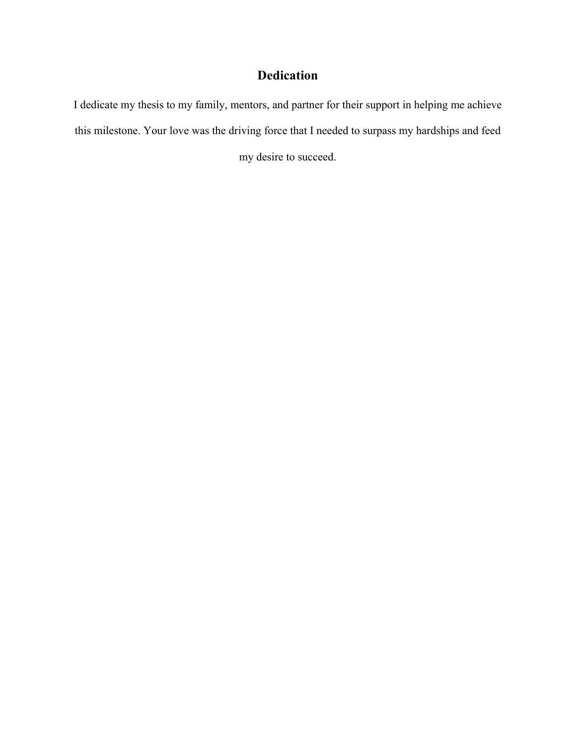# Dedication

I dedicate my thesis to my family, mentors, and partner for their support in helping me achieve this milestone. Your love was the driving force that I needed to surpass my hardships and feed my desire to succeed.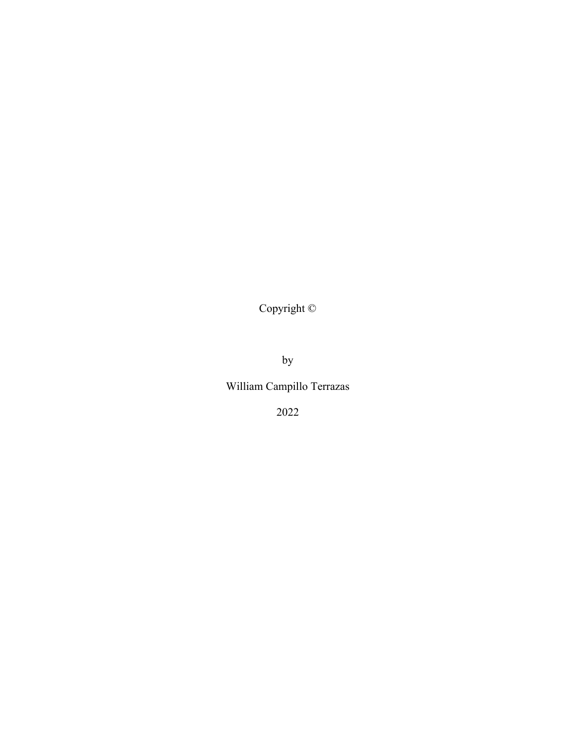Copyright ©

by

William Campillo Terrazas

2022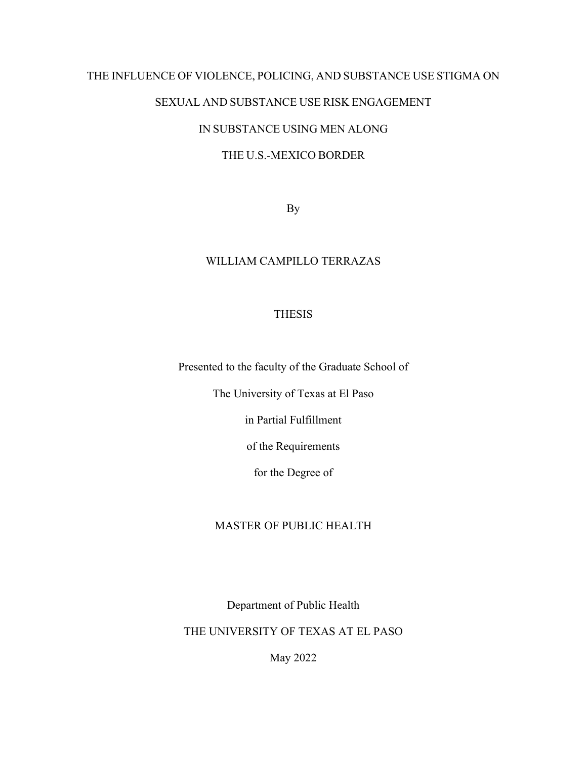# THE INFLUENCE OF VIOLENCE, POLICING, AND SUBSTANCE USE STIGMA ON SEXUAL AND SUBSTANCE USE RISK ENGAGEMENT IN SUBSTANCE USING MEN ALONG THE U.S.-MEXICO BORDER

By

WILLIAM CAMPILLO TERRAZAS

THESIS

Presented to the faculty of the Graduate School of

The University of Texas at El Paso

in Partial Fulfillment

of the Requirements

for the Degree of

MASTER OF PUBLIC HEALTH

Department of Public Health

THE UNIVERSITY OF TEXAS AT EL PASO

May 2022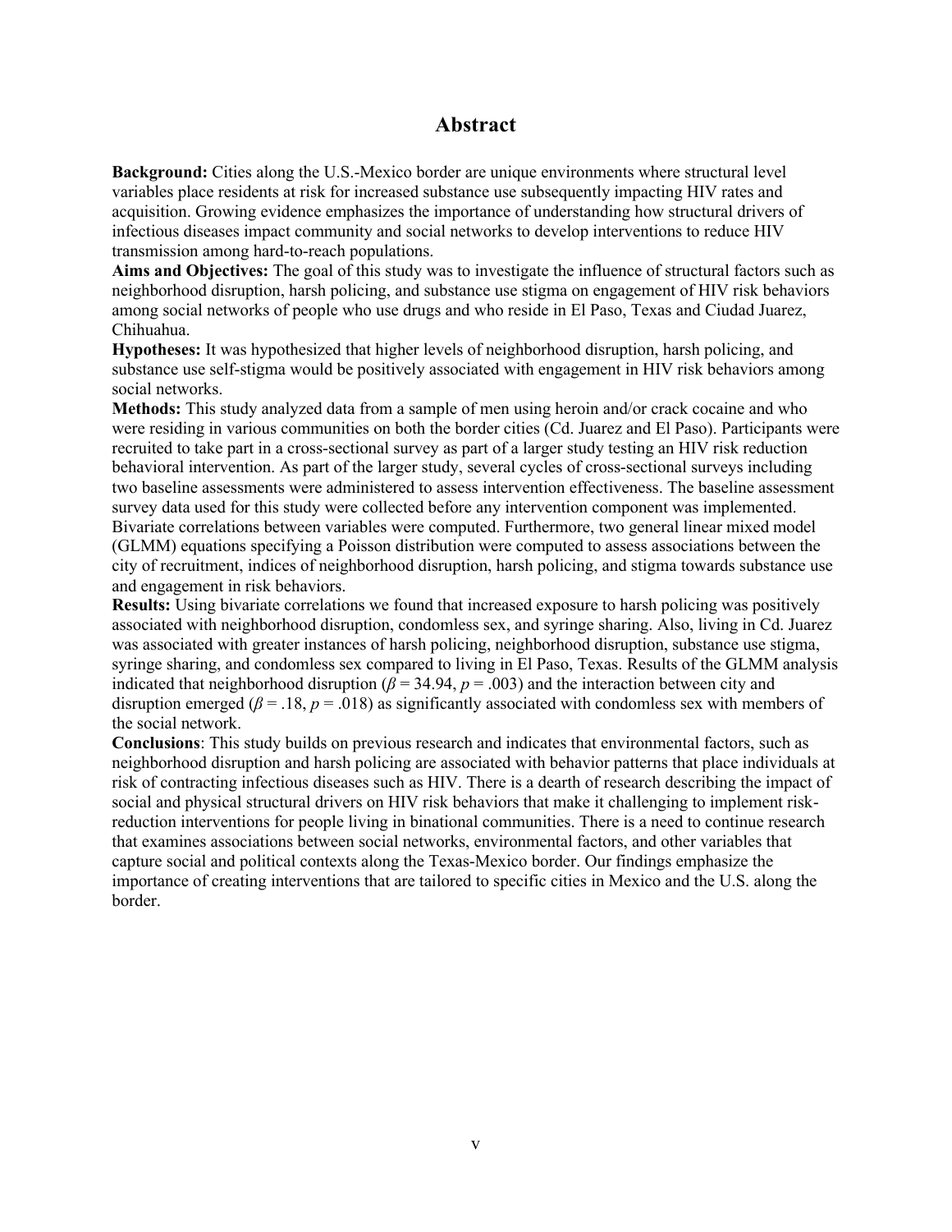# Abstract

**Background:** Cities along the U.S.-Mexico border are unique environments where structural level variables place residents at risk for increased substance use subsequently impacting HIV rates and acquisition. Growing evidence emphasizes the importance of understanding how structural drivers of infectious diseases impact community and social networks to develop interventions to reduce HIV transmission among hard-to-reach populations.

**Aims and Objectives:** The goal of this study was to investigate the influence of structural factors such as neighborhood disruption, harsh policing, and substance use stigma on engagement of HIV risk behaviors among social networks of people who use drugs and who reside in El Paso, Texas and Ciudad Juarez, Chihuahua.

**Hypotheses:** It was hypothesized that higher levels of neighborhood disruption, harsh policing, and substance use self-stigma would be positively associated with engagement in HIV risk behaviors among social networks.

**Methods:** This study analyzed data from a sample of men using heroin and/or crack cocaine and who were residing in various communities on both the border cities (Cd. Juarez and El Paso). Participants were recruited to take part in a cross-sectional survey as part of a larger study testing an HIV risk reduction behavioral intervention. As part of the larger study, several cycles of cross-sectional surveys including two baseline assessments were administered to assess intervention effectiveness. The baseline assessment survey data used for this study were collected before any intervention component was implemented. Bivariate correlations between variables were computed. Furthermore, two general linear mixed model (GLMM) equations specifying a Poisson distribution were computed to assess associations between the city of recruitment, indices of neighborhood disruption, harsh policing, and stigma towards substance use and engagement in risk behaviors.

**Results:** Using bivariate correlations we found that increased exposure to harsh policing was positively associated with neighborhood disruption, condomless sex, and syringe sharing. Also, living in Cd. Juarez was associated with greater instances of harsh policing, neighborhood disruption, substance use stigma, syringe sharing, and condomless sex compared to living in El Paso, Texas. Results of the GLMM analysis indicated that neighborhood disruption ($\beta = 34.94$, $p = .003$) and the interaction between city and disruption emerged ($\beta = .18$, $p = .018$) as significantly associated with condomless sex with members of the social network.

**Conclusions**: This study builds on previous research and indicates that environmental factors, such as neighborhood disruption and harsh policing are associated with behavior patterns that place individuals at risk of contracting infectious diseases such as HIV. There is a dearth of research describing the impact of social and physical structural drivers on HIV risk behaviors that make it challenging to implement risk-reduction interventions for people living in binational communities. There is a need to continue research that examines associations between social networks, environmental factors, and other variables that capture social and political contexts along the Texas-Mexico border. Our findings emphasize the importance of creating interventions that are tailored to specific cities in Mexico and the U.S. along the border.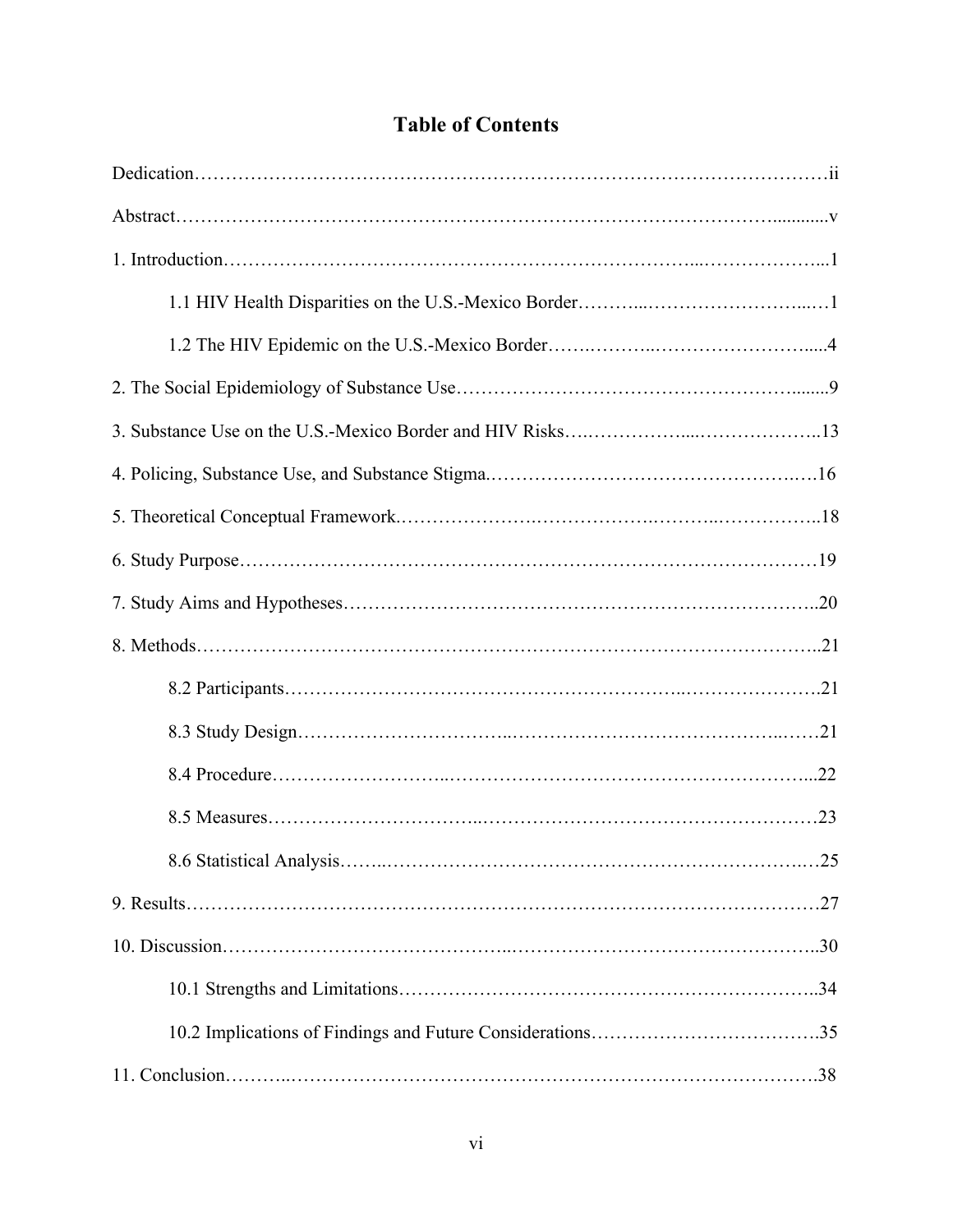# Table of Contents

Dedication……………………………………………………………………………………….ii

Abstract……………………………………………………………………………….............v

1. Introduction…………………………………………………………………...………………...1

    1.1 HIV Health Disparities on the U.S.-Mexico Border………..……………………...…1

    1.2 The HIV Epidemic on the U.S.-Mexico Border…….………..……………………......4

2. The Social Epidemiology of Substance Use……………………………………………........9

3. Substance Use on the U.S.-Mexico Border and HIV Risks…..……………...………………..13

4. Policing, Substance Use, and Substance Stigma.……………………………………….….16

5. Theoretical Conceptual Framework.……………….………………..………..……………..18

6. Study Purpose……….………………………………………………………………………19

7. Study Aims and Hypotheses……………………………………………………………..20

8. Methods………………………………………………………………………………………..21

    8.2 Participants……………………………………………………..………………….21

    8.3 Study Design…………………………...……………………………………...……21

    8.4 Procedure……………………...…………………………………………………...22

    8.5 Measures…………………………...……………………………………………23

    8.6 Statistical Analysis……..……………………………………………………….…25

9. Results…………………………………………………………………………………………27

10. Discussion……………………………………..…………………………………………..30

    10.1 Strengths and Limitations………………………………………………………..34

    10.2 Implications of Findings and Future Considerations……………………………….35

11. Conclusion………..…………………………………………………………………….38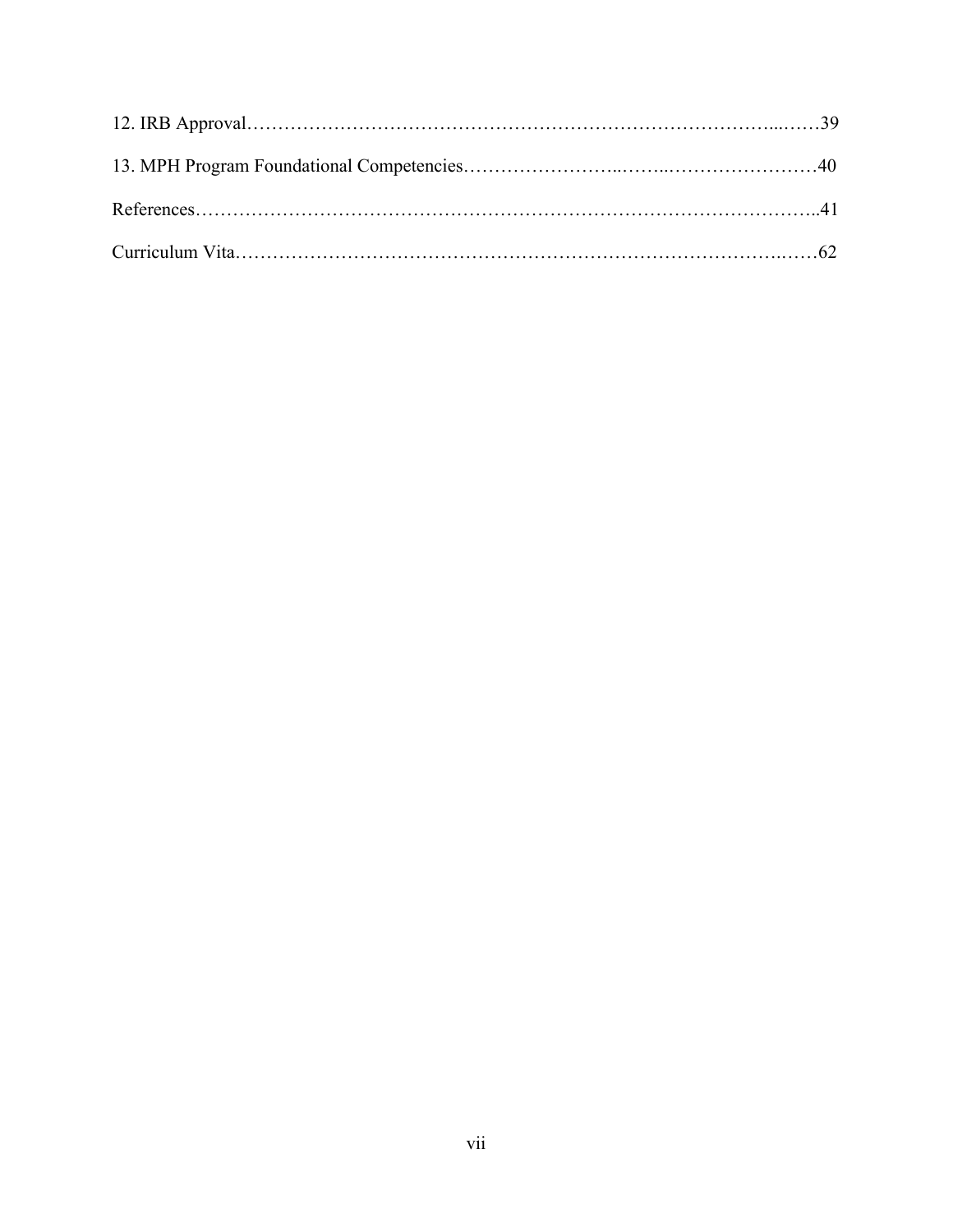12. IRB Approval……………………………………………………………………………...……39

13. MPH Program Foundational Competencies……………………..……..……………………40

References………………………………….…………………….…………………………..41

Curriculum Vita……………………………………………………….…………………….……62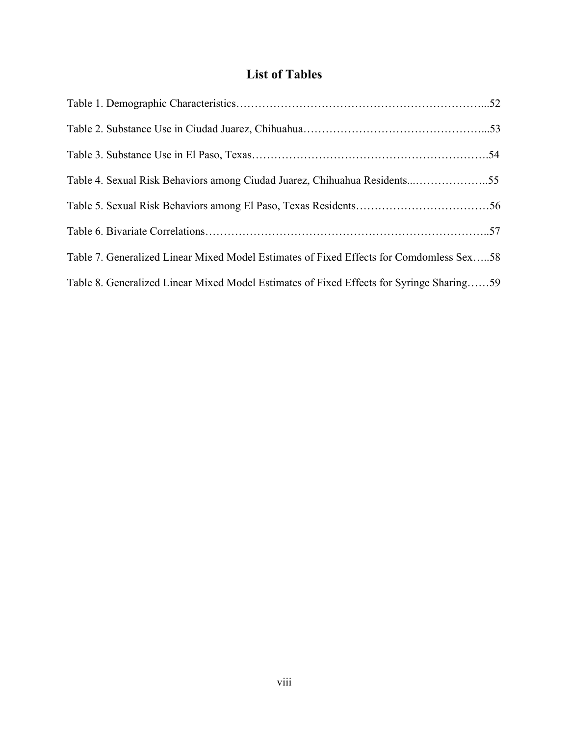# List of Tables

Table 1. Demographic Characteristics…………………………………………………………...52

Table 2. Substance Use in Ciudad Juarez, Chihuahua…………………………………………...53

Table 3. Substance Use in El Paso, Texas……………………………………………………….54

Table 4. Sexual Risk Behaviors among Ciudad Juarez, Chihuahua Residents...………………..55

Table 5. Sexual Risk Behaviors among El Paso, Texas Residents………………………………56

Table 6. Bivariate Correlations…………………………………………………………………..57

Table 7. Generalized Linear Mixed Model Estimates of Fixed Effects for Comdomless Sex…..58

Table 8. Generalized Linear Mixed Model Estimates of Fixed Effects for Syringe Sharing……59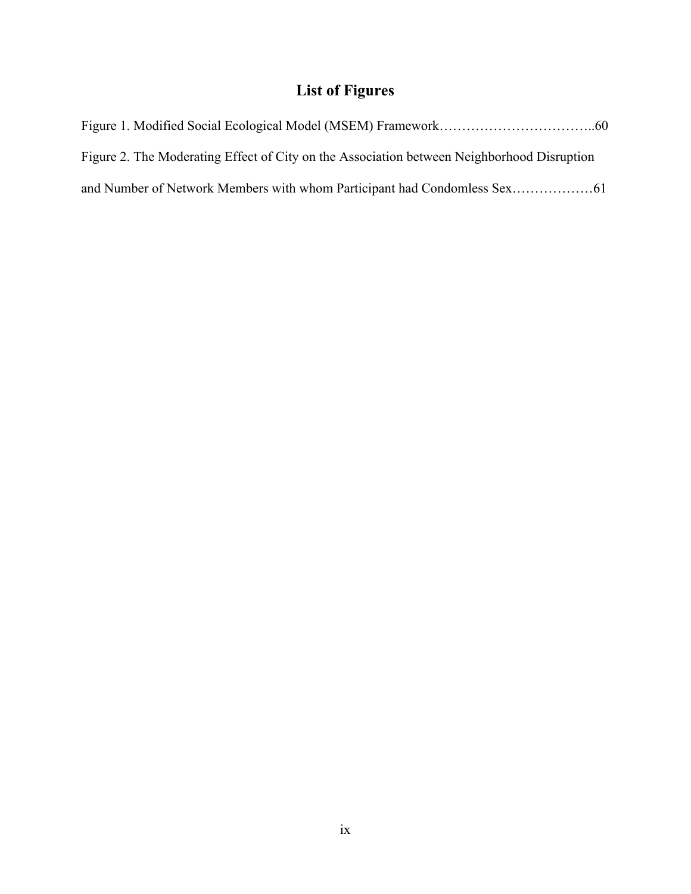# List of Figures

Figure 1. Modified Social Ecological Model (MSEM) Framework……………………………..60

Figure 2. The Moderating Effect of City on the Association between Neighborhood Disruption and Number of Network Members with whom Participant had Condomless Sex………………61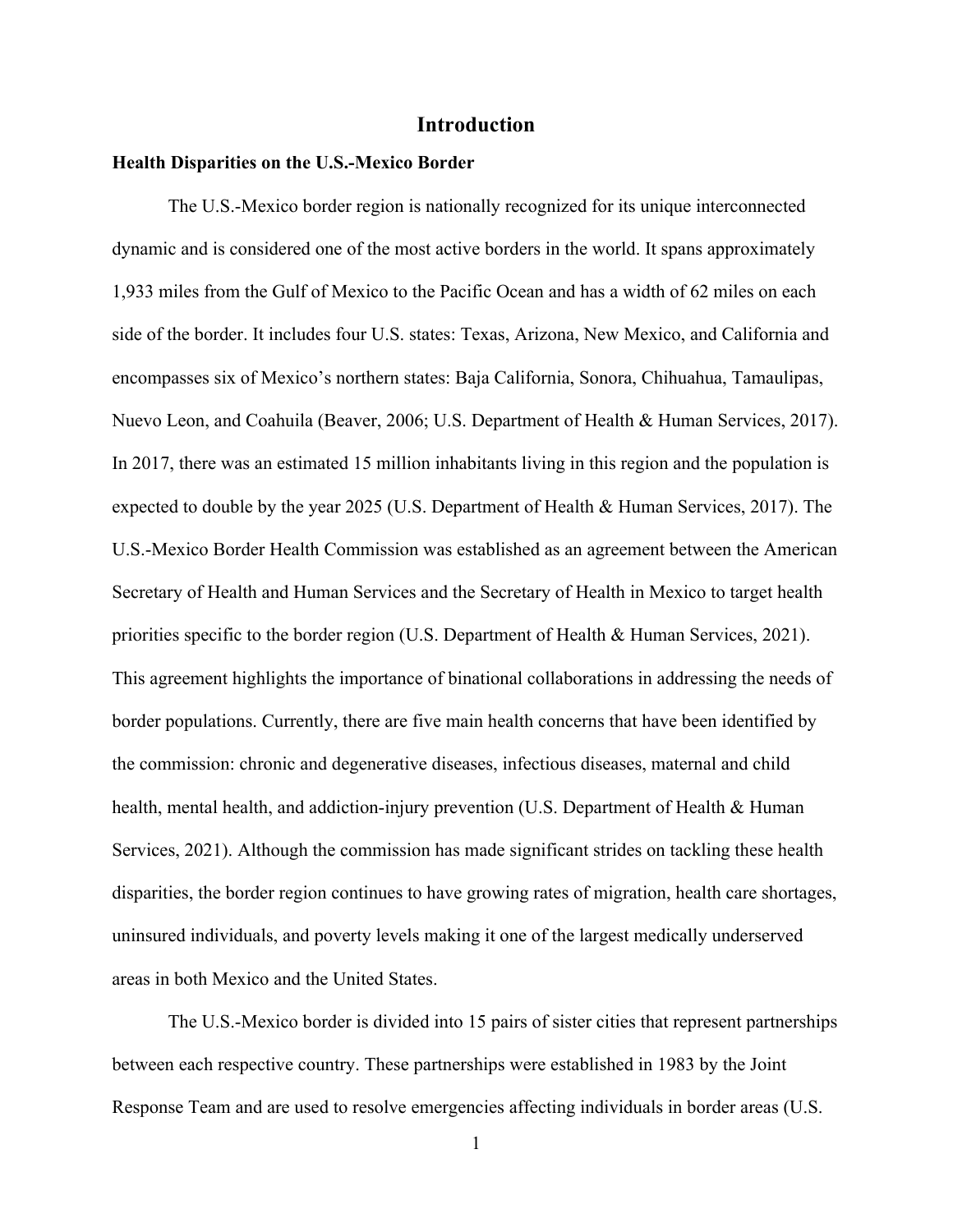# Introduction

## Health Disparities on the U.S.-Mexico Border

The U.S.-Mexico border region is nationally recognized for its unique interconnected dynamic and is considered one of the most active borders in the world. It spans approximately 1,933 miles from the Gulf of Mexico to the Pacific Ocean and has a width of 62 miles on each side of the border. It includes four U.S. states: Texas, Arizona, New Mexico, and California and encompasses six of Mexico's northern states: Baja California, Sonora, Chihuahua, Tamaulipas, Nuevo Leon, and Coahuila (Beaver, 2006; U.S. Department of Health & Human Services, 2017). In 2017, there was an estimated 15 million inhabitants living in this region and the population is expected to double by the year 2025 (U.S. Department of Health & Human Services, 2017). The U.S.-Mexico Border Health Commission was established as an agreement between the American Secretary of Health and Human Services and the Secretary of Health in Mexico to target health priorities specific to the border region (U.S. Department of Health & Human Services, 2021). This agreement highlights the importance of binational collaborations in addressing the needs of border populations. Currently, there are five main health concerns that have been identified by the commission: chronic and degenerative diseases, infectious diseases, maternal and child health, mental health, and addiction-injury prevention (U.S. Department of Health & Human Services, 2021). Although the commission has made significant strides on tackling these health disparities, the border region continues to have growing rates of migration, health care shortages, uninsured individuals, and poverty levels making it one of the largest medically underserved areas in both Mexico and the United States.

The U.S.-Mexico border is divided into 15 pairs of sister cities that represent partnerships between each respective country. These partnerships were established in 1983 by the Joint Response Team and are used to resolve emergencies affecting individuals in border areas (U.S.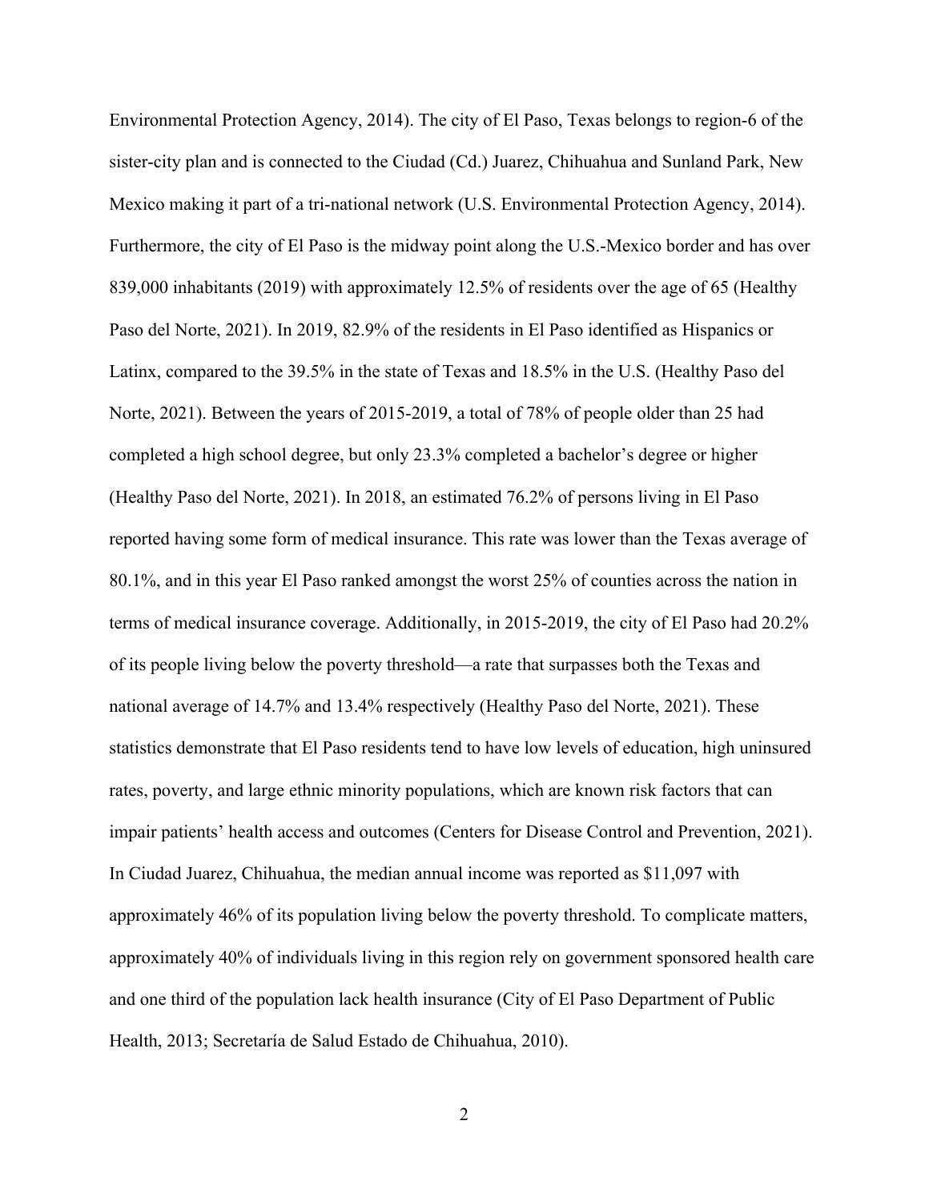Environmental Protection Agency, 2014). The city of El Paso, Texas belongs to region-6 of the sister-city plan and is connected to the Ciudad (Cd.) Juarez, Chihuahua and Sunland Park, New Mexico making it part of a tri-national network (U.S. Environmental Protection Agency, 2014). Furthermore, the city of El Paso is the midway point along the U.S.-Mexico border and has over 839,000 inhabitants (2019) with approximately 12.5% of residents over the age of 65 (Healthy Paso del Norte, 2021). In 2019, 82.9% of the residents in El Paso identified as Hispanics or Latinx, compared to the 39.5% in the state of Texas and 18.5% in the U.S. (Healthy Paso del Norte, 2021). Between the years of 2015-2019, a total of 78% of people older than 25 had completed a high school degree, but only 23.3% completed a bachelor's degree or higher (Healthy Paso del Norte, 2021). In 2018, an estimated 76.2% of persons living in El Paso reported having some form of medical insurance. This rate was lower than the Texas average of 80.1%, and in this year El Paso ranked amongst the worst 25% of counties across the nation in terms of medical insurance coverage. Additionally, in 2015-2019, the city of El Paso had 20.2% of its people living below the poverty threshold—a rate that surpasses both the Texas and national average of 14.7% and 13.4% respectively (Healthy Paso del Norte, 2021). These statistics demonstrate that El Paso residents tend to have low levels of education, high uninsured rates, poverty, and large ethnic minority populations, which are known risk factors that can impair patients' health access and outcomes (Centers for Disease Control and Prevention, 2021). In Ciudad Juarez, Chihuahua, the median annual income was reported as $11,097 with approximately 46% of its population living below the poverty threshold. To complicate matters, approximately 40% of individuals living in this region rely on government sponsored health care and one third of the population lack health insurance (City of El Paso Department of Public Health, 2013; Secretaría de Salud Estado de Chihuahua, 2010).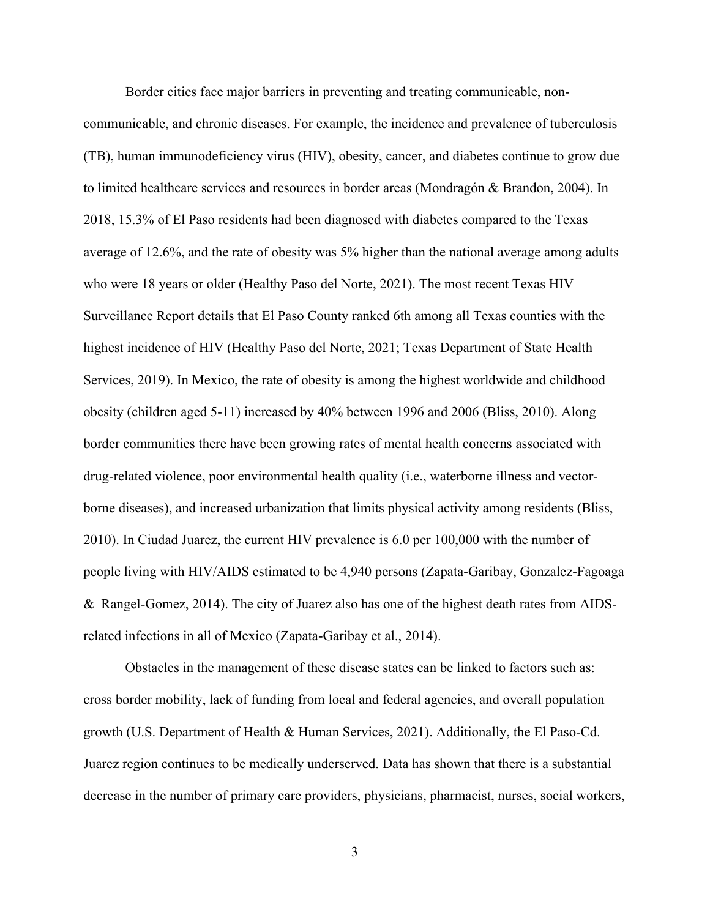Border cities face major barriers in preventing and treating communicable, non-communicable, and chronic diseases. For example, the incidence and prevalence of tuberculosis (TB), human immunodeficiency virus (HIV), obesity, cancer, and diabetes continue to grow due to limited healthcare services and resources in border areas (Mondragón & Brandon, 2004). In 2018, 15.3% of El Paso residents had been diagnosed with diabetes compared to the Texas average of 12.6%, and the rate of obesity was 5% higher than the national average among adults who were 18 years or older (Healthy Paso del Norte, 2021). The most recent Texas HIV Surveillance Report details that El Paso County ranked 6th among all Texas counties with the highest incidence of HIV (Healthy Paso del Norte, 2021; Texas Department of State Health Services, 2019). In Mexico, the rate of obesity is among the highest worldwide and childhood obesity (children aged 5-11) increased by 40% between 1996 and 2006 (Bliss, 2010). Along border communities there have been growing rates of mental health concerns associated with drug-related violence, poor environmental health quality (i.e., waterborne illness and vector-borne diseases), and increased urbanization that limits physical activity among residents (Bliss, 2010). In Ciudad Juarez, the current HIV prevalence is 6.0 per 100,000 with the number of people living with HIV/AIDS estimated to be 4,940 persons (Zapata-Garibay, Gonzalez-Fagoaga & Rangel-Gomez, 2014). The city of Juarez also has one of the highest death rates from AIDS-related infections in all of Mexico (Zapata-Garibay et al., 2014).

Obstacles in the management of these disease states can be linked to factors such as: cross border mobility, lack of funding from local and federal agencies, and overall population growth (U.S. Department of Health & Human Services, 2021). Additionally, the El Paso-Cd. Juarez region continues to be medically underserved. Data has shown that there is a substantial decrease in the number of primary care providers, physicians, pharmacist, nurses, social workers,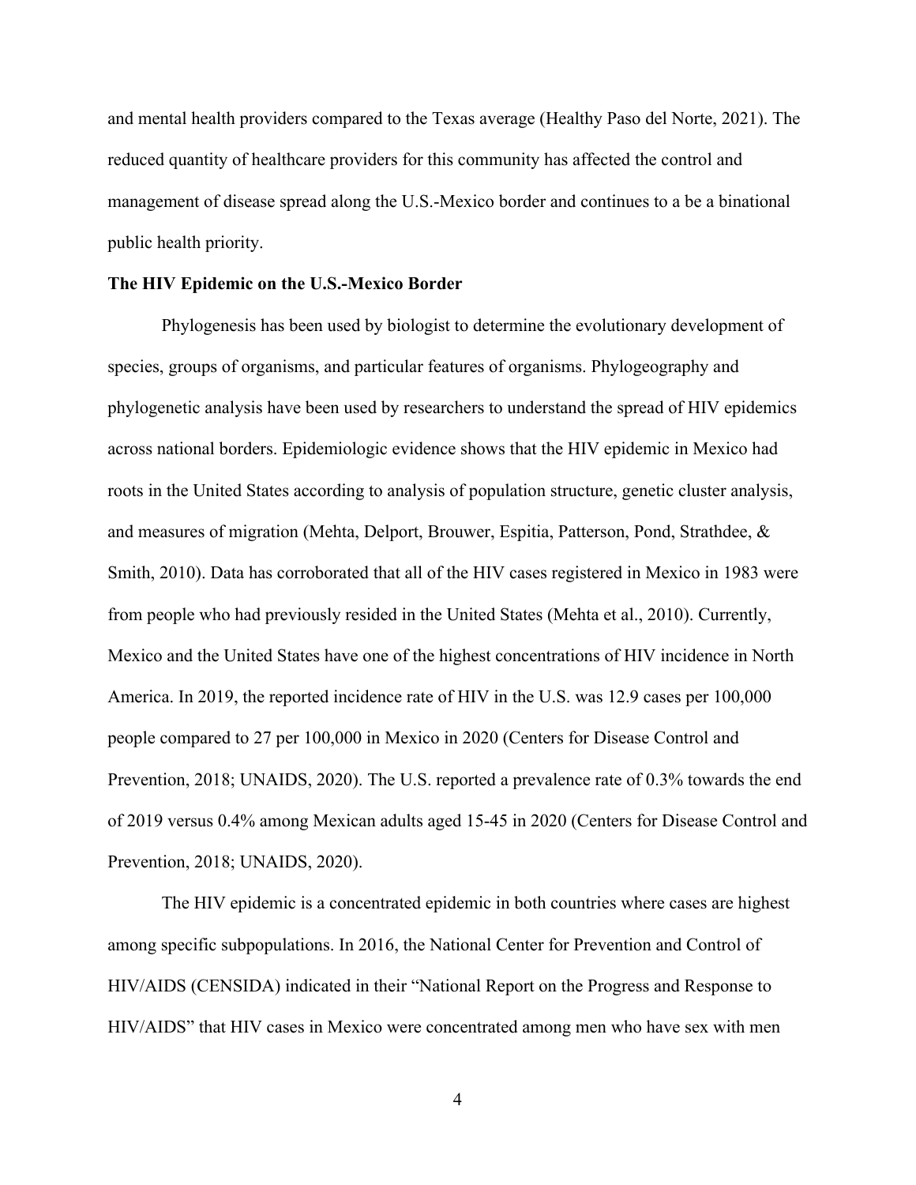and mental health providers compared to the Texas average (Healthy Paso del Norte, 2021). The reduced quantity of healthcare providers for this community has affected the control and management of disease spread along the U.S.-Mexico border and continues to a be a binational public health priority.

**The HIV Epidemic on the U.S.-Mexico Border**

Phylogenesis has been used by biologist to determine the evolutionary development of species, groups of organisms, and particular features of organisms. Phylogeography and phylogenetic analysis have been used by researchers to understand the spread of HIV epidemics across national borders. Epidemiologic evidence shows that the HIV epidemic in Mexico had roots in the United States according to analysis of population structure, genetic cluster analysis, and measures of migration (Mehta, Delport, Brouwer, Espitia, Patterson, Pond, Strathdee, & Smith, 2010). Data has corroborated that all of the HIV cases registered in Mexico in 1983 were from people who had previously resided in the United States (Mehta et al., 2010). Currently, Mexico and the United States have one of the highest concentrations of HIV incidence in North America. In 2019, the reported incidence rate of HIV in the U.S. was 12.9 cases per 100,000 people compared to 27 per 100,000 in Mexico in 2020 (Centers for Disease Control and Prevention, 2018; UNAIDS, 2020). The U.S. reported a prevalence rate of 0.3% towards the end of 2019 versus 0.4% among Mexican adults aged 15-45 in 2020 (Centers for Disease Control and Prevention, 2018; UNAIDS, 2020).

The HIV epidemic is a concentrated epidemic in both countries where cases are highest among specific subpopulations. In 2016, the National Center for Prevention and Control of HIV/AIDS (CENSIDA) indicated in their "National Report on the Progress and Response to HIV/AIDS" that HIV cases in Mexico were concentrated among men who have sex with men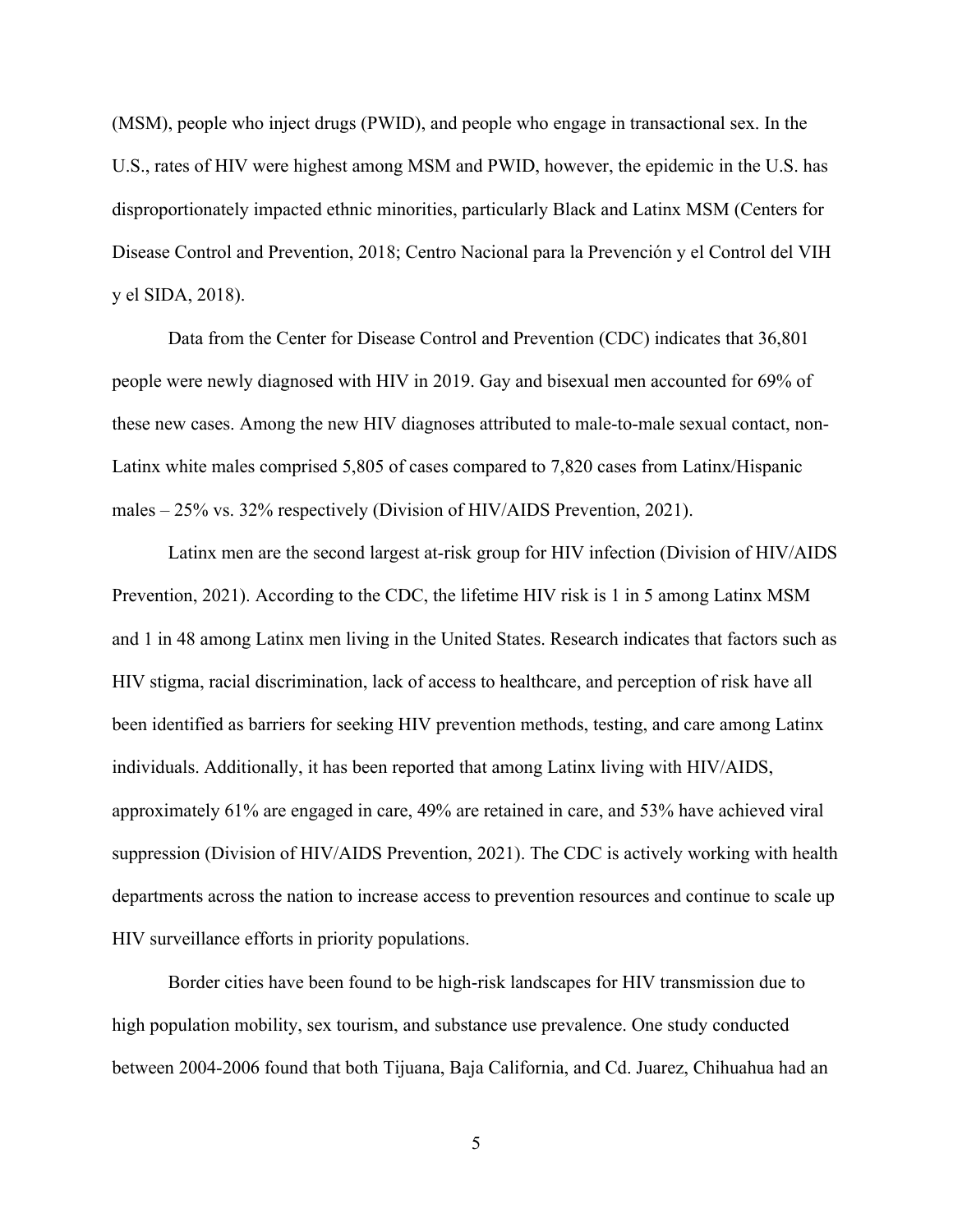(MSM), people who inject drugs (PWID), and people who engage in transactional sex. In the U.S., rates of HIV were highest among MSM and PWID, however, the epidemic in the U.S. has disproportionately impacted ethnic minorities, particularly Black and Latinx MSM (Centers for Disease Control and Prevention, 2018; Centro Nacional para la Prevención y el Control del VIH y el SIDA, 2018).

Data from the Center for Disease Control and Prevention (CDC) indicates that 36,801 people were newly diagnosed with HIV in 2019. Gay and bisexual men accounted for 69% of these new cases. Among the new HIV diagnoses attributed to male-to-male sexual contact, non-Latinx white males comprised 5,805 of cases compared to 7,820 cases from Latinx/Hispanic males – 25% vs. 32% respectively (Division of HIV/AIDS Prevention, 2021).

Latinx men are the second largest at-risk group for HIV infection (Division of HIV/AIDS Prevention, 2021). According to the CDC, the lifetime HIV risk is 1 in 5 among Latinx MSM and 1 in 48 among Latinx men living in the United States. Research indicates that factors such as HIV stigma, racial discrimination, lack of access to healthcare, and perception of risk have all been identified as barriers for seeking HIV prevention methods, testing, and care among Latinx individuals. Additionally, it has been reported that among Latinx living with HIV/AIDS, approximately 61% are engaged in care, 49% are retained in care, and 53% have achieved viral suppression (Division of HIV/AIDS Prevention, 2021). The CDC is actively working with health departments across the nation to increase access to prevention resources and continue to scale up HIV surveillance efforts in priority populations.

Border cities have been found to be high-risk landscapes for HIV transmission due to high population mobility, sex tourism, and substance use prevalence. One study conducted between 2004-2006 found that both Tijuana, Baja California, and Cd. Juarez, Chihuahua had an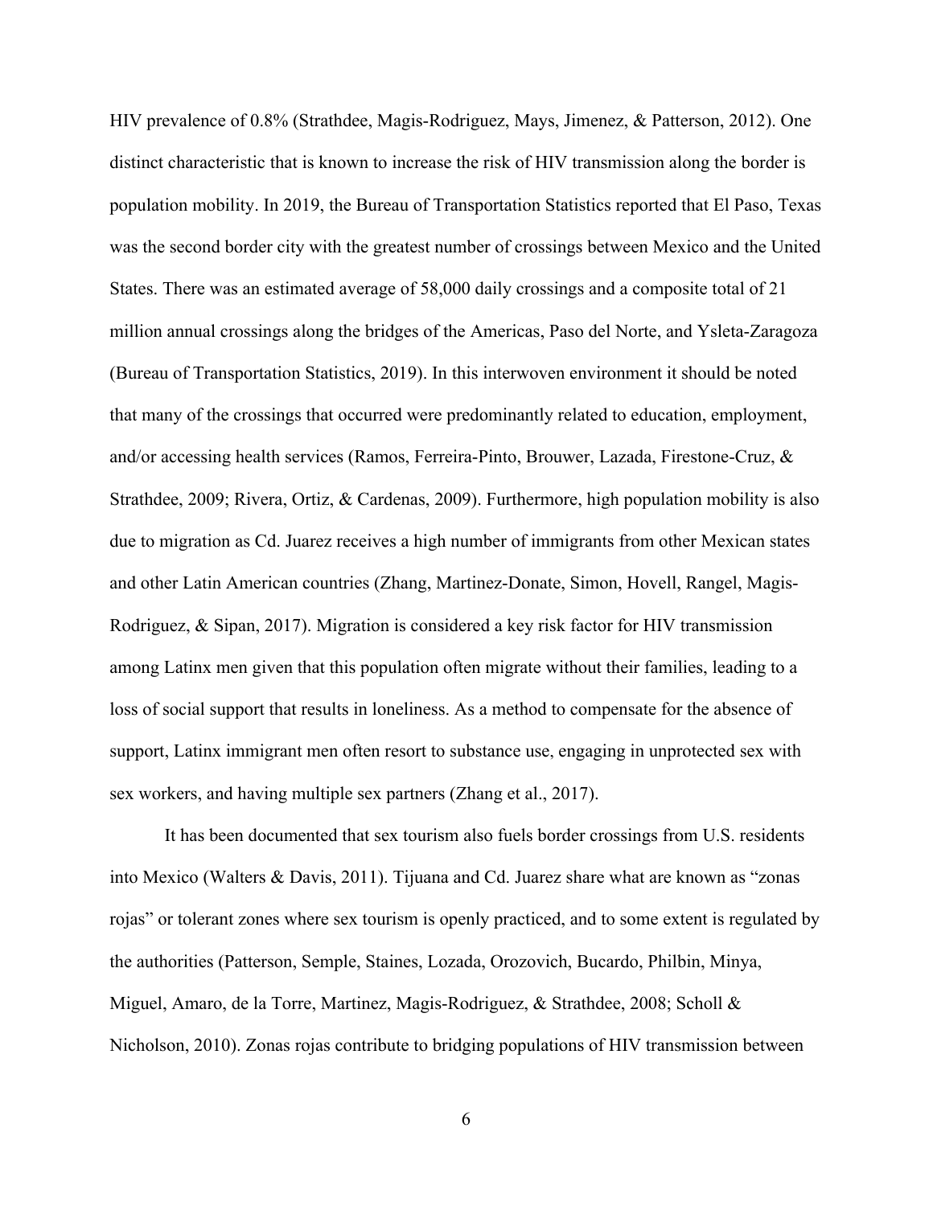HIV prevalence of 0.8% (Strathdee, Magis-Rodriguez, Mays, Jimenez, & Patterson, 2012). One distinct characteristic that is known to increase the risk of HIV transmission along the border is population mobility. In 2019, the Bureau of Transportation Statistics reported that El Paso, Texas was the second border city with the greatest number of crossings between Mexico and the United States. There was an estimated average of 58,000 daily crossings and a composite total of 21 million annual crossings along the bridges of the Americas, Paso del Norte, and Ysleta-Zaragoza (Bureau of Transportation Statistics, 2019). In this interwoven environment it should be noted that many of the crossings that occurred were predominantly related to education, employment, and/or accessing health services (Ramos, Ferreira-Pinto, Brouwer, Lazada, Firestone-Cruz, & Strathdee, 2009; Rivera, Ortiz, & Cardenas, 2009). Furthermore, high population mobility is also due to migration as Cd. Juarez receives a high number of immigrants from other Mexican states and other Latin American countries (Zhang, Martinez-Donate, Simon, Hovell, Rangel, Magis-Rodriguez, & Sipan, 2017). Migration is considered a key risk factor for HIV transmission among Latinx men given that this population often migrate without their families, leading to a loss of social support that results in loneliness. As a method to compensate for the absence of support, Latinx immigrant men often resort to substance use, engaging in unprotected sex with sex workers, and having multiple sex partners (Zhang et al., 2017).

It has been documented that sex tourism also fuels border crossings from U.S. residents into Mexico (Walters & Davis, 2011). Tijuana and Cd. Juarez share what are known as "zonas rojas" or tolerant zones where sex tourism is openly practiced, and to some extent is regulated by the authorities (Patterson, Semple, Staines, Lozada, Orozovich, Bucardo, Philbin, Minya, Miguel, Amaro, de la Torre, Martinez, Magis-Rodriguez, & Strathdee, 2008; Scholl & Nicholson, 2010). Zonas rojas contribute to bridging populations of HIV transmission between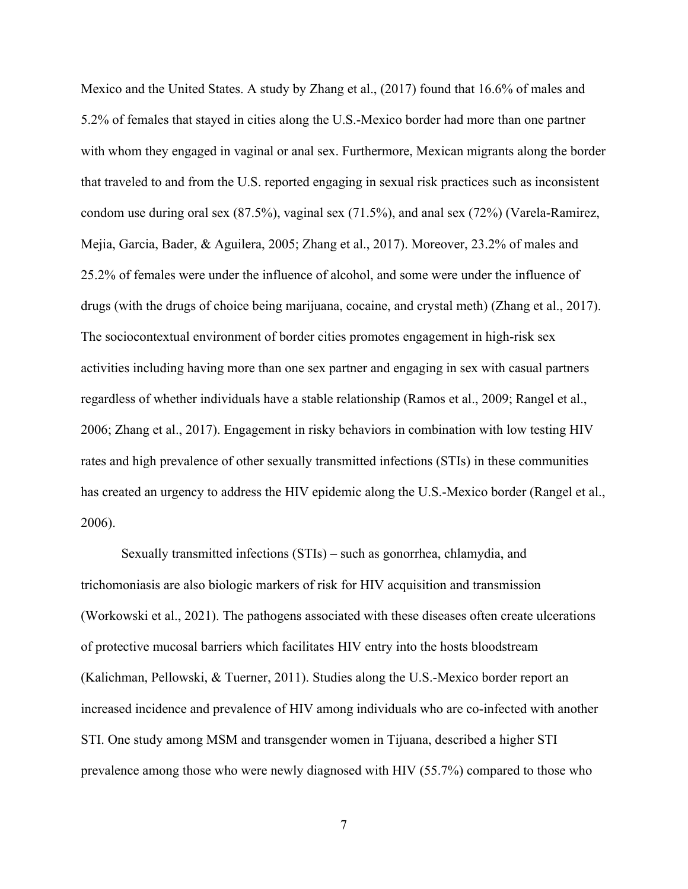Mexico and the United States. A study by Zhang et al., (2017) found that 16.6% of males and 5.2% of females that stayed in cities along the U.S.-Mexico border had more than one partner with whom they engaged in vaginal or anal sex. Furthermore, Mexican migrants along the border that traveled to and from the U.S. reported engaging in sexual risk practices such as inconsistent condom use during oral sex (87.5%), vaginal sex (71.5%), and anal sex (72%) (Varela-Ramirez, Mejia, Garcia, Bader, & Aguilera, 2005; Zhang et al., 2017). Moreover, 23.2% of males and 25.2% of females were under the influence of alcohol, and some were under the influence of drugs (with the drugs of choice being marijuana, cocaine, and crystal meth) (Zhang et al., 2017). The sociocontextual environment of border cities promotes engagement in high-risk sex activities including having more than one sex partner and engaging in sex with casual partners regardless of whether individuals have a stable relationship (Ramos et al., 2009; Rangel et al., 2006; Zhang et al., 2017). Engagement in risky behaviors in combination with low testing HIV rates and high prevalence of other sexually transmitted infections (STIs) in these communities has created an urgency to address the HIV epidemic along the U.S.-Mexico border (Rangel et al., 2006).

Sexually transmitted infections (STIs) – such as gonorrhea, chlamydia, and trichomoniasis are also biologic markers of risk for HIV acquisition and transmission (Workowski et al., 2021). The pathogens associated with these diseases often create ulcerations of protective mucosal barriers which facilitates HIV entry into the hosts bloodstream (Kalichman, Pellowski, & Tuerner, 2011). Studies along the U.S.-Mexico border report an increased incidence and prevalence of HIV among individuals who are co-infected with another STI. One study among MSM and transgender women in Tijuana, described a higher STI prevalence among those who were newly diagnosed with HIV (55.7%) compared to those who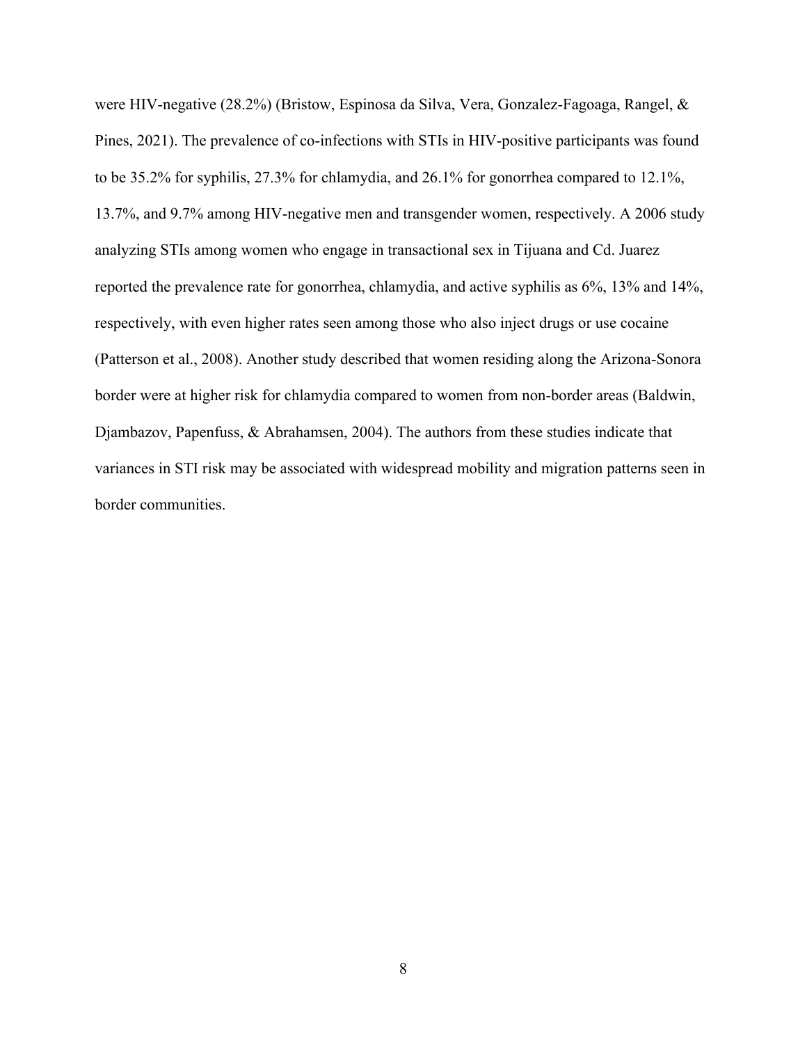were HIV-negative (28.2%) (Bristow, Espinosa da Silva, Vera, Gonzalez-Fagoaga, Rangel, & Pines, 2021). The prevalence of co-infections with STIs in HIV-positive participants was found to be 35.2% for syphilis, 27.3% for chlamydia, and 26.1% for gonorrhea compared to 12.1%, 13.7%, and 9.7% among HIV-negative men and transgender women, respectively. A 2006 study analyzing STIs among women who engage in transactional sex in Tijuana and Cd. Juarez reported the prevalence rate for gonorrhea, chlamydia, and active syphilis as 6%, 13% and 14%, respectively, with even higher rates seen among those who also inject drugs or use cocaine (Patterson et al., 2008). Another study described that women residing along the Arizona-Sonora border were at higher risk for chlamydia compared to women from non-border areas (Baldwin, Djambazov, Papenfuss, & Abrahamsen, 2004). The authors from these studies indicate that variances in STI risk may be associated with widespread mobility and migration patterns seen in border communities.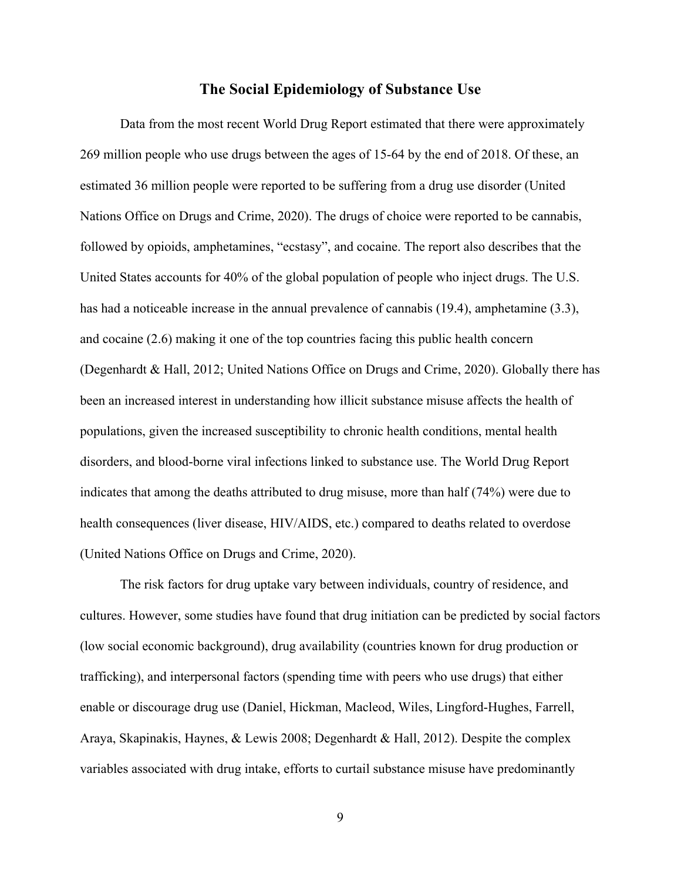## The Social Epidemiology of Substance Use

Data from the most recent World Drug Report estimated that there were approximately 269 million people who use drugs between the ages of 15-64 by the end of 2018. Of these, an estimated 36 million people were reported to be suffering from a drug use disorder (United Nations Office on Drugs and Crime, 2020). The drugs of choice were reported to be cannabis, followed by opioids, amphetamines, "ecstasy", and cocaine. The report also describes that the United States accounts for 40% of the global population of people who inject drugs. The U.S. has had a noticeable increase in the annual prevalence of cannabis (19.4), amphetamine (3.3), and cocaine (2.6) making it one of the top countries facing this public health concern (Degenhardt & Hall, 2012; United Nations Office on Drugs and Crime, 2020). Globally there has been an increased interest in understanding how illicit substance misuse affects the health of populations, given the increased susceptibility to chronic health conditions, mental health disorders, and blood-borne viral infections linked to substance use. The World Drug Report indicates that among the deaths attributed to drug misuse, more than half (74%) were due to health consequences (liver disease, HIV/AIDS, etc.) compared to deaths related to overdose (United Nations Office on Drugs and Crime, 2020).

The risk factors for drug uptake vary between individuals, country of residence, and cultures. However, some studies have found that drug initiation can be predicted by social factors (low social economic background), drug availability (countries known for drug production or trafficking), and interpersonal factors (spending time with peers who use drugs) that either enable or discourage drug use (Daniel, Hickman, Macleod, Wiles, Lingford-Hughes, Farrell, Araya, Skapinakis, Haynes, & Lewis 2008; Degenhardt & Hall, 2012). Despite the complex variables associated with drug intake, efforts to curtail substance misuse have predominantly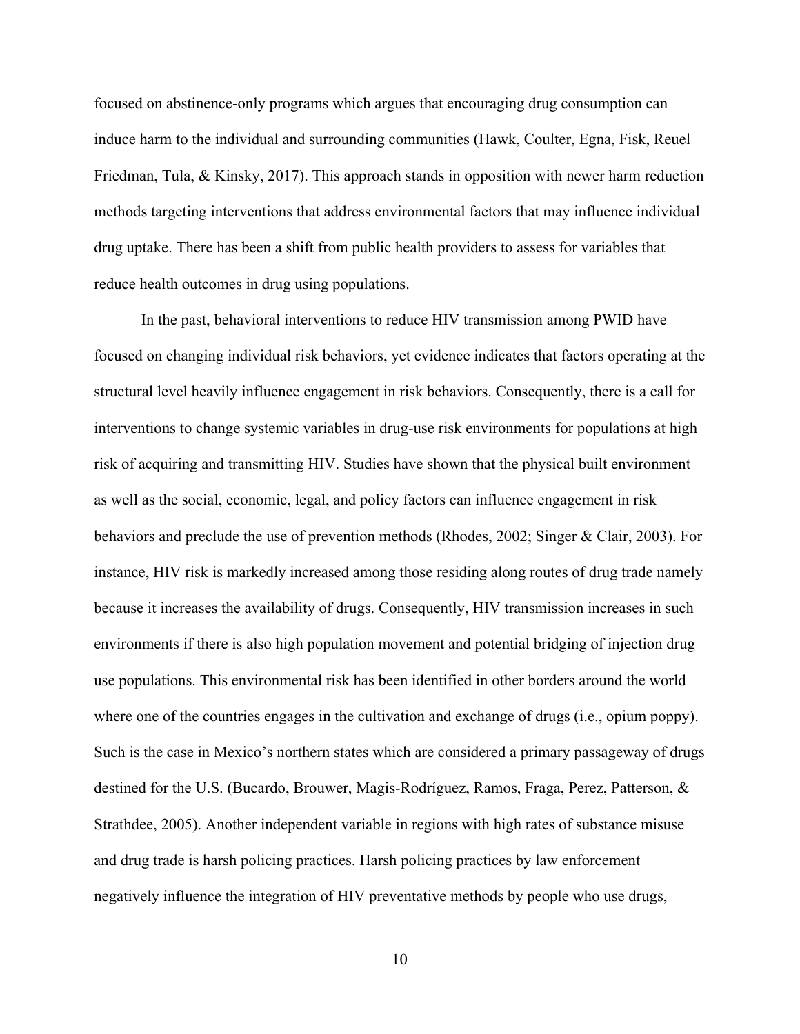focused on abstinence-only programs which argues that encouraging drug consumption can induce harm to the individual and surrounding communities (Hawk, Coulter, Egna, Fisk, Reuel Friedman, Tula, & Kinsky, 2017). This approach stands in opposition with newer harm reduction methods targeting interventions that address environmental factors that may influence individual drug uptake. There has been a shift from public health providers to assess for variables that reduce health outcomes in drug using populations.

In the past, behavioral interventions to reduce HIV transmission among PWID have focused on changing individual risk behaviors, yet evidence indicates that factors operating at the structural level heavily influence engagement in risk behaviors. Consequently, there is a call for interventions to change systemic variables in drug-use risk environments for populations at high risk of acquiring and transmitting HIV. Studies have shown that the physical built environment as well as the social, economic, legal, and policy factors can influence engagement in risk behaviors and preclude the use of prevention methods (Rhodes, 2002; Singer & Clair, 2003). For instance, HIV risk is markedly increased among those residing along routes of drug trade namely because it increases the availability of drugs. Consequently, HIV transmission increases in such environments if there is also high population movement and potential bridging of injection drug use populations. This environmental risk has been identified in other borders around the world where one of the countries engages in the cultivation and exchange of drugs (i.e., opium poppy). Such is the case in Mexico's northern states which are considered a primary passageway of drugs destined for the U.S. (Bucardo, Brouwer, Magis-Rodríguez, Ramos, Fraga, Perez, Patterson, & Strathdee, 2005). Another independent variable in regions with high rates of substance misuse and drug trade is harsh policing practices. Harsh policing practices by law enforcement negatively influence the integration of HIV preventative methods by people who use drugs,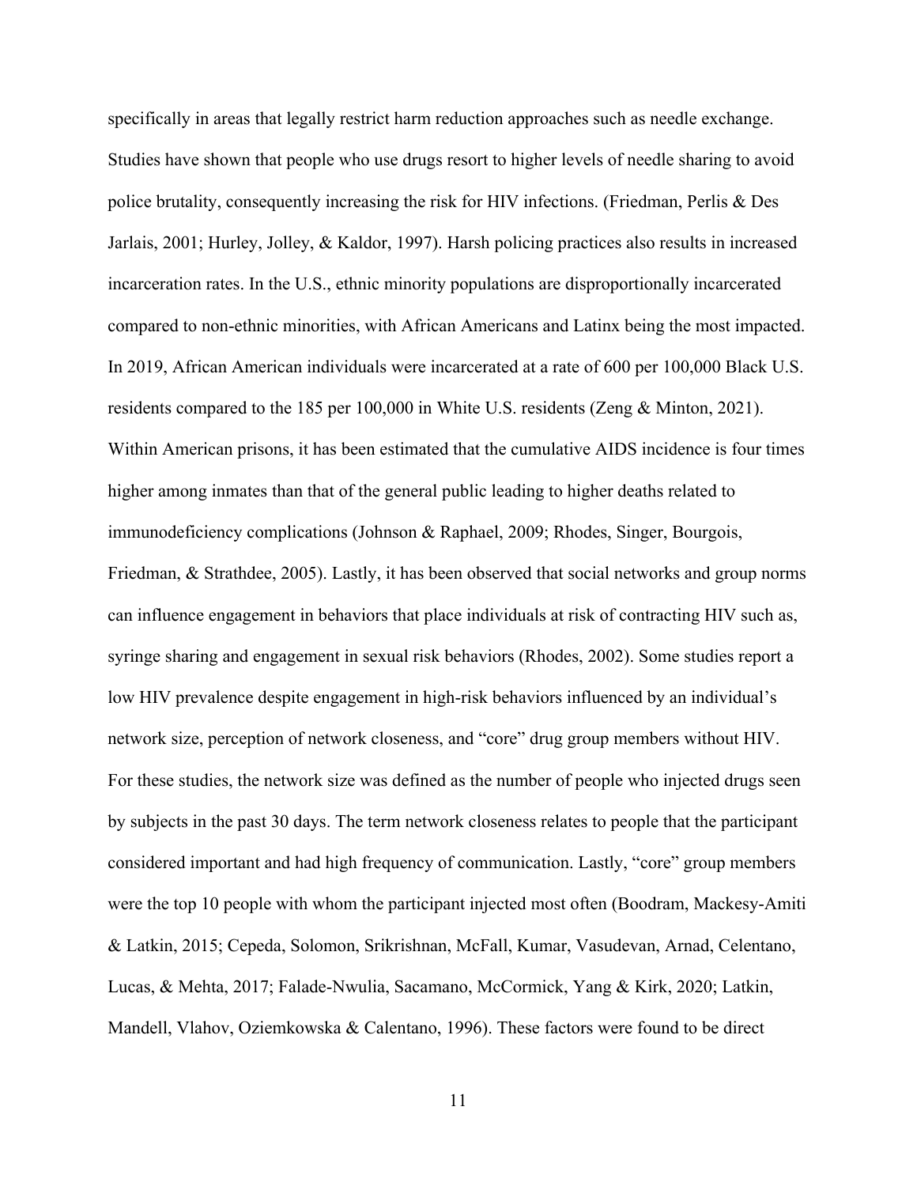specifically in areas that legally restrict harm reduction approaches such as needle exchange. Studies have shown that people who use drugs resort to higher levels of needle sharing to avoid police brutality, consequently increasing the risk for HIV infections. (Friedman, Perlis & Des Jarlais, 2001; Hurley, Jolley, & Kaldor, 1997). Harsh policing practices also results in increased incarceration rates. In the U.S., ethnic minority populations are disproportionally incarcerated compared to non-ethnic minorities, with African Americans and Latinx being the most impacted. In 2019, African American individuals were incarcerated at a rate of 600 per 100,000 Black U.S. residents compared to the 185 per 100,000 in White U.S. residents (Zeng & Minton, 2021). Within American prisons, it has been estimated that the cumulative AIDS incidence is four times higher among inmates than that of the general public leading to higher deaths related to immunodeficiency complications (Johnson & Raphael, 2009; Rhodes, Singer, Bourgois, Friedman, & Strathdee, 2005). Lastly, it has been observed that social networks and group norms can influence engagement in behaviors that place individuals at risk of contracting HIV such as, syringe sharing and engagement in sexual risk behaviors (Rhodes, 2002). Some studies report a low HIV prevalence despite engagement in high-risk behaviors influenced by an individual's network size, perception of network closeness, and "core" drug group members without HIV. For these studies, the network size was defined as the number of people who injected drugs seen by subjects in the past 30 days. The term network closeness relates to people that the participant considered important and had high frequency of communication. Lastly, "core" group members were the top 10 people with whom the participant injected most often (Boodram, Mackesy-Amiti & Latkin, 2015; Cepeda, Solomon, Srikrishnan, McFall, Kumar, Vasudevan, Arnad, Celentano, Lucas, & Mehta, 2017; Falade-Nwulia, Sacamano, McCormick, Yang & Kirk, 2020; Latkin, Mandell, Vlahov, Oziemkowska & Calentano, 1996). These factors were found to be direct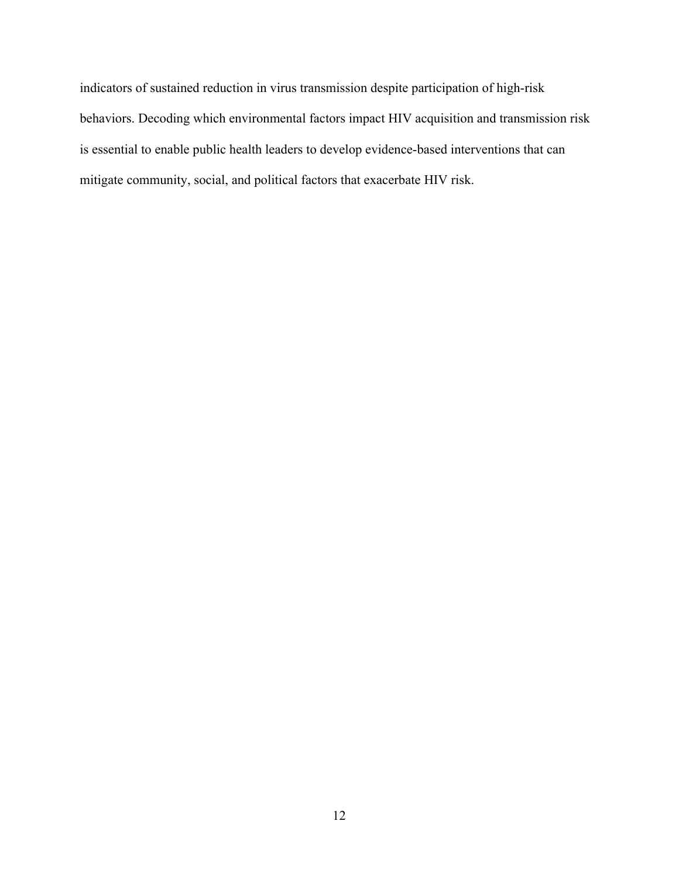indicators of sustained reduction in virus transmission despite participation of high-risk behaviors. Decoding which environmental factors impact HIV acquisition and transmission risk is essential to enable public health leaders to develop evidence-based interventions that can mitigate community, social, and political factors that exacerbate HIV risk.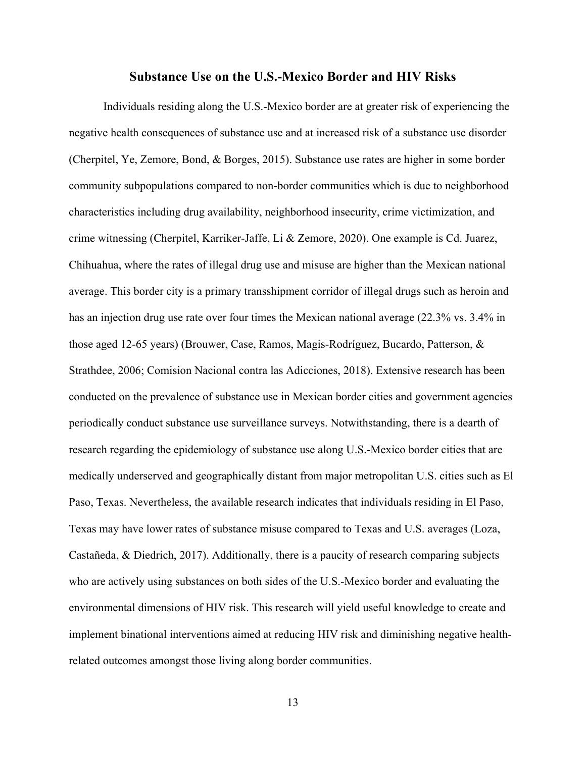## Substance Use on the U.S.-Mexico Border and HIV Risks

Individuals residing along the U.S.-Mexico border are at greater risk of experiencing the negative health consequences of substance use and at increased risk of a substance use disorder (Cherpitel, Ye, Zemore, Bond, & Borges, 2015). Substance use rates are higher in some border community subpopulations compared to non-border communities which is due to neighborhood characteristics including drug availability, neighborhood insecurity, crime victimization, and crime witnessing (Cherpitel, Karriker-Jaffe, Li & Zemore, 2020). One example is Cd. Juarez, Chihuahua, where the rates of illegal drug use and misuse are higher than the Mexican national average. This border city is a primary transshipment corridor of illegal drugs such as heroin and has an injection drug use rate over four times the Mexican national average (22.3% vs. 3.4% in those aged 12-65 years) (Brouwer, Case, Ramos, Magis-Rodríguez, Bucardo, Patterson, & Strathdee, 2006; Comision Nacional contra las Adicciones, 2018). Extensive research has been conducted on the prevalence of substance use in Mexican border cities and government agencies periodically conduct substance use surveillance surveys. Notwithstanding, there is a dearth of research regarding the epidemiology of substance use along U.S.-Mexico border cities that are medically underserved and geographically distant from major metropolitan U.S. cities such as El Paso, Texas. Nevertheless, the available research indicates that individuals residing in El Paso, Texas may have lower rates of substance misuse compared to Texas and U.S. averages (Loza, Castañeda, & Diedrich, 2017). Additionally, there is a paucity of research comparing subjects who are actively using substances on both sides of the U.S.-Mexico border and evaluating the environmental dimensions of HIV risk. This research will yield useful knowledge to create and implement binational interventions aimed at reducing HIV risk and diminishing negative health-related outcomes amongst those living along border communities.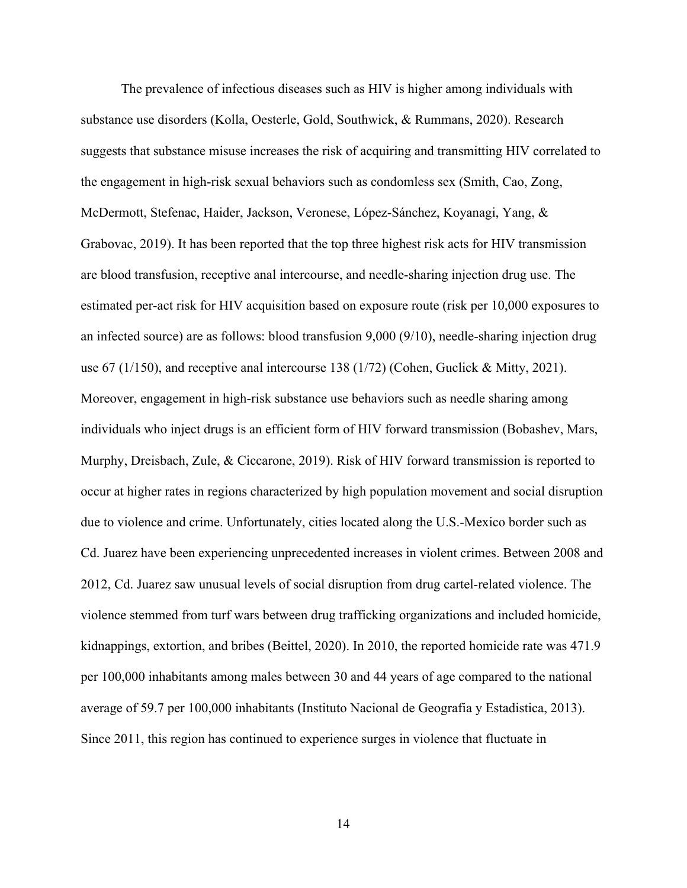The prevalence of infectious diseases such as HIV is higher among individuals with substance use disorders (Kolla, Oesterle, Gold, Southwick, & Rummans, 2020). Research suggests that substance misuse increases the risk of acquiring and transmitting HIV correlated to the engagement in high-risk sexual behaviors such as condomless sex (Smith, Cao, Zong, McDermott, Stefenac, Haider, Jackson, Veronese, López-Sánchez, Koyanagi, Yang, & Grabovac, 2019). It has been reported that the top three highest risk acts for HIV transmission are blood transfusion, receptive anal intercourse, and needle-sharing injection drug use. The estimated per-act risk for HIV acquisition based on exposure route (risk per 10,000 exposures to an infected source) are as follows: blood transfusion 9,000 (9/10), needle-sharing injection drug use 67 (1/150), and receptive anal intercourse 138 (1/72) (Cohen, Guclick & Mitty, 2021). Moreover, engagement in high-risk substance use behaviors such as needle sharing among individuals who inject drugs is an efficient form of HIV forward transmission (Bobashev, Mars, Murphy, Dreisbach, Zule, & Ciccarone, 2019). Risk of HIV forward transmission is reported to occur at higher rates in regions characterized by high population movement and social disruption due to violence and crime. Unfortunately, cities located along the U.S.-Mexico border such as Cd. Juarez have been experiencing unprecedented increases in violent crimes. Between 2008 and 2012, Cd. Juarez saw unusual levels of social disruption from drug cartel-related violence. The violence stemmed from turf wars between drug trafficking organizations and included homicide, kidnappings, extortion, and bribes (Beittel, 2020). In 2010, the reported homicide rate was 471.9 per 100,000 inhabitants among males between 30 and 44 years of age compared to the national average of 59.7 per 100,000 inhabitants (Instituto Nacional de Geografia y Estadistica, 2013). Since 2011, this region has continued to experience surges in violence that fluctuate in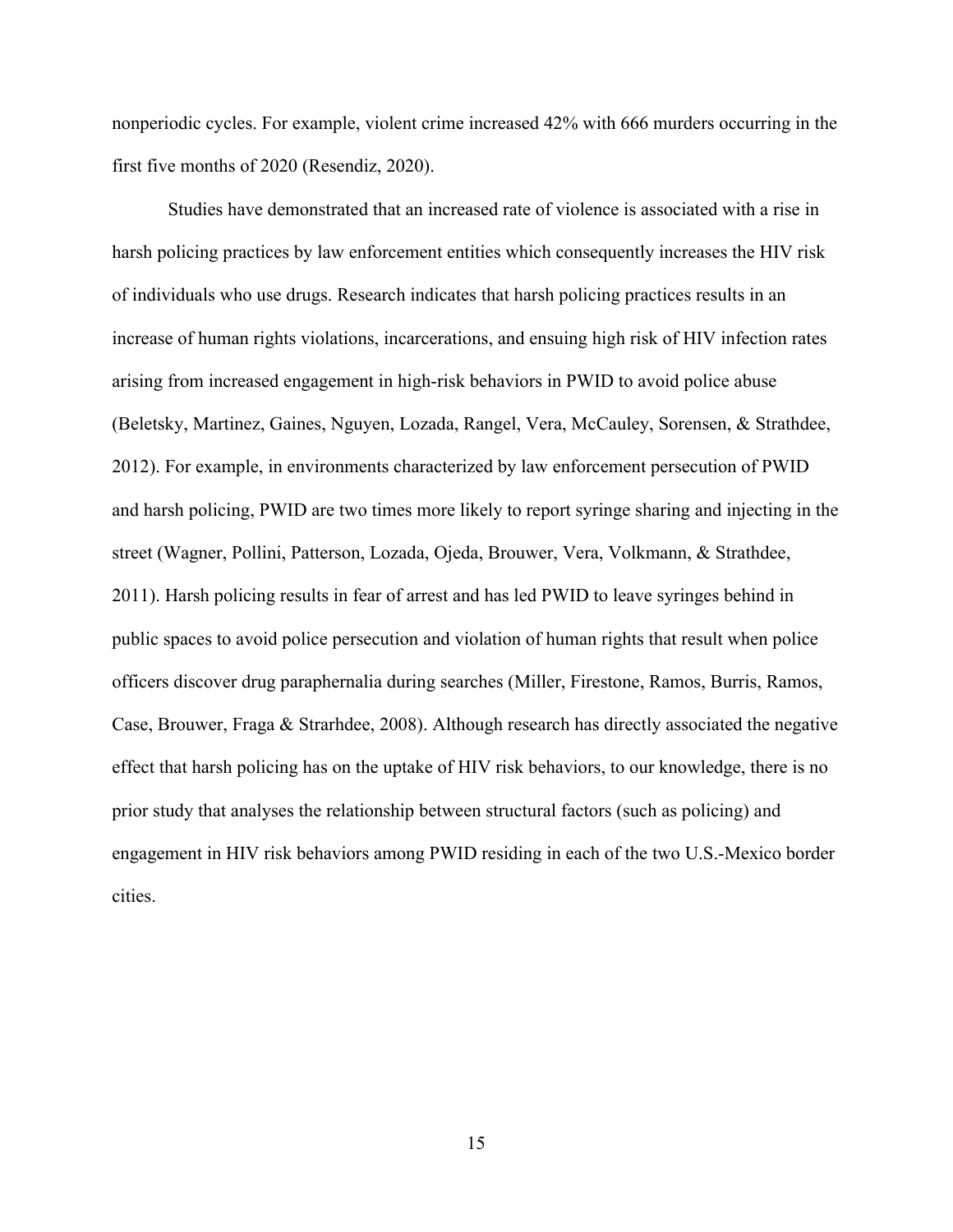nonperiodic cycles. For example, violent crime increased 42% with 666 murders occurring in the first five months of 2020 (Resendiz, 2020).

Studies have demonstrated that an increased rate of violence is associated with a rise in harsh policing practices by law enforcement entities which consequently increases the HIV risk of individuals who use drugs. Research indicates that harsh policing practices results in an increase of human rights violations, incarcerations, and ensuing high risk of HIV infection rates arising from increased engagement in high-risk behaviors in PWID to avoid police abuse (Beletsky, Martinez, Gaines, Nguyen, Lozada, Rangel, Vera, McCauley, Sorensen, & Strathdee, 2012). For example, in environments characterized by law enforcement persecution of PWID and harsh policing, PWID are two times more likely to report syringe sharing and injecting in the street (Wagner, Pollini, Patterson, Lozada, Ojeda, Brouwer, Vera, Volkmann, & Strathdee, 2011). Harsh policing results in fear of arrest and has led PWID to leave syringes behind in public spaces to avoid police persecution and violation of human rights that result when police officers discover drug paraphernalia during searches (Miller, Firestone, Ramos, Burris, Ramos, Case, Brouwer, Fraga & Strarhdee, 2008). Although research has directly associated the negative effect that harsh policing has on the uptake of HIV risk behaviors, to our knowledge, there is no prior study that analyses the relationship between structural factors (such as policing) and engagement in HIV risk behaviors among PWID residing in each of the two U.S.-Mexico border cities.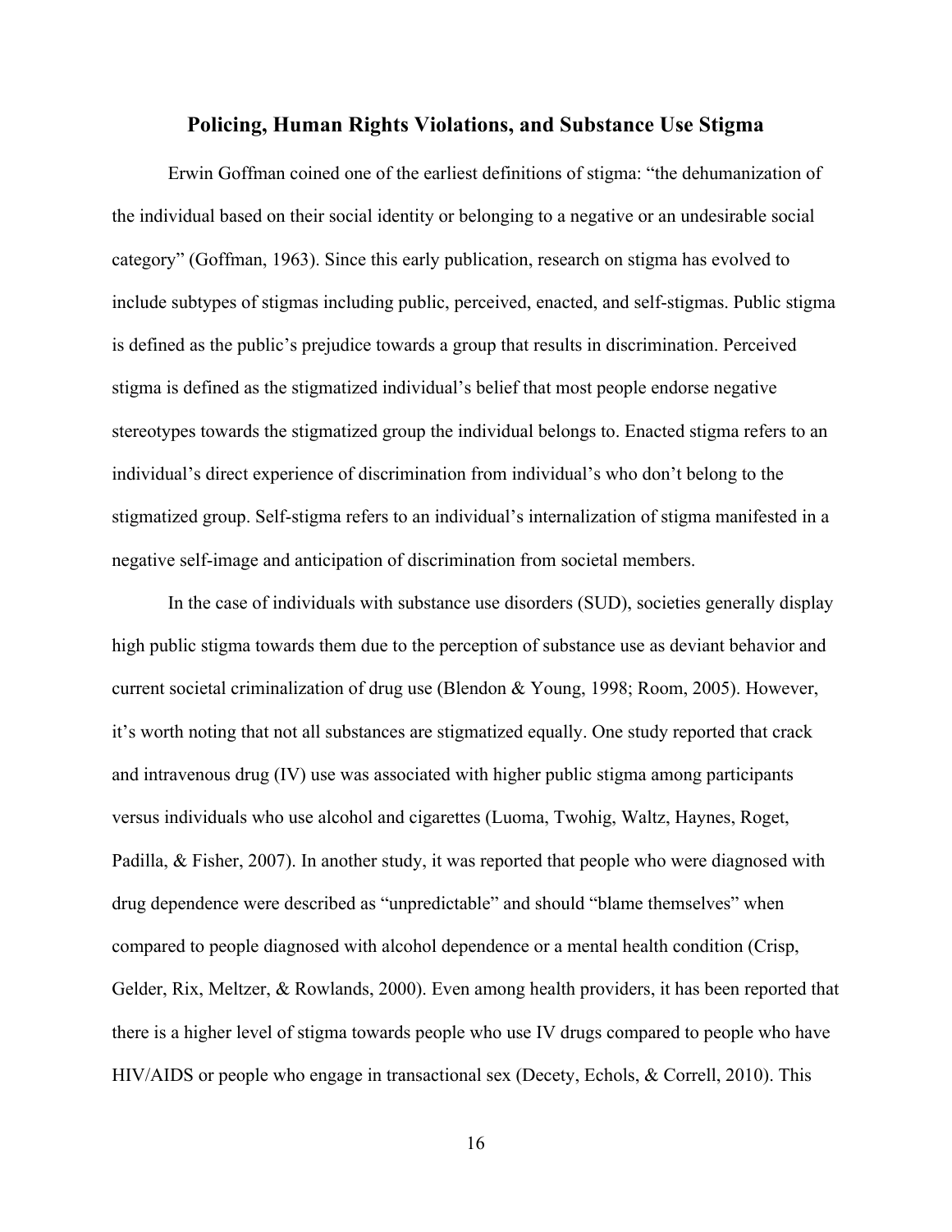## Policing, Human Rights Violations, and Substance Use Stigma

Erwin Goffman coined one of the earliest definitions of stigma: "the dehumanization of the individual based on their social identity or belonging to a negative or an undesirable social category" (Goffman, 1963). Since this early publication, research on stigma has evolved to include subtypes of stigmas including public, perceived, enacted, and self-stigmas. Public stigma is defined as the public's prejudice towards a group that results in discrimination. Perceived stigma is defined as the stigmatized individual's belief that most people endorse negative stereotypes towards the stigmatized group the individual belongs to. Enacted stigma refers to an individual's direct experience of discrimination from individual's who don't belong to the stigmatized group. Self-stigma refers to an individual's internalization of stigma manifested in a negative self-image and anticipation of discrimination from societal members.

In the case of individuals with substance use disorders (SUD), societies generally display high public stigma towards them due to the perception of substance use as deviant behavior and current societal criminalization of drug use (Blendon & Young, 1998; Room, 2005). However, it's worth noting that not all substances are stigmatized equally. One study reported that crack and intravenous drug (IV) use was associated with higher public stigma among participants versus individuals who use alcohol and cigarettes (Luoma, Twohig, Waltz, Haynes, Roget, Padilla, & Fisher, 2007). In another study, it was reported that people who were diagnosed with drug dependence were described as "unpredictable" and should "blame themselves" when compared to people diagnosed with alcohol dependence or a mental health condition (Crisp, Gelder, Rix, Meltzer, & Rowlands, 2000). Even among health providers, it has been reported that there is a higher level of stigma towards people who use IV drugs compared to people who have HIV/AIDS or people who engage in transactional sex (Decety, Echols, & Correll, 2010). This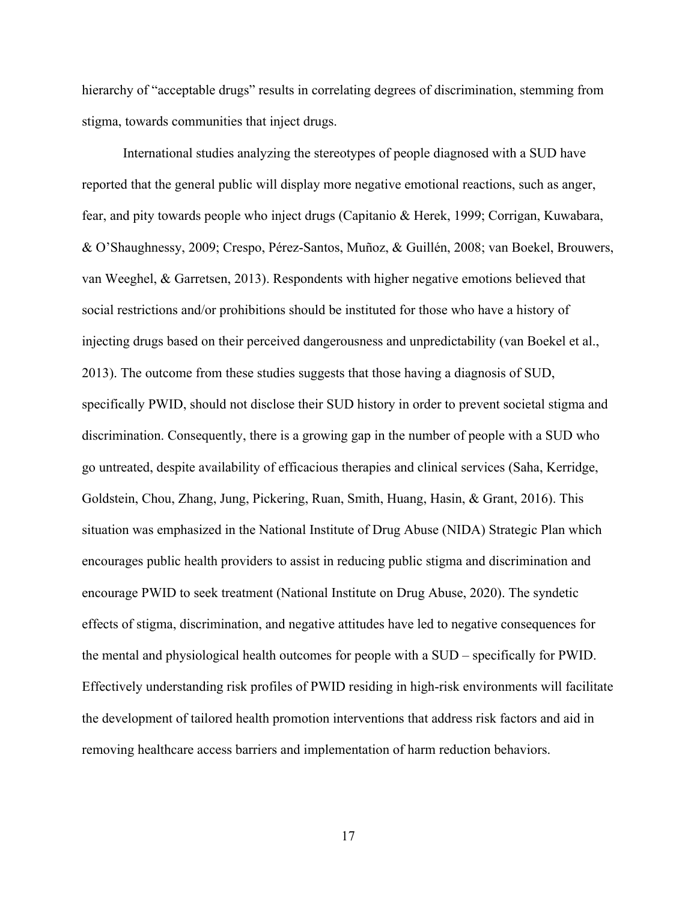hierarchy of "acceptable drugs" results in correlating degrees of discrimination, stemming from stigma, towards communities that inject drugs.

International studies analyzing the stereotypes of people diagnosed with a SUD have reported that the general public will display more negative emotional reactions, such as anger, fear, and pity towards people who inject drugs (Capitanio & Herek, 1999; Corrigan, Kuwabara, & O'Shaughnessy, 2009; Crespo, Pérez-Santos, Muñoz, & Guillén, 2008; van Boekel, Brouwers, van Weeghel, & Garretsen, 2013). Respondents with higher negative emotions believed that social restrictions and/or prohibitions should be instituted for those who have a history of injecting drugs based on their perceived dangerousness and unpredictability (van Boekel et al., 2013). The outcome from these studies suggests that those having a diagnosis of SUD, specifically PWID, should not disclose their SUD history in order to prevent societal stigma and discrimination. Consequently, there is a growing gap in the number of people with a SUD who go untreated, despite availability of efficacious therapies and clinical services (Saha, Kerridge, Goldstein, Chou, Zhang, Jung, Pickering, Ruan, Smith, Huang, Hasin, & Grant, 2016). This situation was emphasized in the National Institute of Drug Abuse (NIDA) Strategic Plan which encourages public health providers to assist in reducing public stigma and discrimination and encourage PWID to seek treatment (National Institute on Drug Abuse, 2020). The syndetic effects of stigma, discrimination, and negative attitudes have led to negative consequences for the mental and physiological health outcomes for people with a SUD – specifically for PWID. Effectively understanding risk profiles of PWID residing in high-risk environments will facilitate the development of tailored health promotion interventions that address risk factors and aid in removing healthcare access barriers and implementation of harm reduction behaviors.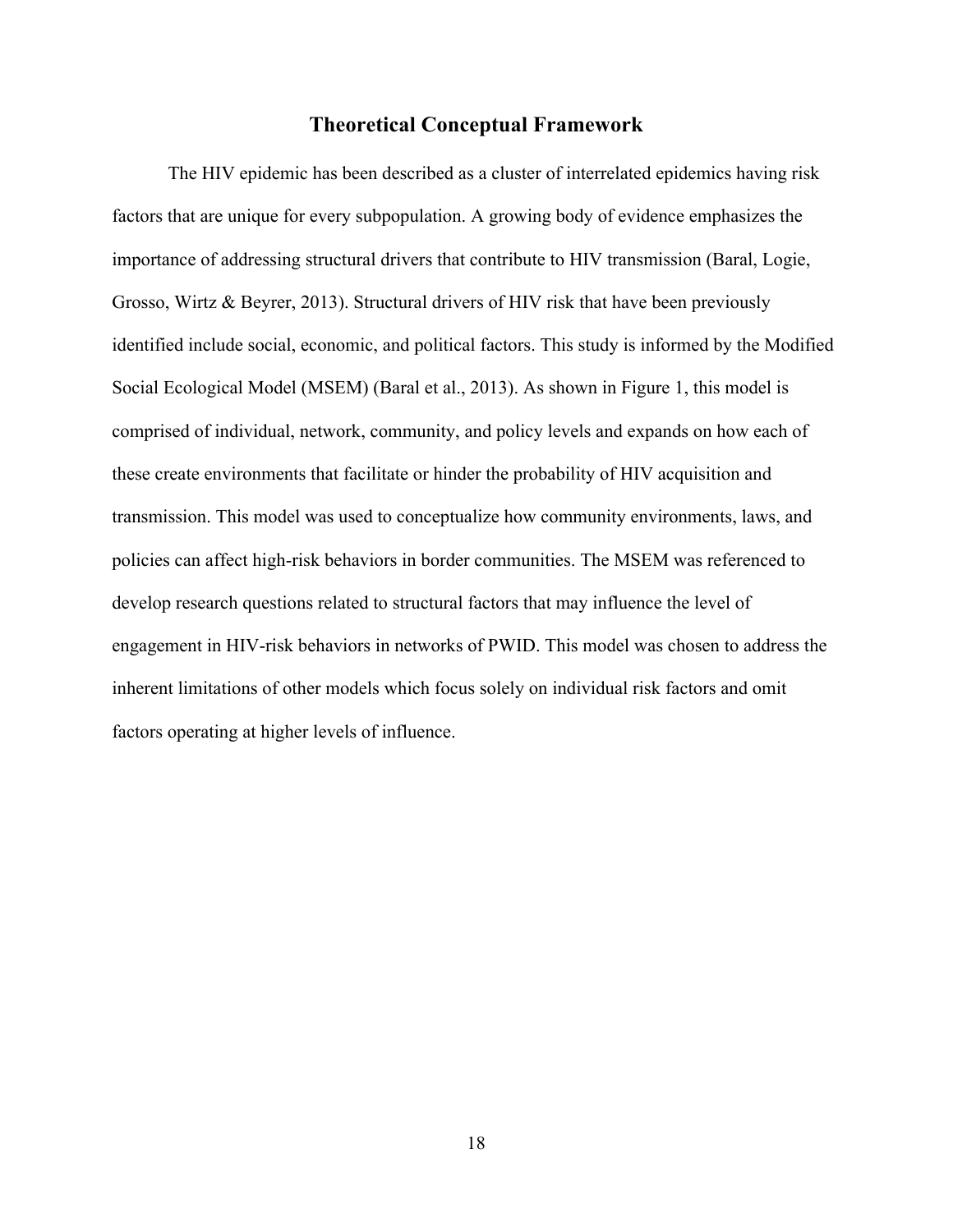## Theoretical Conceptual Framework

The HIV epidemic has been described as a cluster of interrelated epidemics having risk factors that are unique for every subpopulation. A growing body of evidence emphasizes the importance of addressing structural drivers that contribute to HIV transmission (Baral, Logie, Grosso, Wirtz & Beyrer, 2013). Structural drivers of HIV risk that have been previously identified include social, economic, and political factors. This study is informed by the Modified Social Ecological Model (MSEM) (Baral et al., 2013). As shown in Figure 1, this model is comprised of individual, network, community, and policy levels and expands on how each of these create environments that facilitate or hinder the probability of HIV acquisition and transmission. This model was used to conceptualize how community environments, laws, and policies can affect high-risk behaviors in border communities. The MSEM was referenced to develop research questions related to structural factors that may influence the level of engagement in HIV-risk behaviors in networks of PWID. This model was chosen to address the inherent limitations of other models which focus solely on individual risk factors and omit factors operating at higher levels of influence.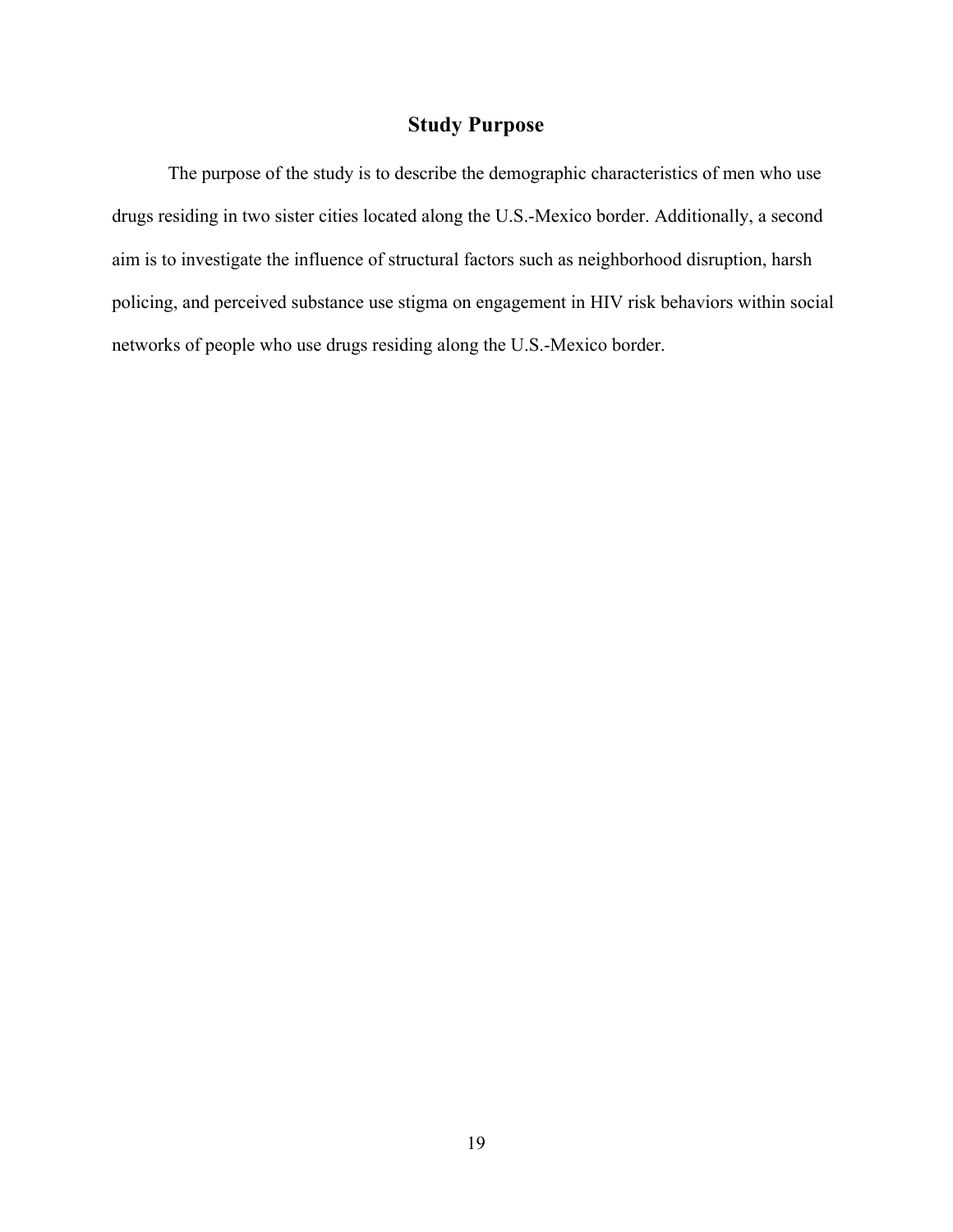## Study Purpose

The purpose of the study is to describe the demographic characteristics of men who use drugs residing in two sister cities located along the U.S.-Mexico border. Additionally, a second aim is to investigate the influence of structural factors such as neighborhood disruption, harsh policing, and perceived substance use stigma on engagement in HIV risk behaviors within social networks of people who use drugs residing along the U.S.-Mexico border.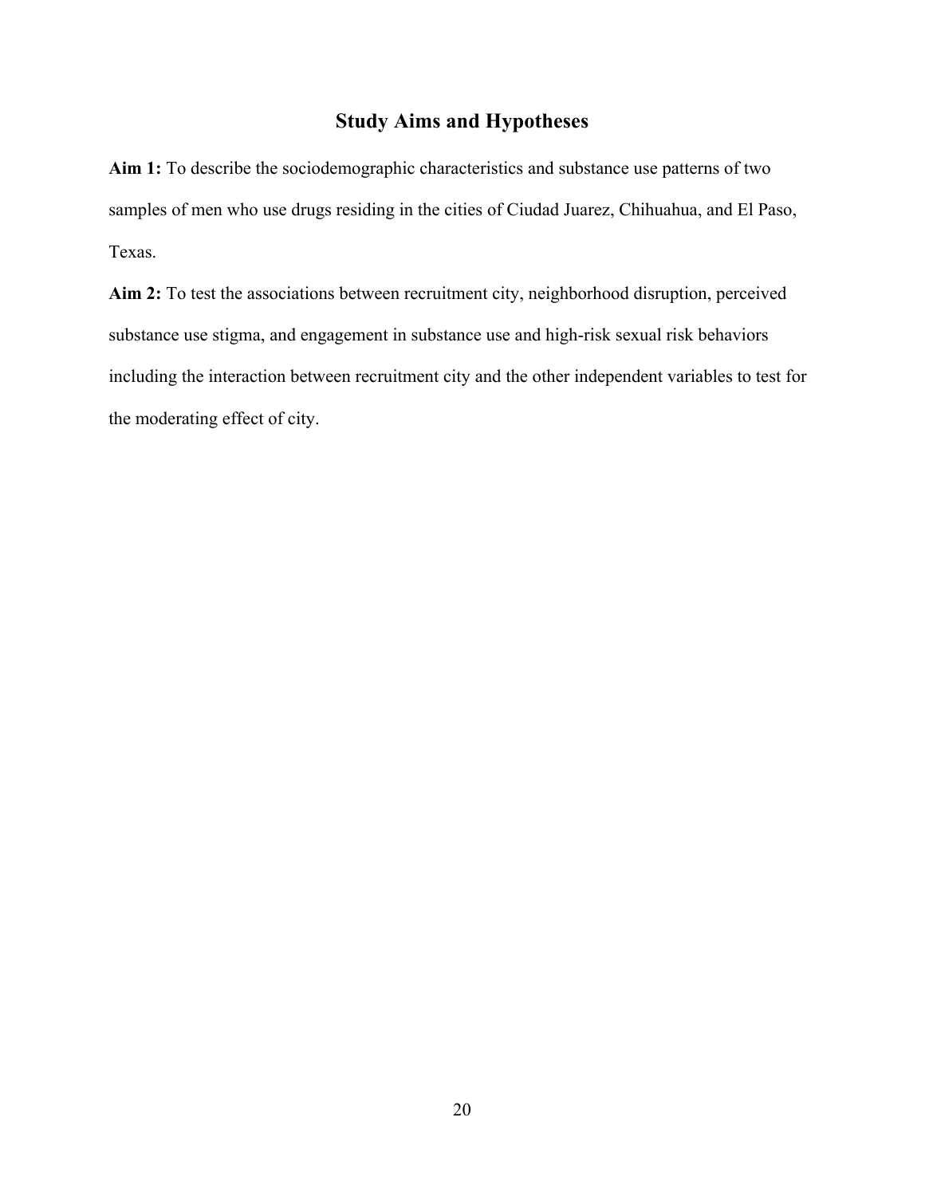## Study Aims and Hypotheses

**Aim 1:** To describe the sociodemographic characteristics and substance use patterns of two samples of men who use drugs residing in the cities of Ciudad Juarez, Chihuahua, and El Paso, Texas.

**Aim 2:** To test the associations between recruitment city, neighborhood disruption, perceived substance use stigma, and engagement in substance use and high-risk sexual risk behaviors including the interaction between recruitment city and the other independent variables to test for the moderating effect of city.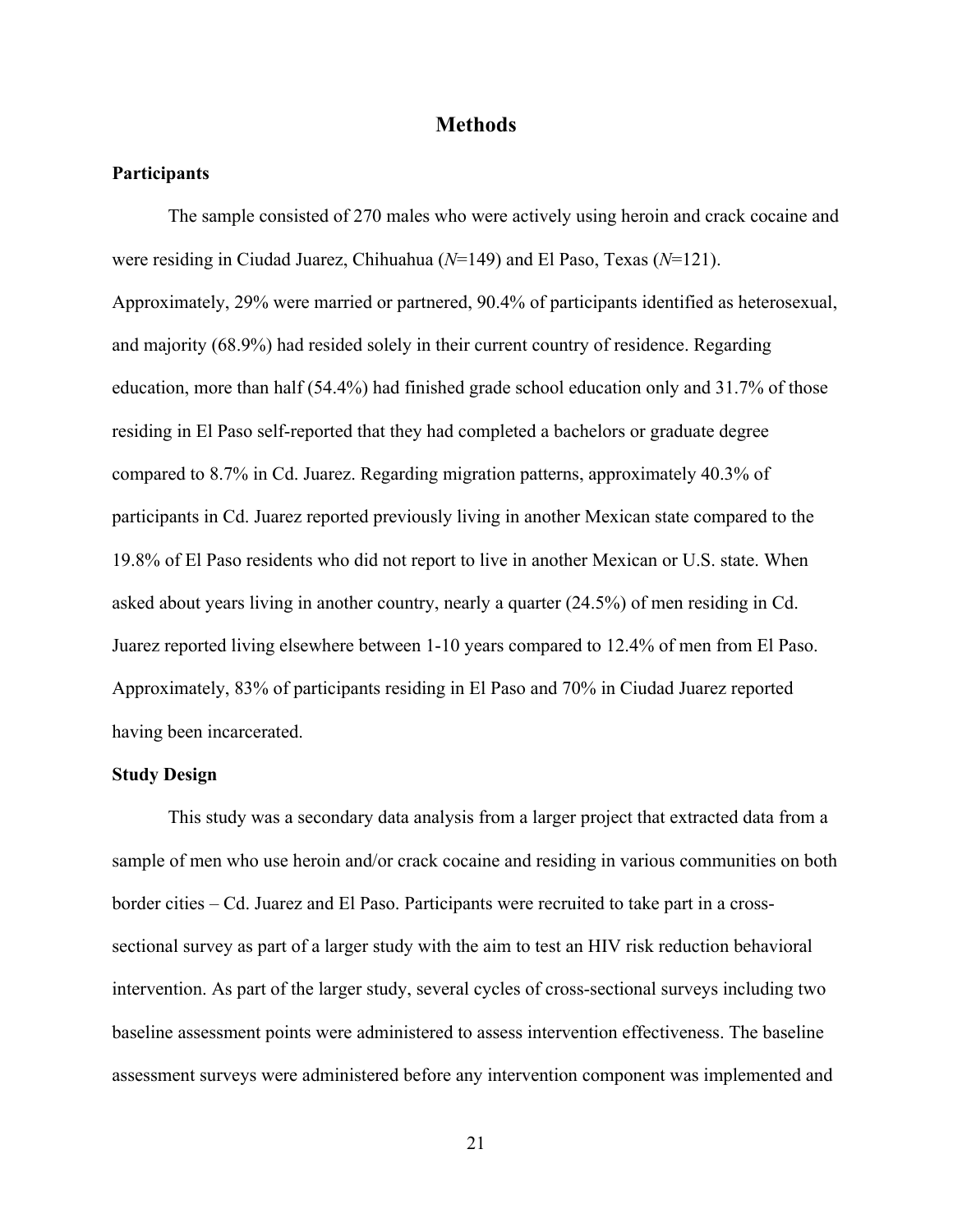# Methods

## Participants

The sample consisted of 270 males who were actively using heroin and crack cocaine and were residing in Ciudad Juarez, Chihuahua (*N*=149) and El Paso, Texas (*N*=121). Approximately, 29% were married or partnered, 90.4% of participants identified as heterosexual, and majority (68.9%) had resided solely in their current country of residence. Regarding education, more than half (54.4%) had finished grade school education only and 31.7% of those residing in El Paso self-reported that they had completed a bachelors or graduate degree compared to 8.7% in Cd. Juarez. Regarding migration patterns, approximately 40.3% of participants in Cd. Juarez reported previously living in another Mexican state compared to the 19.8% of El Paso residents who did not report to live in another Mexican or U.S. state. When asked about years living in another country, nearly a quarter (24.5%) of men residing in Cd. Juarez reported living elsewhere between 1-10 years compared to 12.4% of men from El Paso. Approximately, 83% of participants residing in El Paso and 70% in Ciudad Juarez reported having been incarcerated.

## Study Design

This study was a secondary data analysis from a larger project that extracted data from a sample of men who use heroin and/or crack cocaine and residing in various communities on both border cities – Cd. Juarez and El Paso. Participants were recruited to take part in a cross-sectional survey as part of a larger study with the aim to test an HIV risk reduction behavioral intervention. As part of the larger study, several cycles of cross-sectional surveys including two baseline assessment points were administered to assess intervention effectiveness. The baseline assessment surveys were administered before any intervention component was implemented and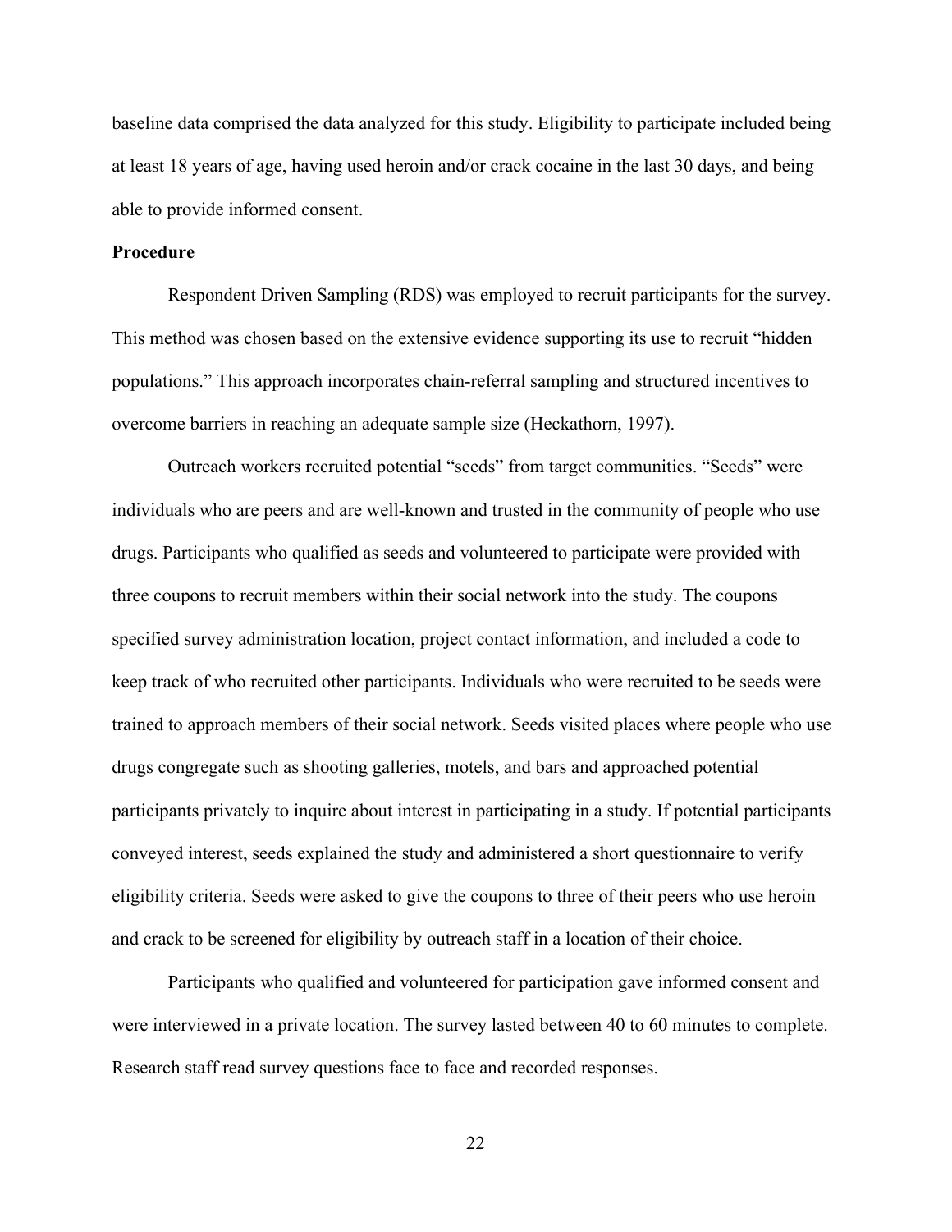baseline data comprised the data analyzed for this study. Eligibility to participate included being at least 18 years of age, having used heroin and/or crack cocaine in the last 30 days, and being able to provide informed consent.

**Procedure**

Respondent Driven Sampling (RDS) was employed to recruit participants for the survey. This method was chosen based on the extensive evidence supporting its use to recruit "hidden populations." This approach incorporates chain-referral sampling and structured incentives to overcome barriers in reaching an adequate sample size (Heckathorn, 1997).

Outreach workers recruited potential "seeds" from target communities. "Seeds" were individuals who are peers and are well-known and trusted in the community of people who use drugs. Participants who qualified as seeds and volunteered to participate were provided with three coupons to recruit members within their social network into the study. The coupons specified survey administration location, project contact information, and included a code to keep track of who recruited other participants. Individuals who were recruited to be seeds were trained to approach members of their social network. Seeds visited places where people who use drugs congregate such as shooting galleries, motels, and bars and approached potential participants privately to inquire about interest in participating in a study. If potential participants conveyed interest, seeds explained the study and administered a short questionnaire to verify eligibility criteria. Seeds were asked to give the coupons to three of their peers who use heroin and crack to be screened for eligibility by outreach staff in a location of their choice.

Participants who qualified and volunteered for participation gave informed consent and were interviewed in a private location. The survey lasted between 40 to 60 minutes to complete. Research staff read survey questions face to face and recorded responses.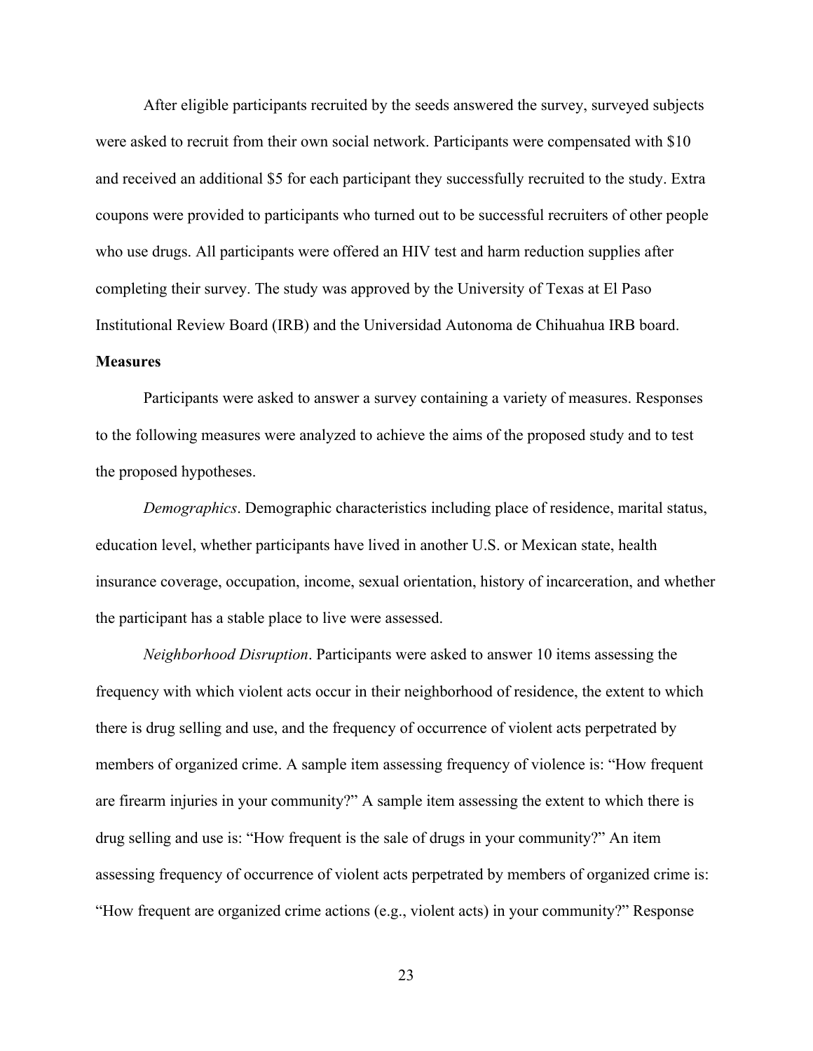After eligible participants recruited by the seeds answered the survey, surveyed subjects were asked to recruit from their own social network. Participants were compensated with $10 and received an additional $5 for each participant they successfully recruited to the study. Extra coupons were provided to participants who turned out to be successful recruiters of other people who use drugs. All participants were offered an HIV test and harm reduction supplies after completing their survey. The study was approved by the University of Texas at El Paso Institutional Review Board (IRB) and the Universidad Autonoma de Chihuahua IRB board.

**Measures**

Participants were asked to answer a survey containing a variety of measures. Responses to the following measures were analyzed to achieve the aims of the proposed study and to test the proposed hypotheses.

*Demographics*. Demographic characteristics including place of residence, marital status, education level, whether participants have lived in another U.S. or Mexican state, health insurance coverage, occupation, income, sexual orientation, history of incarceration, and whether the participant has a stable place to live were assessed.

*Neighborhood Disruption*. Participants were asked to answer 10 items assessing the frequency with which violent acts occur in their neighborhood of residence, the extent to which there is drug selling and use, and the frequency of occurrence of violent acts perpetrated by members of organized crime. A sample item assessing frequency of violence is: "How frequent are firearm injuries in your community?" A sample item assessing the extent to which there is drug selling and use is: "How frequent is the sale of drugs in your community?" An item assessing frequency of occurrence of violent acts perpetrated by members of organized crime is: "How frequent are organized crime actions (e.g., violent acts) in your community?" Response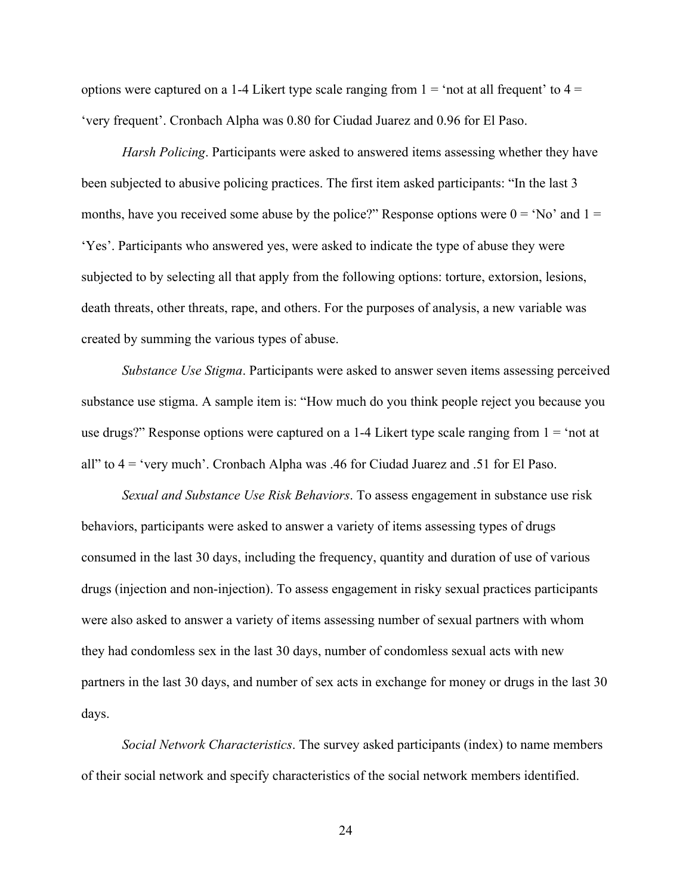options were captured on a 1-4 Likert type scale ranging from 1 = 'not at all frequent' to 4 = 'very frequent'. Cronbach Alpha was 0.80 for Ciudad Juarez and 0.96 for El Paso.

*Harsh Policing*. Participants were asked to answered items assessing whether they have been subjected to abusive policing practices. The first item asked participants: "In the last 3 months, have you received some abuse by the police?" Response options were 0 = 'No' and 1 = 'Yes'. Participants who answered yes, were asked to indicate the type of abuse they were subjected to by selecting all that apply from the following options: torture, extorsion, lesions, death threats, other threats, rape, and others. For the purposes of analysis, a new variable was created by summing the various types of abuse.

*Substance Use Stigma*. Participants were asked to answer seven items assessing perceived substance use stigma. A sample item is: "How much do you think people reject you because you use drugs?" Response options were captured on a 1-4 Likert type scale ranging from 1 = 'not at all" to 4 = 'very much'. Cronbach Alpha was .46 for Ciudad Juarez and .51 for El Paso.

*Sexual and Substance Use Risk Behaviors*. To assess engagement in substance use risk behaviors, participants were asked to answer a variety of items assessing types of drugs consumed in the last 30 days, including the frequency, quantity and duration of use of various drugs (injection and non-injection). To assess engagement in risky sexual practices participants were also asked to answer a variety of items assessing number of sexual partners with whom they had condomless sex in the last 30 days, number of condomless sexual acts with new partners in the last 30 days, and number of sex acts in exchange for money or drugs in the last 30 days.

*Social Network Characteristics*. The survey asked participants (index) to name members of their social network and specify characteristics of the social network members identified.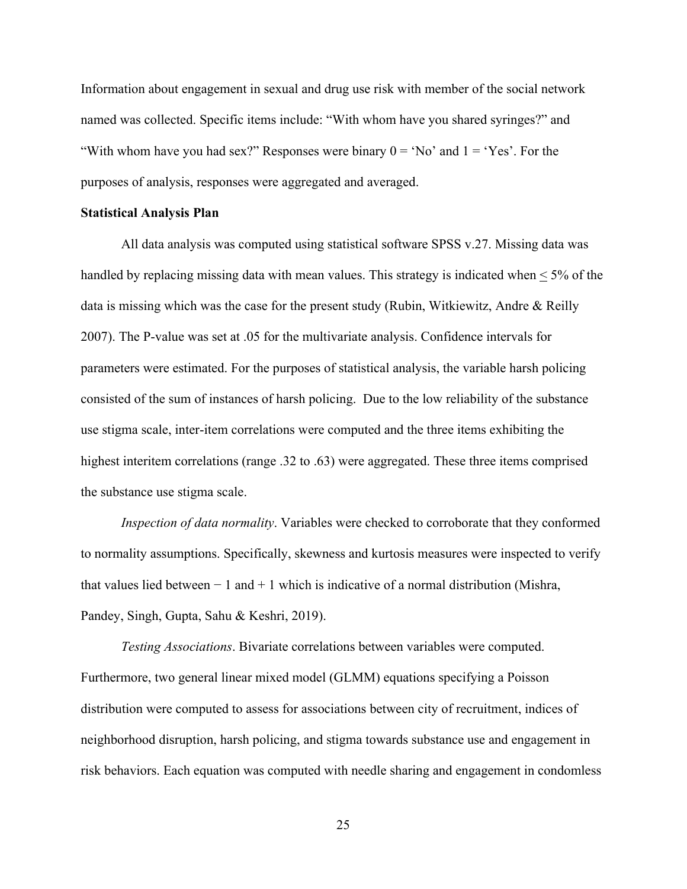Information about engagement in sexual and drug use risk with member of the social network named was collected. Specific items include: “With whom have you shared syringes?” and “With whom have you had sex?” Responses were binary 0 = ‘No’ and 1 = ‘Yes’. For the purposes of analysis, responses were aggregated and averaged.

**Statistical Analysis Plan**

All data analysis was computed using statistical software SPSS v.27. Missing data was handled by replacing missing data with mean values. This strategy is indicated when $\leq$ 5% of the data is missing which was the case for the present study (Rubin, Witkiewitz, Andre & Reilly 2007). The P-value was set at .05 for the multivariate analysis. Confidence intervals for parameters were estimated. For the purposes of statistical analysis, the variable harsh policing consisted of the sum of instances of harsh policing. Due to the low reliability of the substance use stigma scale, inter-item correlations were computed and the three items exhibiting the highest interitem correlations (range .32 to .63) were aggregated. These three items comprised the substance use stigma scale.

*Inspection of data normality*. Variables were checked to corroborate that they conformed to normality assumptions. Specifically, skewness and kurtosis measures were inspected to verify that values lied between − 1 and + 1 which is indicative of a normal distribution (Mishra, Pandey, Singh, Gupta, Sahu & Keshri, 2019).

*Testing Associations*. Bivariate correlations between variables were computed. Furthermore, two general linear mixed model (GLMM) equations specifying a Poisson distribution were computed to assess for associations between city of recruitment, indices of neighborhood disruption, harsh policing, and stigma towards substance use and engagement in risk behaviors. Each equation was computed with needle sharing and engagement in condomless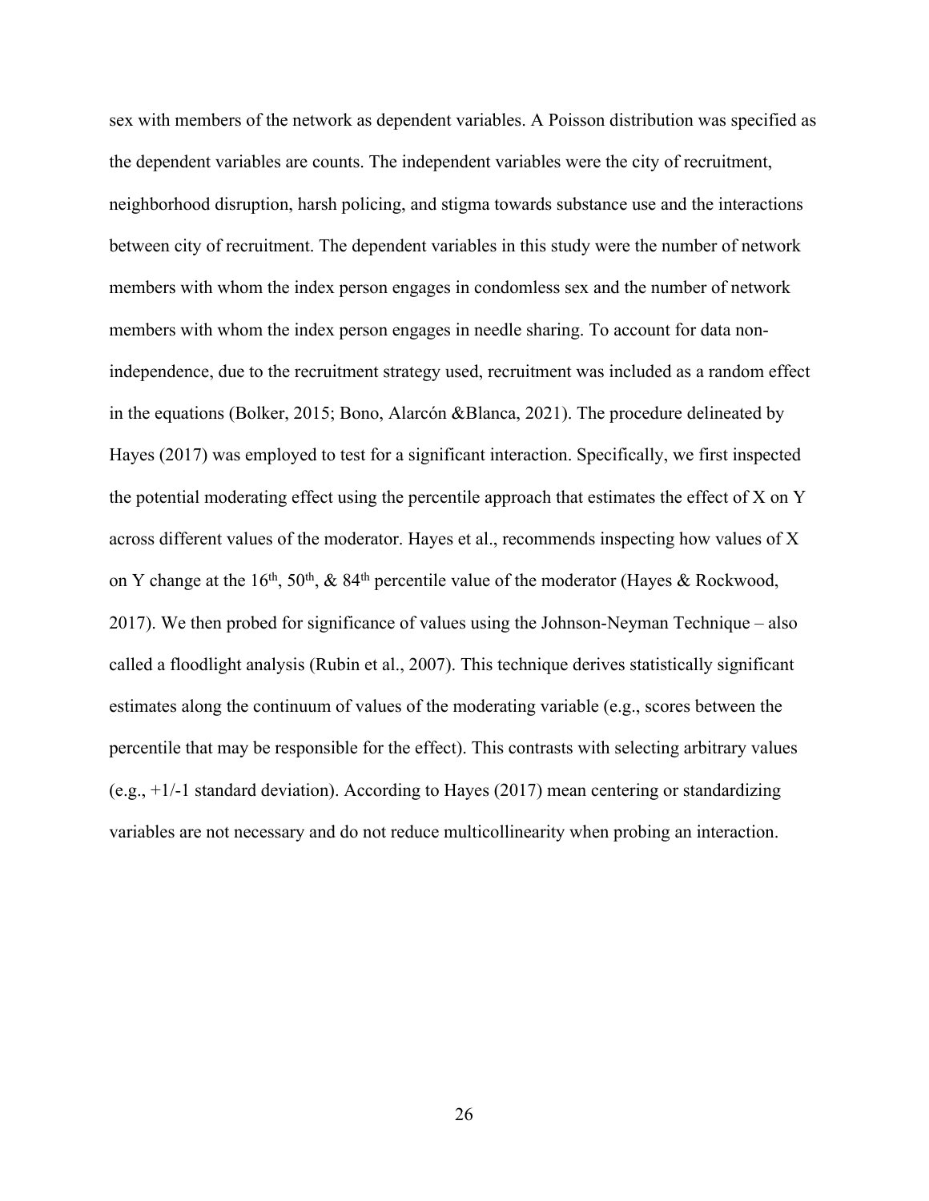sex with members of the network as dependent variables. A Poisson distribution was specified as the dependent variables are counts. The independent variables were the city of recruitment, neighborhood disruption, harsh policing, and stigma towards substance use and the interactions between city of recruitment. The dependent variables in this study were the number of network members with whom the index person engages in condomless sex and the number of network members with whom the index person engages in needle sharing. To account for data non-independence, due to the recruitment strategy used, recruitment was included as a random effect in the equations (Bolker, 2015; Bono, Alarcón &Blanca, 2021). The procedure delineated by Hayes (2017) was employed to test for a significant interaction. Specifically, we first inspected the potential moderating effect using the percentile approach that estimates the effect of X on Y across different values of the moderator. Hayes et al., recommends inspecting how values of X on Y change at the 16th, 50th, & 84th percentile value of the moderator (Hayes & Rockwood, 2017). We then probed for significance of values using the Johnson-Neyman Technique – also called a floodlight analysis (Rubin et al., 2007). This technique derives statistically significant estimates along the continuum of values of the moderating variable (e.g., scores between the percentile that may be responsible for the effect). This contrasts with selecting arbitrary values (e.g., +1/-1 standard deviation). According to Hayes (2017) mean centering or standardizing variables are not necessary and do not reduce multicollinearity when probing an interaction.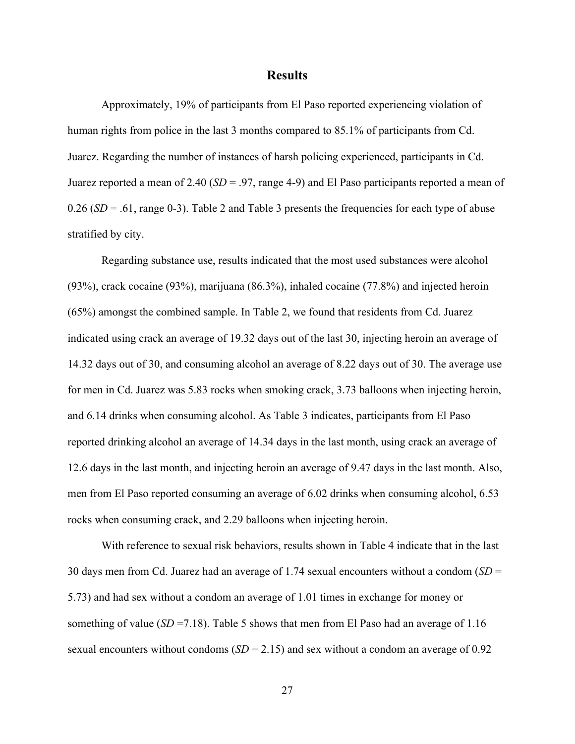## Results

Approximately, 19% of participants from El Paso reported experiencing violation of human rights from police in the last 3 months compared to 85.1% of participants from Cd. Juarez. Regarding the number of instances of harsh policing experienced, participants in Cd. Juarez reported a mean of 2.40 (*SD* = .97, range 4-9) and El Paso participants reported a mean of 0.26 (*SD* = .61, range 0-3). Table 2 and Table 3 presents the frequencies for each type of abuse stratified by city.

Regarding substance use, results indicated that the most used substances were alcohol (93%), crack cocaine (93%), marijuana (86.3%), inhaled cocaine (77.8%) and injected heroin (65%) amongst the combined sample. In Table 2, we found that residents from Cd. Juarez indicated using crack an average of 19.32 days out of the last 30, injecting heroin an average of 14.32 days out of 30, and consuming alcohol an average of 8.22 days out of 30. The average use for men in Cd. Juarez was 5.83 rocks when smoking crack, 3.73 balloons when injecting heroin, and 6.14 drinks when consuming alcohol. As Table 3 indicates, participants from El Paso reported drinking alcohol an average of 14.34 days in the last month, using crack an average of 12.6 days in the last month, and injecting heroin an average of 9.47 days in the last month. Also, men from El Paso reported consuming an average of 6.02 drinks when consuming alcohol, 6.53 rocks when consuming crack, and 2.29 balloons when injecting heroin.

With reference to sexual risk behaviors, results shown in Table 4 indicate that in the last 30 days men from Cd. Juarez had an average of 1.74 sexual encounters without a condom (*SD* = 5.73) and had sex without a condom an average of 1.01 times in exchange for money or something of value (*SD* =7.18). Table 5 shows that men from El Paso had an average of 1.16 sexual encounters without condoms (*SD* = 2.15) and sex without a condom an average of 0.92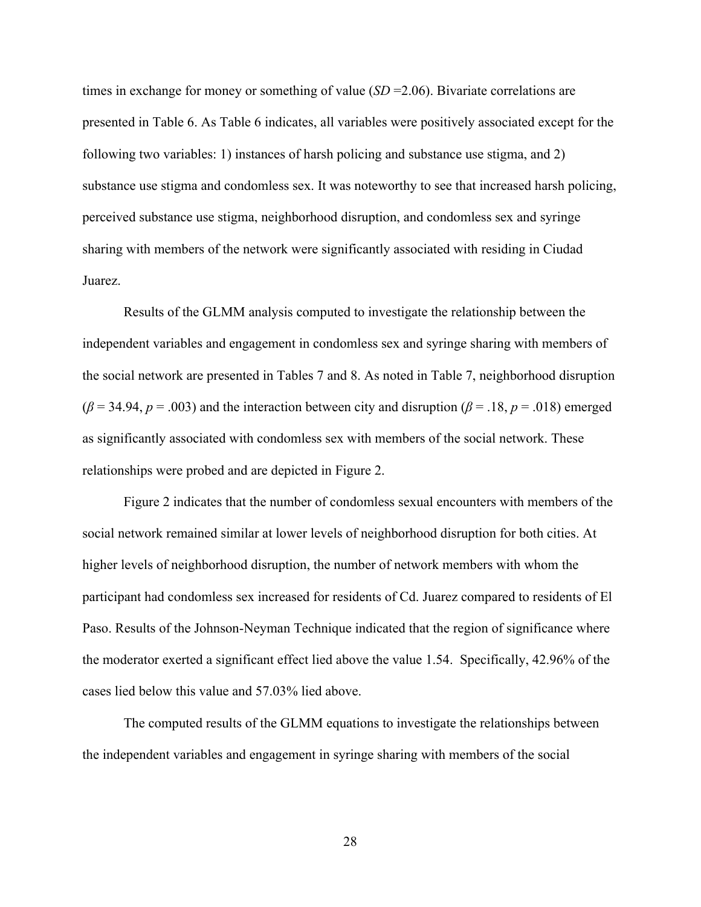times in exchange for money or something of value (*SD* =2.06). Bivariate correlations are presented in Table 6. As Table 6 indicates, all variables were positively associated except for the following two variables: 1) instances of harsh policing and substance use stigma, and 2) substance use stigma and condomless sex. It was noteworthy to see that increased harsh policing, perceived substance use stigma, neighborhood disruption, and condomless sex and syringe sharing with members of the network were significantly associated with residing in Ciudad Juarez.

Results of the GLMM analysis computed to investigate the relationship between the independent variables and engagement in condomless sex and syringe sharing with members of the social network are presented in Tables 7 and 8. As noted in Table 7, neighborhood disruption ($\beta$ = 34.94, $p$ = .003) and the interaction between city and disruption ($\beta$ = .18, $p$ = .018) emerged as significantly associated with condomless sex with members of the social network. These relationships were probed and are depicted in Figure 2.

Figure 2 indicates that the number of condomless sexual encounters with members of the social network remained similar at lower levels of neighborhood disruption for both cities. At higher levels of neighborhood disruption, the number of network members with whom the participant had condomless sex increased for residents of Cd. Juarez compared to residents of El Paso. Results of the Johnson-Neyman Technique indicated that the region of significance where the moderator exerted a significant effect lied above the value 1.54. Specifically, 42.96% of the cases lied below this value and 57.03% lied above.

The computed results of the GLMM equations to investigate the relationships between the independent variables and engagement in syringe sharing with members of the social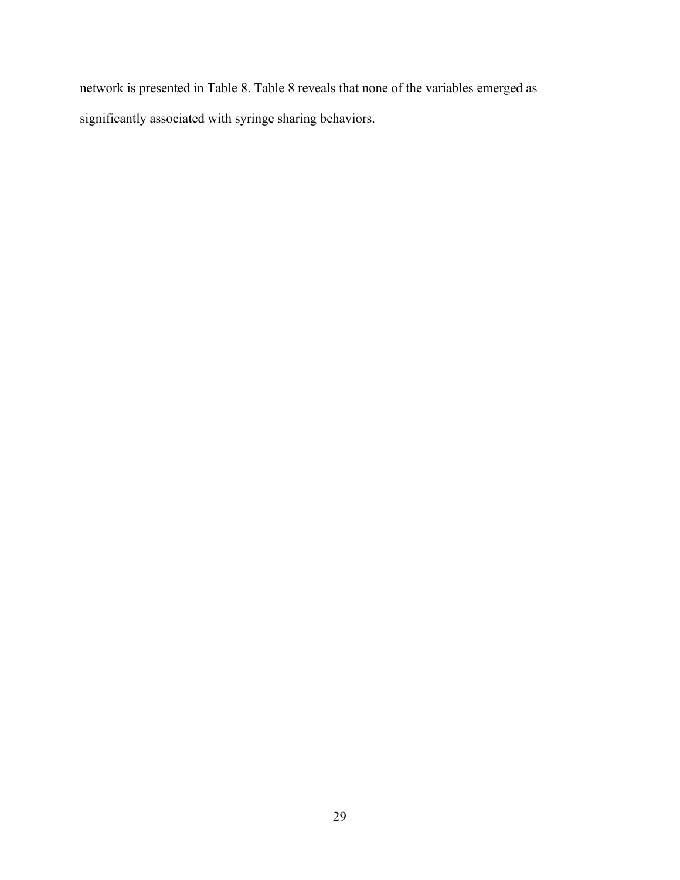network is presented in Table 8. Table 8 reveals that none of the variables emerged as significantly associated with syringe sharing behaviors.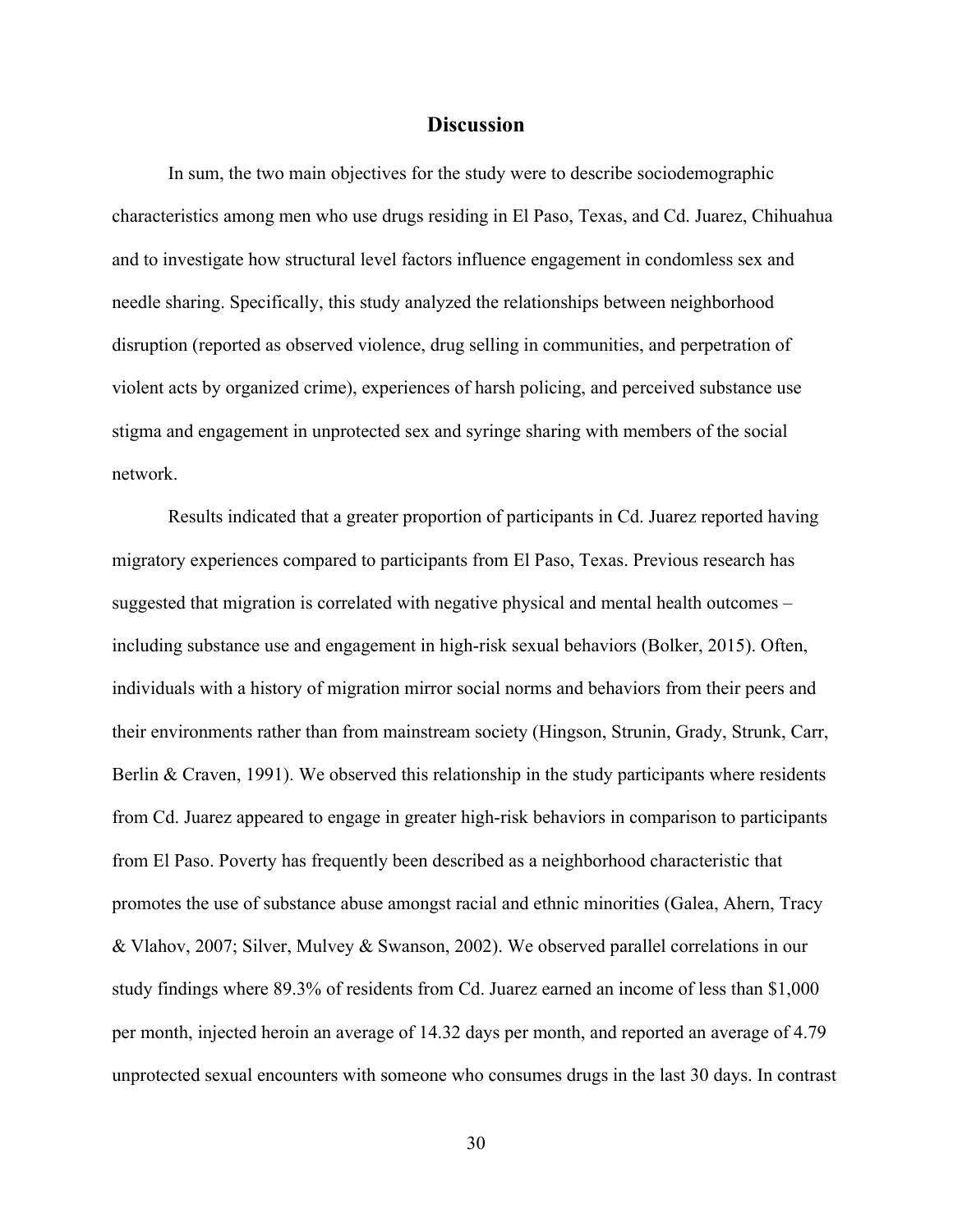## Discussion

In sum, the two main objectives for the study were to describe sociodemographic characteristics among men who use drugs residing in El Paso, Texas, and Cd. Juarez, Chihuahua and to investigate how structural level factors influence engagement in condomless sex and needle sharing. Specifically, this study analyzed the relationships between neighborhood disruption (reported as observed violence, drug selling in communities, and perpetration of violent acts by organized crime), experiences of harsh policing, and perceived substance use stigma and engagement in unprotected sex and syringe sharing with members of the social network.

Results indicated that a greater proportion of participants in Cd. Juarez reported having migratory experiences compared to participants from El Paso, Texas. Previous research has suggested that migration is correlated with negative physical and mental health outcomes – including substance use and engagement in high-risk sexual behaviors (Bolker, 2015). Often, individuals with a history of migration mirror social norms and behaviors from their peers and their environments rather than from mainstream society (Hingson, Strunin, Grady, Strunk, Carr, Berlin & Craven, 1991). We observed this relationship in the study participants where residents from Cd. Juarez appeared to engage in greater high-risk behaviors in comparison to participants from El Paso. Poverty has frequently been described as a neighborhood characteristic that promotes the use of substance abuse amongst racial and ethnic minorities (Galea, Ahern, Tracy & Vlahov, 2007; Silver, Mulvey & Swanson, 2002). We observed parallel correlations in our study findings where 89.3% of residents from Cd. Juarez earned an income of less than $1,000 per month, injected heroin an average of 14.32 days per month, and reported an average of 4.79 unprotected sexual encounters with someone who consumes drugs in the last 30 days. In contrast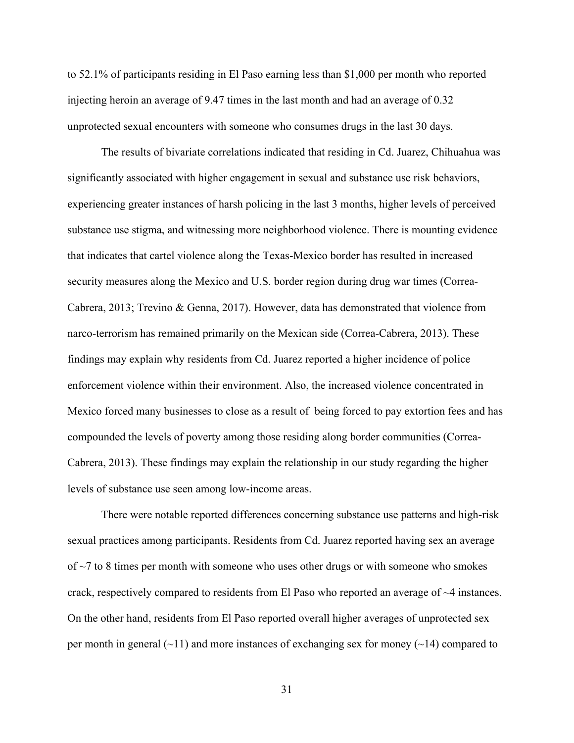to 52.1% of participants residing in El Paso earning less than $1,000 per month who reported injecting heroin an average of 9.47 times in the last month and had an average of 0.32 unprotected sexual encounters with someone who consumes drugs in the last 30 days.

The results of bivariate correlations indicated that residing in Cd. Juarez, Chihuahua was significantly associated with higher engagement in sexual and substance use risk behaviors, experiencing greater instances of harsh policing in the last 3 months, higher levels of perceived substance use stigma, and witnessing more neighborhood violence. There is mounting evidence that indicates that cartel violence along the Texas-Mexico border has resulted in increased security measures along the Mexico and U.S. border region during drug war times (Correa-Cabrera, 2013; Trevino & Genna, 2017). However, data has demonstrated that violence from narco-terrorism has remained primarily on the Mexican side (Correa-Cabrera, 2013). These findings may explain why residents from Cd. Juarez reported a higher incidence of police enforcement violence within their environment. Also, the increased violence concentrated in Mexico forced many businesses to close as a result of being forced to pay extortion fees and has compounded the levels of poverty among those residing along border communities (Correa-Cabrera, 2013). These findings may explain the relationship in our study regarding the higher levels of substance use seen among low-income areas.

There were notable reported differences concerning substance use patterns and high-risk sexual practices among participants. Residents from Cd. Juarez reported having sex an average of ~7 to 8 times per month with someone who uses other drugs or with someone who smokes crack, respectively compared to residents from El Paso who reported an average of ~4 instances. On the other hand, residents from El Paso reported overall higher averages of unprotected sex per month in general (~11) and more instances of exchanging sex for money (~14) compared to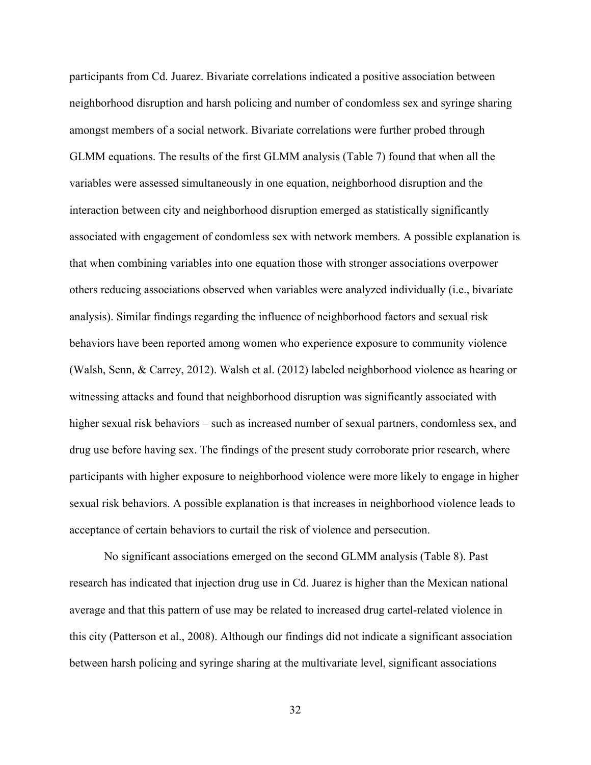participants from Cd. Juarez. Bivariate correlations indicated a positive association between neighborhood disruption and harsh policing and number of condomless sex and syringe sharing amongst members of a social network. Bivariate correlations were further probed through GLMM equations. The results of the first GLMM analysis (Table 7) found that when all the variables were assessed simultaneously in one equation, neighborhood disruption and the interaction between city and neighborhood disruption emerged as statistically significantly associated with engagement of condomless sex with network members. A possible explanation is that when combining variables into one equation those with stronger associations overpower others reducing associations observed when variables were analyzed individually (i.e., bivariate analysis). Similar findings regarding the influence of neighborhood factors and sexual risk behaviors have been reported among women who experience exposure to community violence (Walsh, Senn, & Carrey, 2012). Walsh et al. (2012) labeled neighborhood violence as hearing or witnessing attacks and found that neighborhood disruption was significantly associated with higher sexual risk behaviors – such as increased number of sexual partners, condomless sex, and drug use before having sex. The findings of the present study corroborate prior research, where participants with higher exposure to neighborhood violence were more likely to engage in higher sexual risk behaviors. A possible explanation is that increases in neighborhood violence leads to acceptance of certain behaviors to curtail the risk of violence and persecution.

No significant associations emerged on the second GLMM analysis (Table 8). Past research has indicated that injection drug use in Cd. Juarez is higher than the Mexican national average and that this pattern of use may be related to increased drug cartel-related violence in this city (Patterson et al., 2008). Although our findings did not indicate a significant association between harsh policing and syringe sharing at the multivariate level, significant associations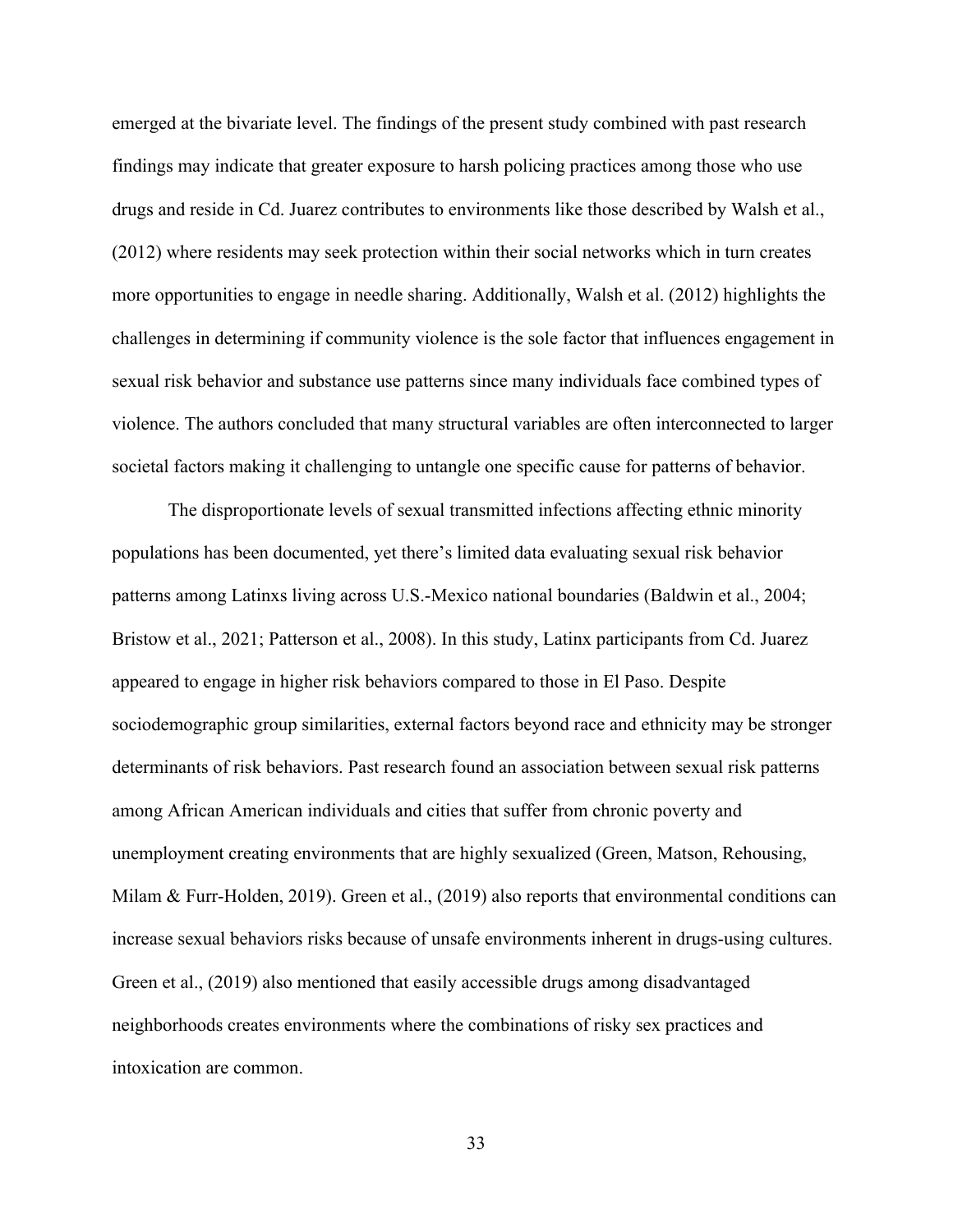emerged at the bivariate level. The findings of the present study combined with past research findings may indicate that greater exposure to harsh policing practices among those who use drugs and reside in Cd. Juarez contributes to environments like those described by Walsh et al., (2012) where residents may seek protection within their social networks which in turn creates more opportunities to engage in needle sharing. Additionally, Walsh et al. (2012) highlights the challenges in determining if community violence is the sole factor that influences engagement in sexual risk behavior and substance use patterns since many individuals face combined types of violence. The authors concluded that many structural variables are often interconnected to larger societal factors making it challenging to untangle one specific cause for patterns of behavior.

The disproportionate levels of sexual transmitted infections affecting ethnic minority populations has been documented, yet there's limited data evaluating sexual risk behavior patterns among Latinxs living across U.S.-Mexico national boundaries (Baldwin et al., 2004; Bristow et al., 2021; Patterson et al., 2008). In this study, Latinx participants from Cd. Juarez appeared to engage in higher risk behaviors compared to those in El Paso. Despite sociodemographic group similarities, external factors beyond race and ethnicity may be stronger determinants of risk behaviors. Past research found an association between sexual risk patterns among African American individuals and cities that suffer from chronic poverty and unemployment creating environments that are highly sexualized (Green, Matson, Rehousing, Milam & Furr-Holden, 2019). Green et al., (2019) also reports that environmental conditions can increase sexual behaviors risks because of unsafe environments inherent in drugs-using cultures. Green et al., (2019) also mentioned that easily accessible drugs among disadvantaged neighborhoods creates environments where the combinations of risky sex practices and intoxication are common.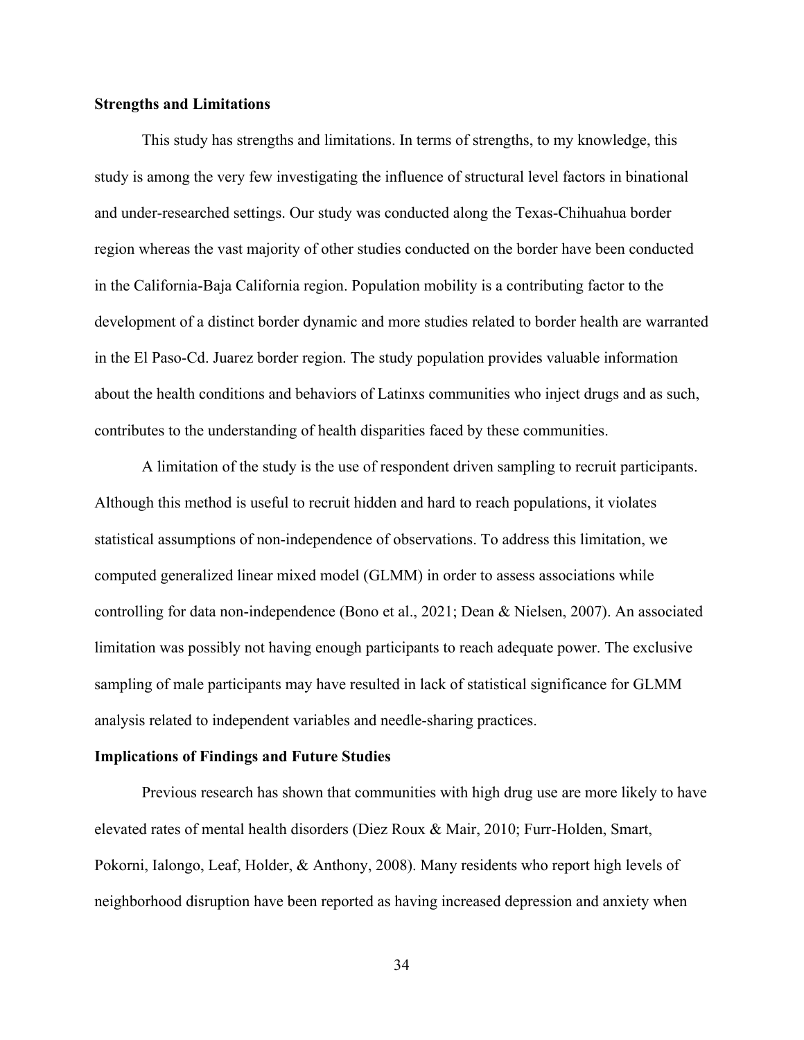**Strengths and Limitations**

This study has strengths and limitations. In terms of strengths, to my knowledge, this study is among the very few investigating the influence of structural level factors in binational and under-researched settings. Our study was conducted along the Texas-Chihuahua border region whereas the vast majority of other studies conducted on the border have been conducted in the California-Baja California region. Population mobility is a contributing factor to the development of a distinct border dynamic and more studies related to border health are warranted in the El Paso-Cd. Juarez border region. The study population provides valuable information about the health conditions and behaviors of Latinxs communities who inject drugs and as such, contributes to the understanding of health disparities faced by these communities.

A limitation of the study is the use of respondent driven sampling to recruit participants. Although this method is useful to recruit hidden and hard to reach populations, it violates statistical assumptions of non-independence of observations. To address this limitation, we computed generalized linear mixed model (GLMM) in order to assess associations while controlling for data non-independence (Bono et al., 2021; Dean & Nielsen, 2007). An associated limitation was possibly not having enough participants to reach adequate power. The exclusive sampling of male participants may have resulted in lack of statistical significance for GLMM analysis related to independent variables and needle-sharing practices.

**Implications of Findings and Future Studies**

Previous research has shown that communities with high drug use are more likely to have elevated rates of mental health disorders (Diez Roux & Mair, 2010; Furr-Holden, Smart, Pokorni, Ialongo, Leaf, Holder, & Anthony, 2008). Many residents who report high levels of neighborhood disruption have been reported as having increased depression and anxiety when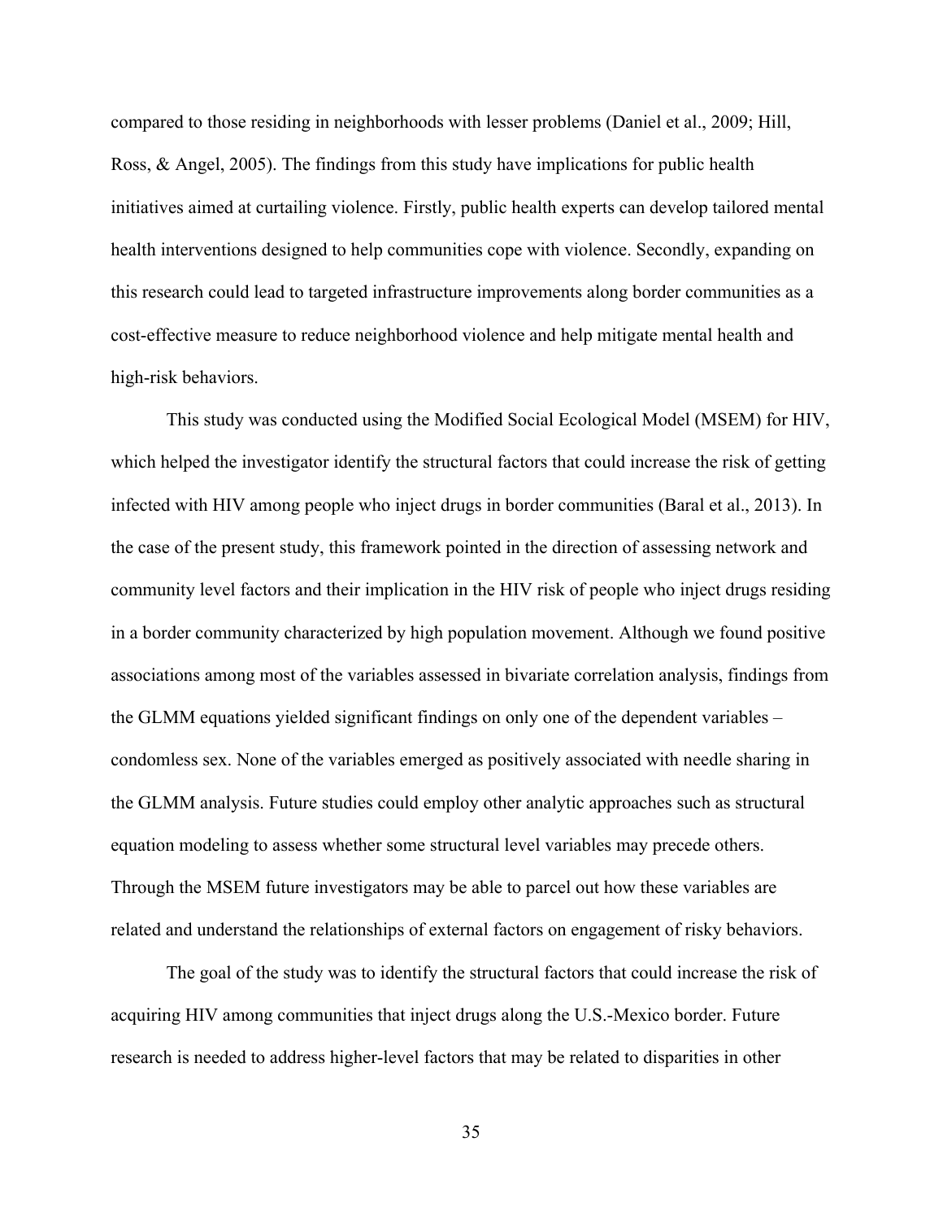compared to those residing in neighborhoods with lesser problems (Daniel et al., 2009; Hill, Ross, & Angel, 2005). The findings from this study have implications for public health initiatives aimed at curtailing violence. Firstly, public health experts can develop tailored mental health interventions designed to help communities cope with violence. Secondly, expanding on this research could lead to targeted infrastructure improvements along border communities as a cost-effective measure to reduce neighborhood violence and help mitigate mental health and high-risk behaviors.

This study was conducted using the Modified Social Ecological Model (MSEM) for HIV, which helped the investigator identify the structural factors that could increase the risk of getting infected with HIV among people who inject drugs in border communities (Baral et al., 2013). In the case of the present study, this framework pointed in the direction of assessing network and community level factors and their implication in the HIV risk of people who inject drugs residing in a border community characterized by high population movement. Although we found positive associations among most of the variables assessed in bivariate correlation analysis, findings from the GLMM equations yielded significant findings on only one of the dependent variables – condomless sex. None of the variables emerged as positively associated with needle sharing in the GLMM analysis. Future studies could employ other analytic approaches such as structural equation modeling to assess whether some structural level variables may precede others. Through the MSEM future investigators may be able to parcel out how these variables are related and understand the relationships of external factors on engagement of risky behaviors.

The goal of the study was to identify the structural factors that could increase the risk of acquiring HIV among communities that inject drugs along the U.S.-Mexico border. Future research is needed to address higher-level factors that may be related to disparities in other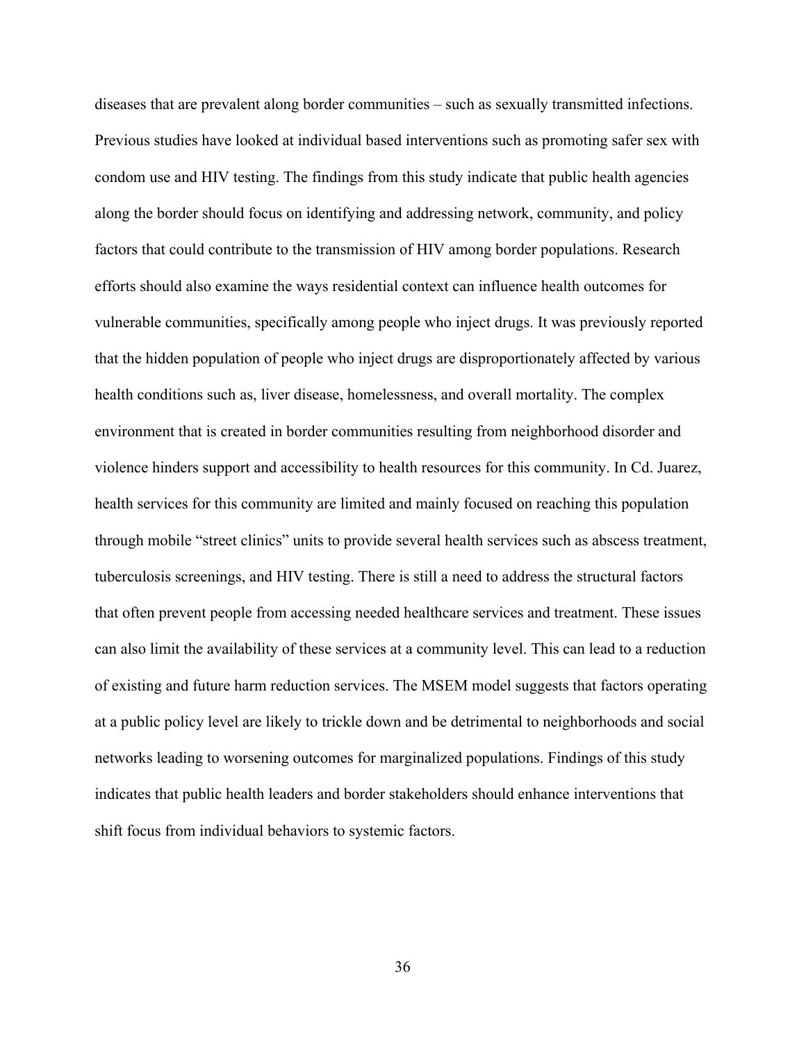diseases that are prevalent along border communities – such as sexually transmitted infections. Previous studies have looked at individual based interventions such as promoting safer sex with condom use and HIV testing. The findings from this study indicate that public health agencies along the border should focus on identifying and addressing network, community, and policy factors that could contribute to the transmission of HIV among border populations. Research efforts should also examine the ways residential context can influence health outcomes for vulnerable communities, specifically among people who inject drugs. It was previously reported that the hidden population of people who inject drugs are disproportionately affected by various health conditions such as, liver disease, homelessness, and overall mortality. The complex environment that is created in border communities resulting from neighborhood disorder and violence hinders support and accessibility to health resources for this community. In Cd. Juarez, health services for this community are limited and mainly focused on reaching this population through mobile "street clinics" units to provide several health services such as abscess treatment, tuberculosis screenings, and HIV testing. There is still a need to address the structural factors that often prevent people from accessing needed healthcare services and treatment. These issues can also limit the availability of these services at a community level. This can lead to a reduction of existing and future harm reduction services. The MSEM model suggests that factors operating at a public policy level are likely to trickle down and be detrimental to neighborhoods and social networks leading to worsening outcomes for marginalized populations. Findings of this study indicates that public health leaders and border stakeholders should enhance interventions that shift focus from individual behaviors to systemic factors.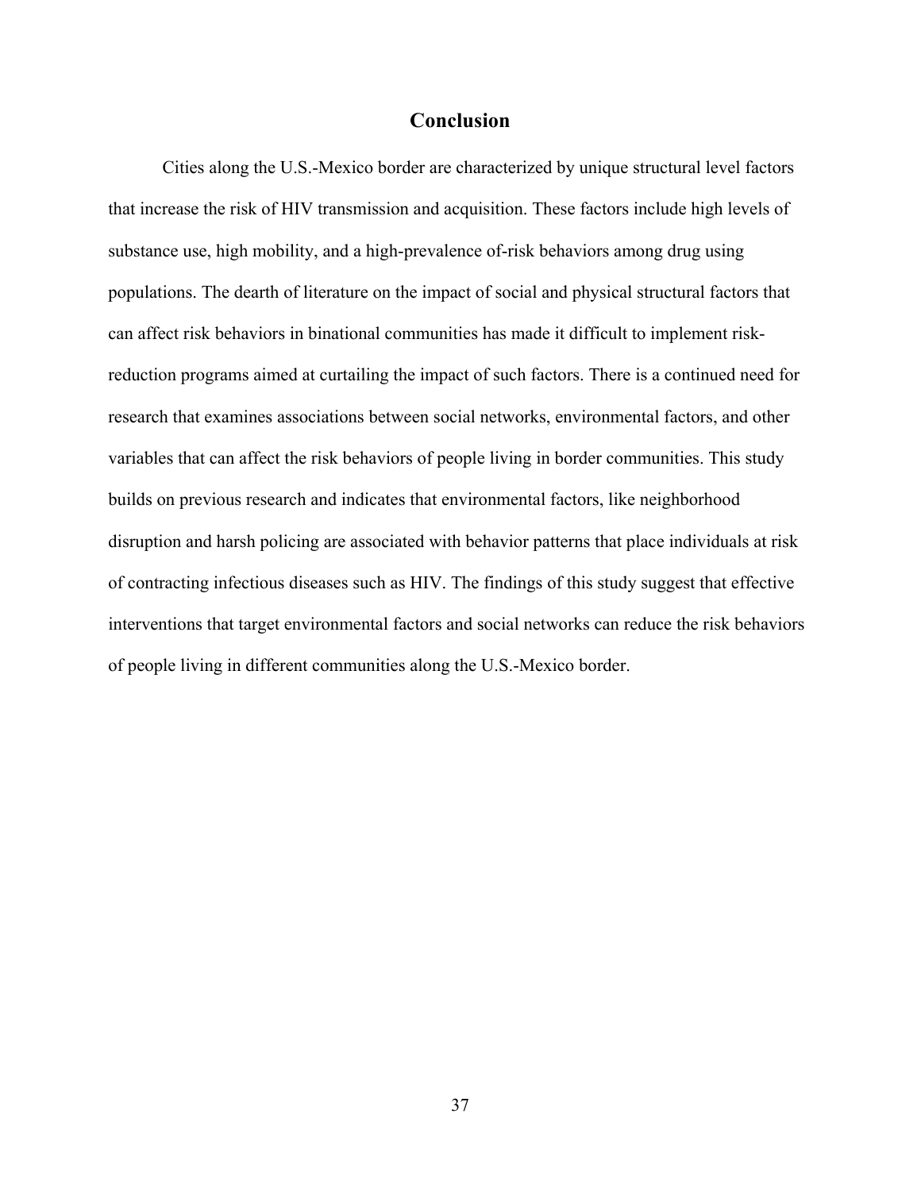# Conclusion

Cities along the U.S.-Mexico border are characterized by unique structural level factors that increase the risk of HIV transmission and acquisition. These factors include high levels of substance use, high mobility, and a high-prevalence of-risk behaviors among drug using populations. The dearth of literature on the impact of social and physical structural factors that can affect risk behaviors in binational communities has made it difficult to implement risk-reduction programs aimed at curtailing the impact of such factors. There is a continued need for research that examines associations between social networks, environmental factors, and other variables that can affect the risk behaviors of people living in border communities. This study builds on previous research and indicates that environmental factors, like neighborhood disruption and harsh policing are associated with behavior patterns that place individuals at risk of contracting infectious diseases such as HIV. The findings of this study suggest that effective interventions that target environmental factors and social networks can reduce the risk behaviors of people living in different communities along the U.S.-Mexico border.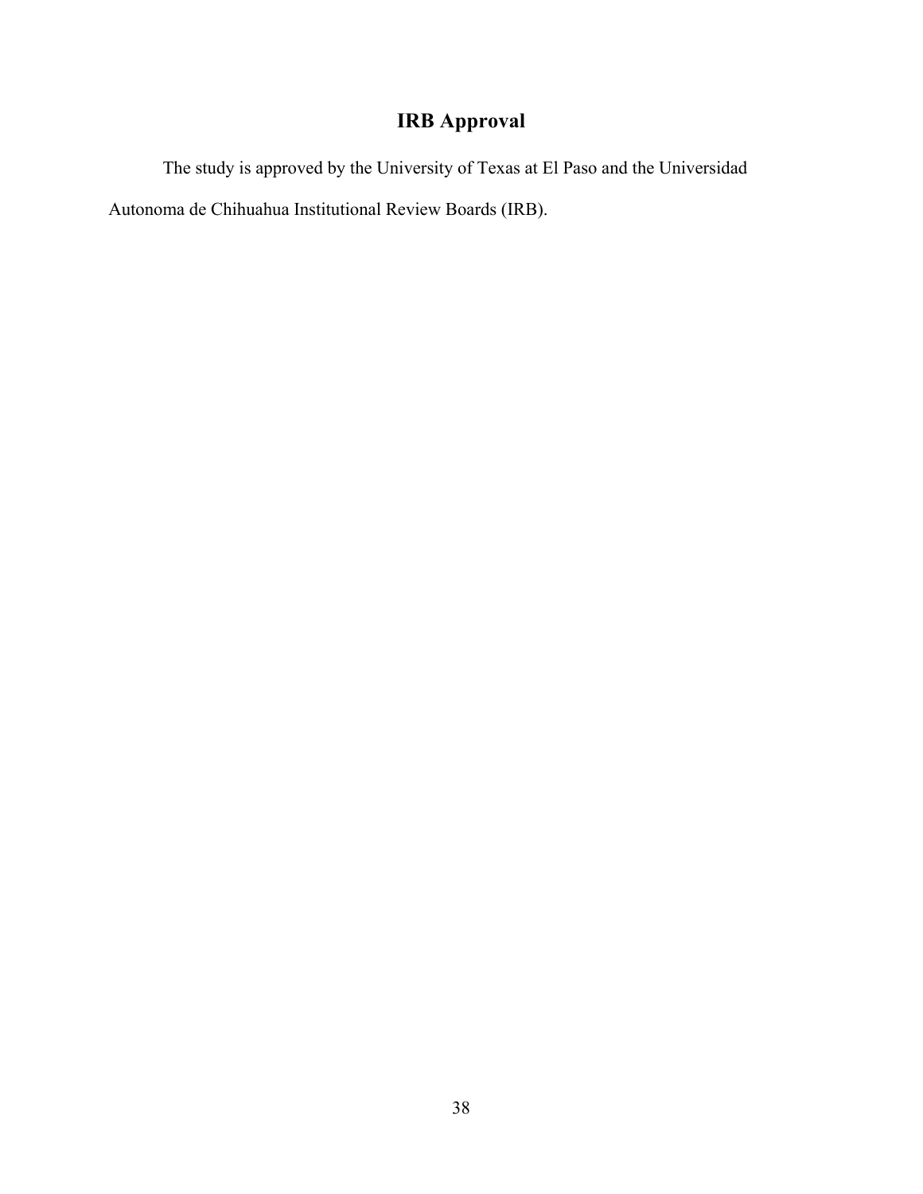## IRB Approval

The study is approved by the University of Texas at El Paso and the Universidad Autonoma de Chihuahua Institutional Review Boards (IRB).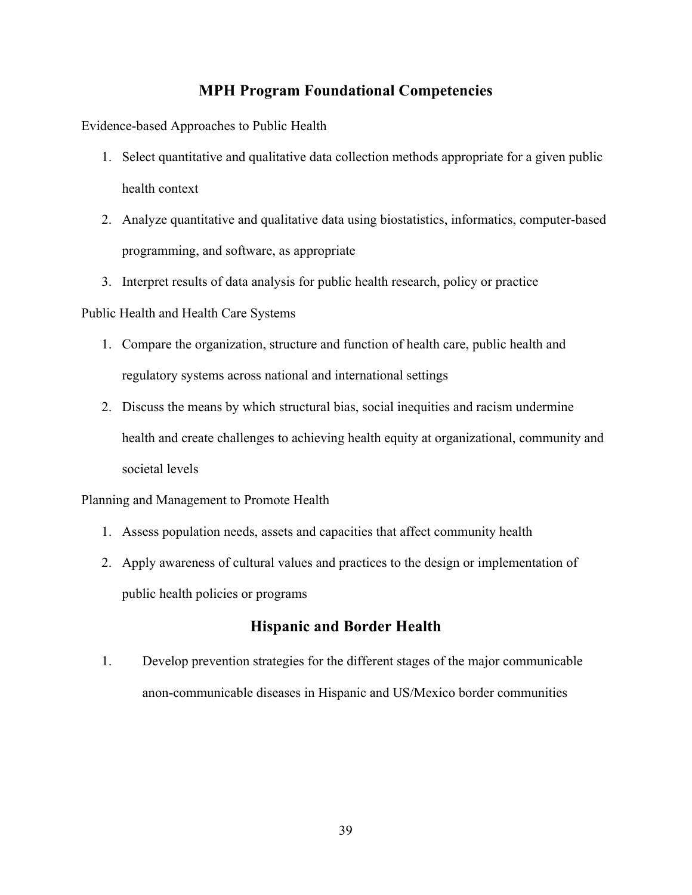## MPH Program Foundational Competencies

Evidence-based Approaches to Public Health

1. Select quantitative and qualitative data collection methods appropriate for a given public health context
2. Analyze quantitative and qualitative data using biostatistics, informatics, computer-based programming, and software, as appropriate
3. Interpret results of data analysis for public health research, policy or practice

Public Health and Health Care Systems

1. Compare the organization, structure and function of health care, public health and regulatory systems across national and international settings
2. Discuss the means by which structural bias, social inequities and racism undermine health and create challenges to achieving health equity at organizational, community and societal levels

Planning and Management to Promote Health

1. Assess population needs, assets and capacities that affect community health
2. Apply awareness of cultural values and practices to the design or implementation of public health policies or programs

## Hispanic and Border Health

1. Develop prevention strategies for the different stages of the major communicable anon-communicable diseases in Hispanic and US/Mexico border communities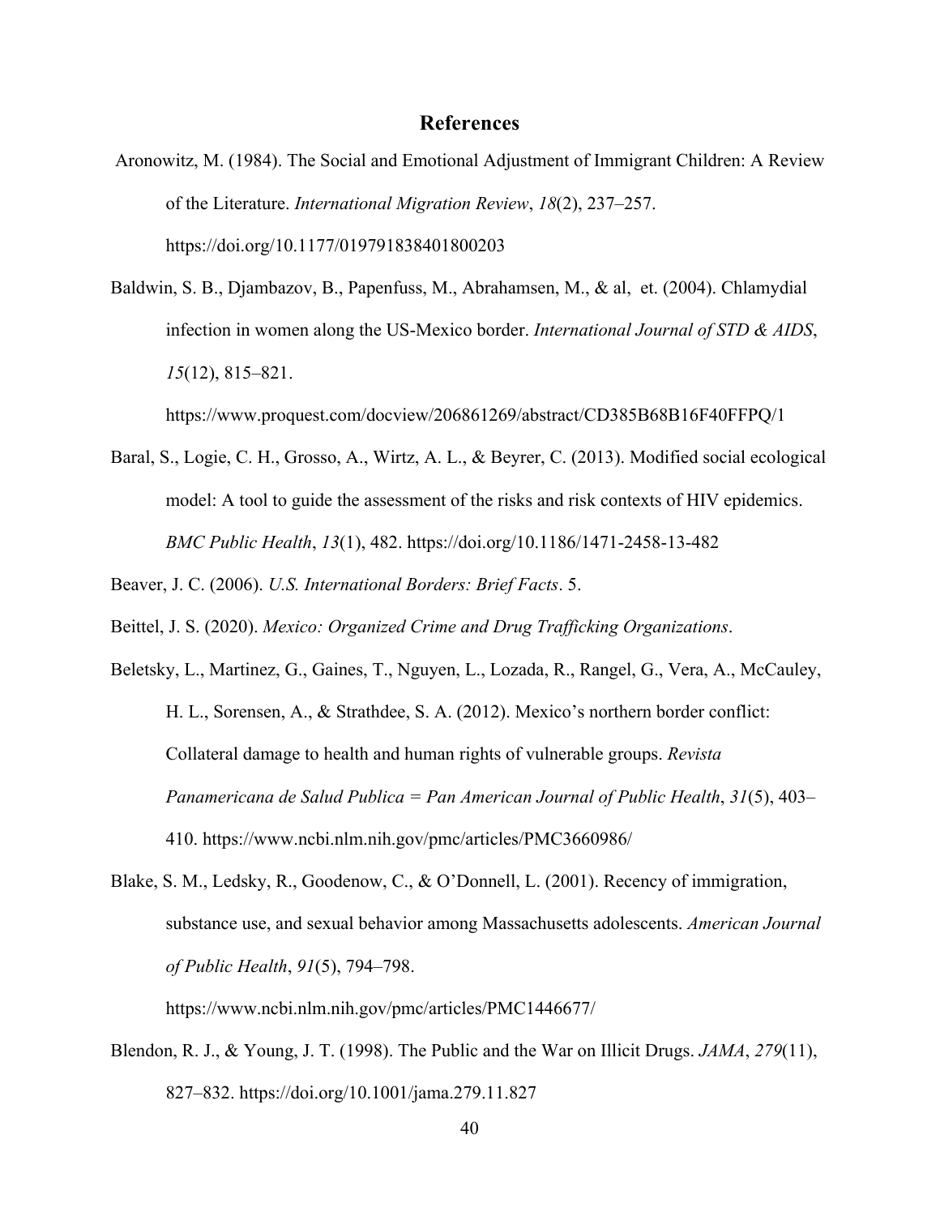# References

Aronowitz, M. (1984). The Social and Emotional Adjustment of Immigrant Children: A Review of the Literature. *International Migration Review*, *18*(2), 237–257. https://doi.org/10.1177/019791838401800203

Baldwin, S. B., Djambazov, B., Papenfuss, M., Abrahamsen, M., & al, et. (2004). Chlamydial infection in women along the US-Mexico border. *International Journal of STD & AIDS*, *15*(12), 815–821. https://www.proquest.com/docview/206861269/abstract/CD385B68B16F40FFPQ/1

Baral, S., Logie, C. H., Grosso, A., Wirtz, A. L., & Beyrer, C. (2013). Modified social ecological model: A tool to guide the assessment of the risks and risk contexts of HIV epidemics. *BMC Public Health*, *13*(1), 482. https://doi.org/10.1186/1471-2458-13-482

Beaver, J. C. (2006). *U.S. International Borders: Brief Facts*. 5.

Beittel, J. S. (2020). *Mexico: Organized Crime and Drug Trafficking Organizations*.

Beletsky, L., Martinez, G., Gaines, T., Nguyen, L., Lozada, R., Rangel, G., Vera, A., McCauley, H. L., Sorensen, A., & Strathdee, S. A. (2012). Mexico's northern border conflict: Collateral damage to health and human rights of vulnerable groups. *Revista Panamericana de Salud Publica = Pan American Journal of Public Health*, *31*(5), 403–410. https://www.ncbi.nlm.nih.gov/pmc/articles/PMC3660986/

Blake, S. M., Ledsky, R., Goodenow, C., & O'Donnell, L. (2001). Recency of immigration, substance use, and sexual behavior among Massachusetts adolescents. *American Journal of Public Health*, *91*(5), 794–798. https://www.ncbi.nlm.nih.gov/pmc/articles/PMC1446677/

Blendon, R. J., & Young, J. T. (1998). The Public and the War on Illicit Drugs. *JAMA*, *279*(11), 827–832. https://doi.org/10.1001/jama.279.11.827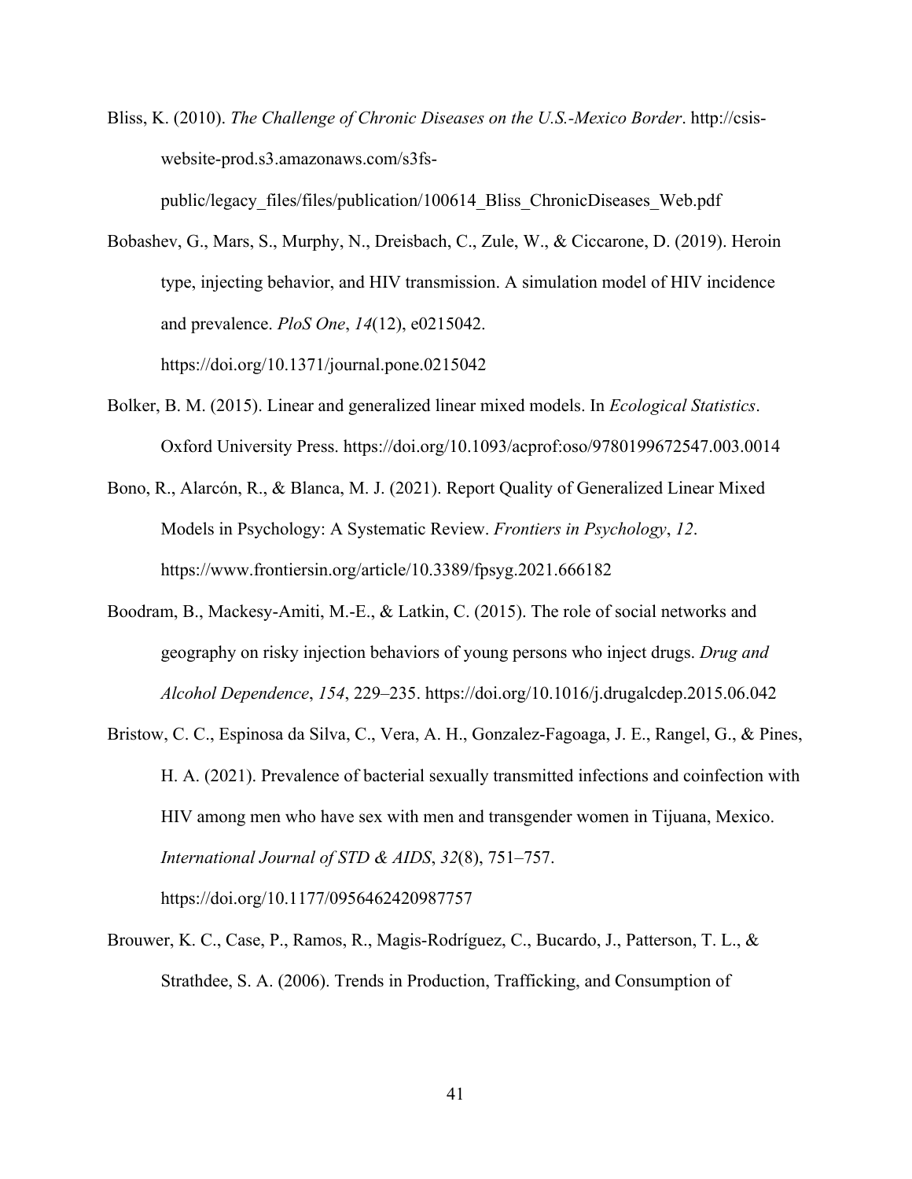Bliss, K. (2010). *The Challenge of Chronic Diseases on the U.S.-Mexico Border*. http://csis-website-prod.s3.amazonaws.com/s3fs-public/legacy_files/files/publication/100614_Bliss_ChronicDiseases_Web.pdf

Bobashev, G., Mars, S., Murphy, N., Dreisbach, C., Zule, W., & Ciccarone, D. (2019). Heroin type, injecting behavior, and HIV transmission. A simulation model of HIV incidence and prevalence. *PloS One*, *14*(12), e0215042. https://doi.org/10.1371/journal.pone.0215042

Bolker, B. M. (2015). Linear and generalized linear mixed models. In *Ecological Statistics*. Oxford University Press. https://doi.org/10.1093/acprof:oso/9780199672547.003.0014

Bono, R., Alarcón, R., & Blanca, M. J. (2021). Report Quality of Generalized Linear Mixed Models in Psychology: A Systematic Review. *Frontiers in Psychology*, *12*. https://www.frontiersin.org/article/10.3389/fpsyg.2021.666182

Boodram, B., Mackesy-Amiti, M.-E., & Latkin, C. (2015). The role of social networks and geography on risky injection behaviors of young persons who inject drugs. *Drug and Alcohol Dependence*, *154*, 229–235. https://doi.org/10.1016/j.drugalcdep.2015.06.042

Bristow, C. C., Espinosa da Silva, C., Vera, A. H., Gonzalez-Fagoaga, J. E., Rangel, G., & Pines, H. A. (2021). Prevalence of bacterial sexually transmitted infections and coinfection with HIV among men who have sex with men and transgender women in Tijuana, Mexico. *International Journal of STD & AIDS*, *32*(8), 751–757. https://doi.org/10.1177/0956462420987757

Brouwer, K. C., Case, P., Ramos, R., Magis-Rodríguez, C., Bucardo, J., Patterson, T. L., & Strathdee, S. A. (2006). Trends in Production, Trafficking, and Consumption of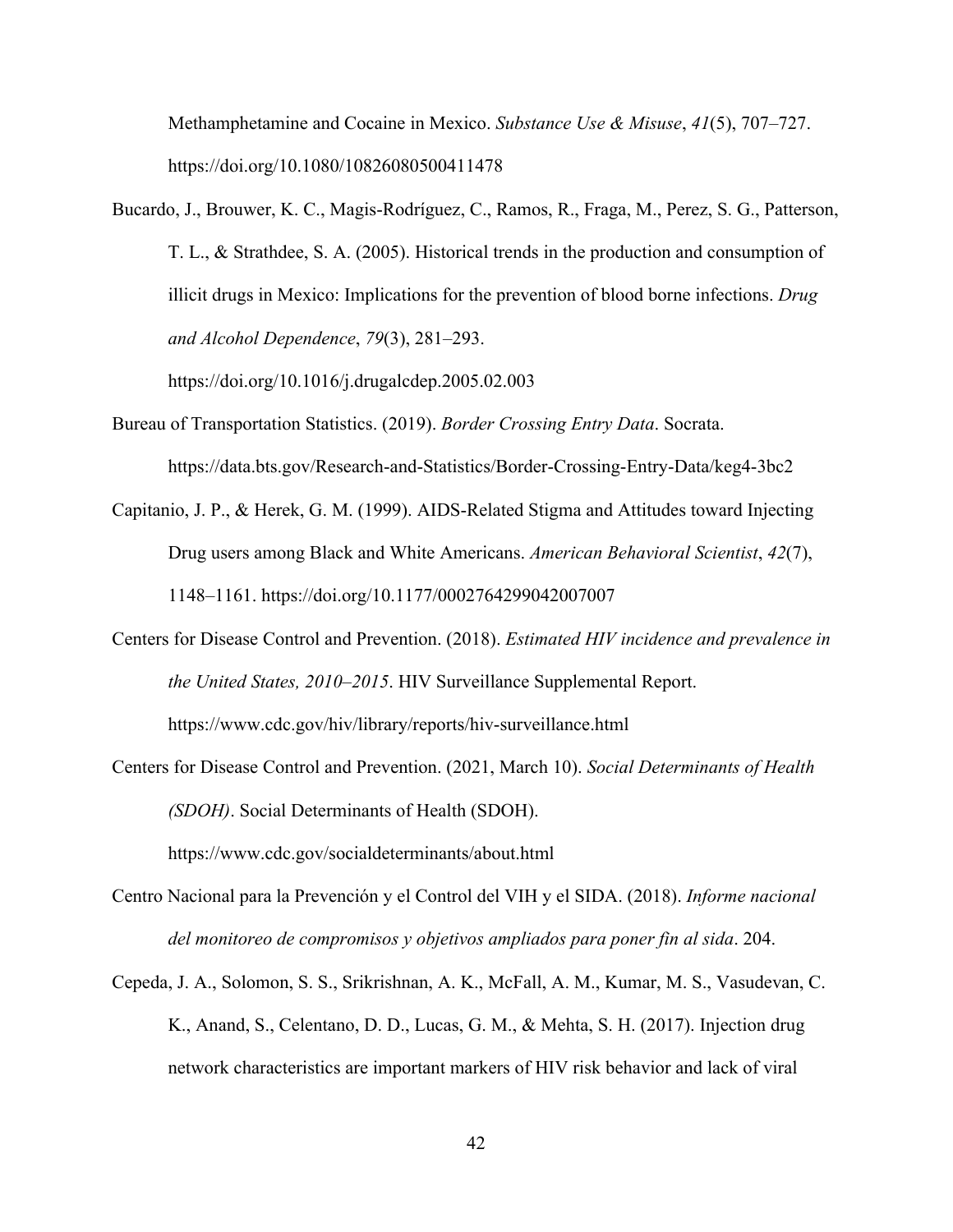Methamphetamine and Cocaine in Mexico. *Substance Use & Misuse*, *41*(5), 707–727. https://doi.org/10.1080/10826080500411478

Bucardo, J., Brouwer, K. C., Magis-Rodríguez, C., Ramos, R., Fraga, M., Perez, S. G., Patterson, T. L., & Strathdee, S. A. (2005). Historical trends in the production and consumption of illicit drugs in Mexico: Implications for the prevention of blood borne infections. *Drug and Alcohol Dependence*, *79*(3), 281–293. https://doi.org/10.1016/j.drugalcdep.2005.02.003

Bureau of Transportation Statistics. (2019). *Border Crossing Entry Data*. Socrata. https://data.bts.gov/Research-and-Statistics/Border-Crossing-Entry-Data/keg4-3bc2

Capitanio, J. P., & Herek, G. M. (1999). AIDS-Related Stigma and Attitudes toward Injecting Drug users among Black and White Americans. *American Behavioral Scientist*, *42*(7), 1148–1161. https://doi.org/10.1177/0002764299042007007

Centers for Disease Control and Prevention. (2018). *Estimated HIV incidence and prevalence in the United States, 2010–2015*. HIV Surveillance Supplemental Report. https://www.cdc.gov/hiv/library/reports/hiv-surveillance.html

Centers for Disease Control and Prevention. (2021, March 10). *Social Determinants of Health (SDOH)*. Social Determinants of Health (SDOH). https://www.cdc.gov/socialdeterminants/about.html

Centro Nacional para la Prevención y el Control del VIH y el SIDA. (2018). *Informe nacional del monitoreo de compromisos y objetivos ampliados para poner fin al sida*. 204.

Cepeda, J. A., Solomon, S. S., Srikrishnan, A. K., McFall, A. M., Kumar, M. S., Vasudevan, C. K., Anand, S., Celentano, D. D., Lucas, G. M., & Mehta, S. H. (2017). Injection drug network characteristics are important markers of HIV risk behavior and lack of viral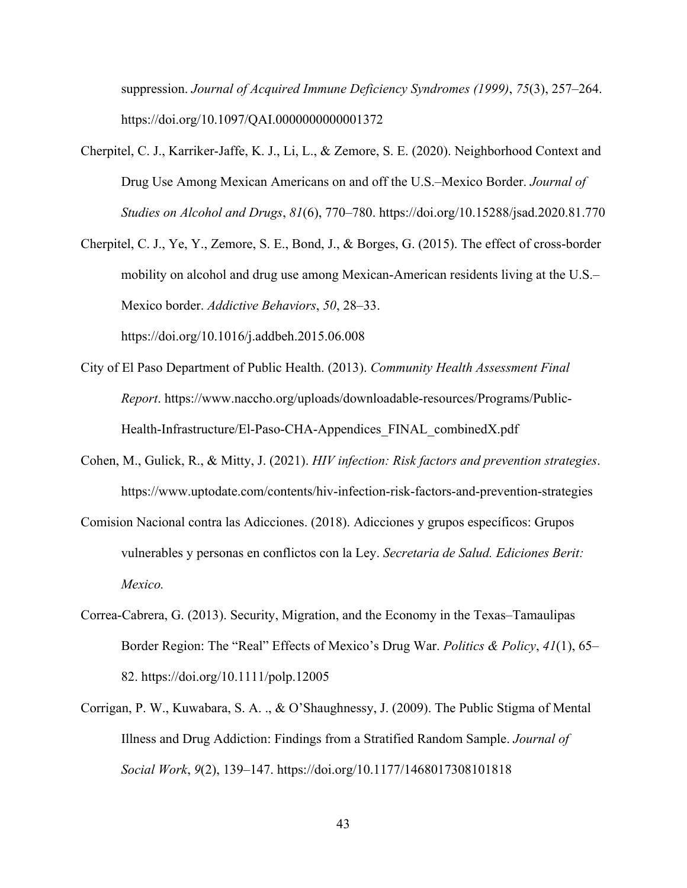suppression. *Journal of Acquired Immune Deficiency Syndromes (1999)*, *75*(3), 257–264. https://doi.org/10.1097/QAI.0000000000001372

Cherpitel, C. J., Karriker-Jaffe, K. J., Li, L., & Zemore, S. E. (2020). Neighborhood Context and Drug Use Among Mexican Americans on and off the U.S.–Mexico Border. *Journal of Studies on Alcohol and Drugs*, *81*(6), 770–780. https://doi.org/10.15288/jsad.2020.81.770

Cherpitel, C. J., Ye, Y., Zemore, S. E., Bond, J., & Borges, G. (2015). The effect of cross-border mobility on alcohol and drug use among Mexican-American residents living at the U.S.–Mexico border. *Addictive Behaviors*, *50*, 28–33. https://doi.org/10.1016/j.addbeh.2015.06.008

City of El Paso Department of Public Health. (2013). *Community Health Assessment Final Report*. https://www.naccho.org/uploads/downloadable-resources/Programs/Public-Health-Infrastructure/El-Paso-CHA-Appendices_FINAL_combinedX.pdf

Cohen, M., Gulick, R., & Mitty, J. (2021). *HIV infection: Risk factors and prevention strategies*. https://www.uptodate.com/contents/hiv-infection-risk-factors-and-prevention-strategies

Comision Nacional contra las Adicciones. (2018). Adicciones y grupos específicos: Grupos vulnerables y personas en conflictos con la Ley. *Secretaria de Salud. Ediciones Berit: Mexico.*

Correa-Cabrera, G. (2013). Security, Migration, and the Economy in the Texas–Tamaulipas Border Region: The "Real" Effects of Mexico's Drug War. *Politics & Policy*, *41*(1), 65–82. https://doi.org/10.1111/polp.12005

Corrigan, P. W., Kuwabara, S. A. ., & O'Shaughnessy, J. (2009). The Public Stigma of Mental Illness and Drug Addiction: Findings from a Stratified Random Sample. *Journal of Social Work*, *9*(2), 139–147. https://doi.org/10.1177/1468017308101818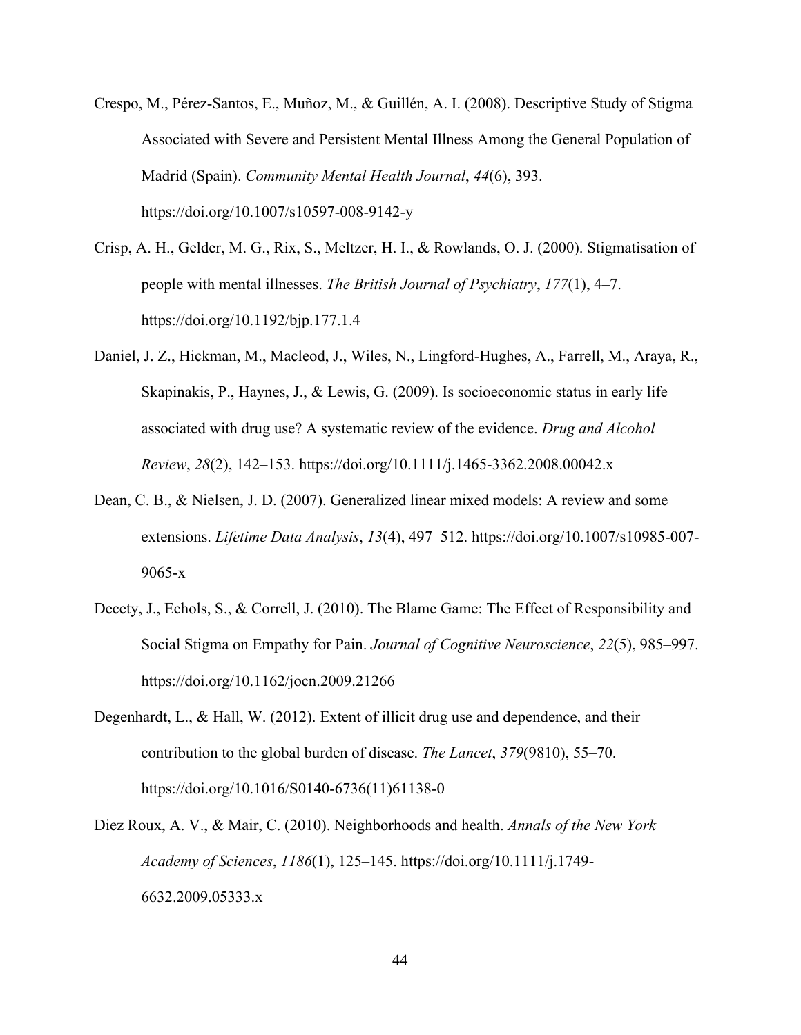Crespo, M., Pérez-Santos, E., Muñoz, M., & Guillén, A. I. (2008). Descriptive Study of Stigma Associated with Severe and Persistent Mental Illness Among the General Population of Madrid (Spain). *Community Mental Health Journal*, *44*(6), 393. https://doi.org/10.1007/s10597-008-9142-y

Crisp, A. H., Gelder, M. G., Rix, S., Meltzer, H. I., & Rowlands, O. J. (2000). Stigmatisation of people with mental illnesses. *The British Journal of Psychiatry*, *177*(1), 4–7. https://doi.org/10.1192/bjp.177.1.4

Daniel, J. Z., Hickman, M., Macleod, J., Wiles, N., Lingford-Hughes, A., Farrell, M., Araya, R., Skapinakis, P., Haynes, J., & Lewis, G. (2009). Is socioeconomic status in early life associated with drug use? A systematic review of the evidence. *Drug and Alcohol Review*, *28*(2), 142–153. https://doi.org/10.1111/j.1465-3362.2008.00042.x

Dean, C. B., & Nielsen, J. D. (2007). Generalized linear mixed models: A review and some extensions. *Lifetime Data Analysis*, *13*(4), 497–512. https://doi.org/10.1007/s10985-007-9065-x

Decety, J., Echols, S., & Correll, J. (2010). The Blame Game: The Effect of Responsibility and Social Stigma on Empathy for Pain. *Journal of Cognitive Neuroscience*, *22*(5), 985–997. https://doi.org/10.1162/jocn.2009.21266

Degenhardt, L., & Hall, W. (2012). Extent of illicit drug use and dependence, and their contribution to the global burden of disease. *The Lancet*, *379*(9810), 55–70. https://doi.org/10.1016/S0140-6736(11)61138-0

Diez Roux, A. V., & Mair, C. (2010). Neighborhoods and health. *Annals of the New York Academy of Sciences*, *1186*(1), 125–145. https://doi.org/10.1111/j.1749-6632.2009.05333.x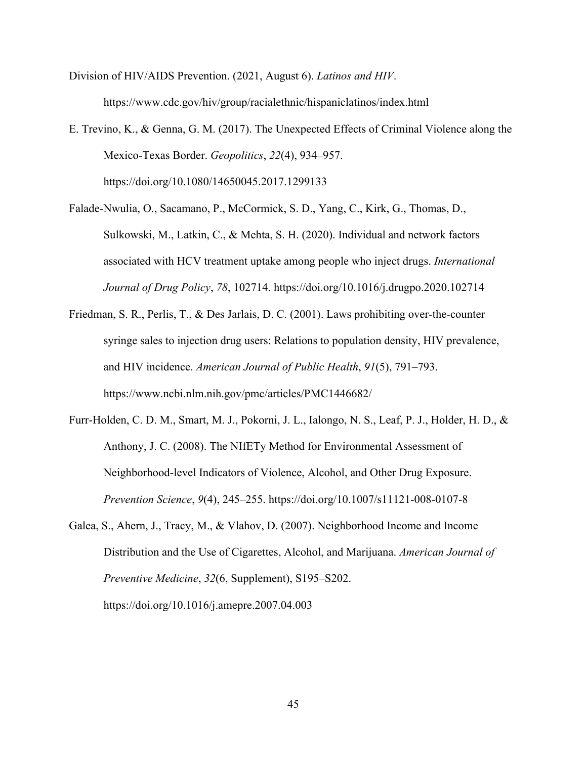Division of HIV/AIDS Prevention. (2021, August 6). *Latinos and HIV*. https://www.cdc.gov/hiv/group/racialethnic/hispaniclatinos/index.html

E. Trevino, K., & Genna, G. M. (2017). The Unexpected Effects of Criminal Violence along the Mexico-Texas Border. *Geopolitics*, *22*(4), 934–957. https://doi.org/10.1080/14650045.2017.1299133

Falade-Nwulia, O., Sacamano, P., McCormick, S. D., Yang, C., Kirk, G., Thomas, D., Sulkowski, M., Latkin, C., & Mehta, S. H. (2020). Individual and network factors associated with HCV treatment uptake among people who inject drugs. *International Journal of Drug Policy*, *78*, 102714. https://doi.org/10.1016/j.drugpo.2020.102714

Friedman, S. R., Perlis, T., & Des Jarlais, D. C. (2001). Laws prohibiting over-the-counter syringe sales to injection drug users: Relations to population density, HIV prevalence, and HIV incidence. *American Journal of Public Health*, *91*(5), 791–793. https://www.ncbi.nlm.nih.gov/pmc/articles/PMC1446682/

Furr-Holden, C. D. M., Smart, M. J., Pokorni, J. L., Ialongo, N. S., Leaf, P. J., Holder, H. D., & Anthony, J. C. (2008). The NIfETy Method for Environmental Assessment of Neighborhood-level Indicators of Violence, Alcohol, and Other Drug Exposure. *Prevention Science*, *9*(4), 245–255. https://doi.org/10.1007/s11121-008-0107-8

Galea, S., Ahern, J., Tracy, M., & Vlahov, D. (2007). Neighborhood Income and Income Distribution and the Use of Cigarettes, Alcohol, and Marijuana. *American Journal of Preventive Medicine*, *32*(6, Supplement), S195–S202. https://doi.org/10.1016/j.amepre.2007.04.003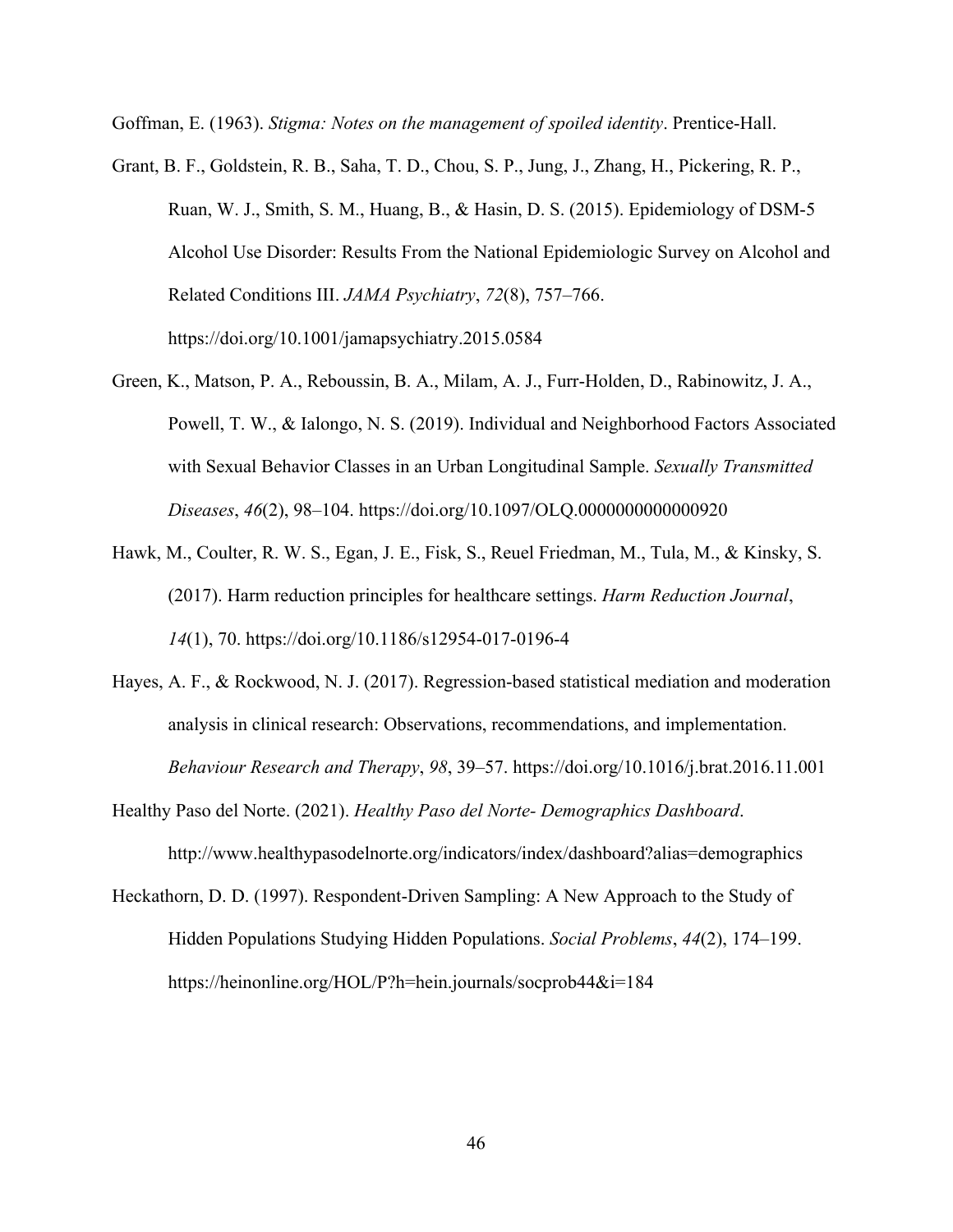Goffman, E. (1963). *Stigma: Notes on the management of spoiled identity*. Prentice-Hall.

Grant, B. F., Goldstein, R. B., Saha, T. D., Chou, S. P., Jung, J., Zhang, H., Pickering, R. P., Ruan, W. J., Smith, S. M., Huang, B., & Hasin, D. S. (2015). Epidemiology of DSM-5 Alcohol Use Disorder: Results From the National Epidemiologic Survey on Alcohol and Related Conditions III. *JAMA Psychiatry*, *72*(8), 757–766. https://doi.org/10.1001/jamapsychiatry.2015.0584

Green, K., Matson, P. A., Reboussin, B. A., Milam, A. J., Furr-Holden, D., Rabinowitz, J. A., Powell, T. W., & Ialongo, N. S. (2019). Individual and Neighborhood Factors Associated with Sexual Behavior Classes in an Urban Longitudinal Sample. *Sexually Transmitted Diseases*, *46*(2), 98–104. https://doi.org/10.1097/OLQ.0000000000000920

Hawk, M., Coulter, R. W. S., Egan, J. E., Fisk, S., Reuel Friedman, M., Tula, M., & Kinsky, S. (2017). Harm reduction principles for healthcare settings. *Harm Reduction Journal*, *14*(1), 70. https://doi.org/10.1186/s12954-017-0196-4

Hayes, A. F., & Rockwood, N. J. (2017). Regression-based statistical mediation and moderation analysis in clinical research: Observations, recommendations, and implementation. *Behaviour Research and Therapy*, *98*, 39–57. https://doi.org/10.1016/j.brat.2016.11.001

Healthy Paso del Norte. (2021). *Healthy Paso del Norte- Demographics Dashboard*. http://www.healthypasodelnorte.org/indicators/index/dashboard?alias=demographics

Heckathorn, D. D. (1997). Respondent-Driven Sampling: A New Approach to the Study of Hidden Populations Studying Hidden Populations. *Social Problems*, *44*(2), 174–199. https://heinonline.org/HOL/P?h=hein.journals/socprob44&i=184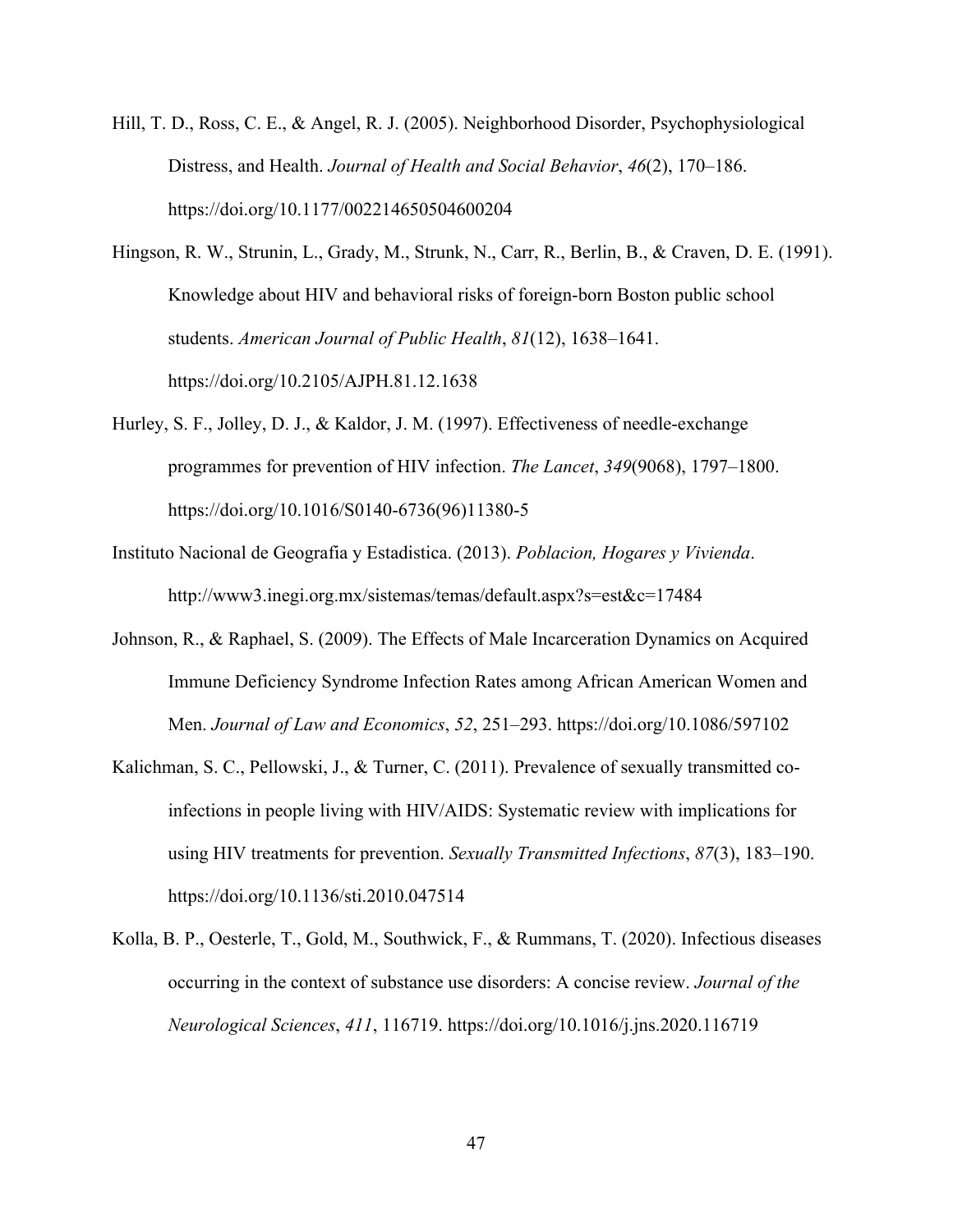Hill, T. D., Ross, C. E., & Angel, R. J. (2005). Neighborhood Disorder, Psychophysiological Distress, and Health. *Journal of Health and Social Behavior*, *46*(2), 170–186. https://doi.org/10.1177/002214650504600204

Hingson, R. W., Strunin, L., Grady, M., Strunk, N., Carr, R., Berlin, B., & Craven, D. E. (1991). Knowledge about HIV and behavioral risks of foreign-born Boston public school students. *American Journal of Public Health*, *81*(12), 1638–1641. https://doi.org/10.2105/AJPH.81.12.1638

Hurley, S. F., Jolley, D. J., & Kaldor, J. M. (1997). Effectiveness of needle-exchange programmes for prevention of HIV infection. *The Lancet*, *349*(9068), 1797–1800. https://doi.org/10.1016/S0140-6736(96)11380-5

Instituto Nacional de Geografia y Estadistica. (2013). *Poblacion, Hogares y Vivienda*. http://www3.inegi.org.mx/sistemas/temas/default.aspx?s=est&c=17484

Johnson, R., & Raphael, S. (2009). The Effects of Male Incarceration Dynamics on Acquired Immune Deficiency Syndrome Infection Rates among African American Women and Men. *Journal of Law and Economics*, *52*, 251–293. https://doi.org/10.1086/597102

Kalichman, S. C., Pellowski, J., & Turner, C. (2011). Prevalence of sexually transmitted co-infections in people living with HIV/AIDS: Systematic review with implications for using HIV treatments for prevention. *Sexually Transmitted Infections*, *87*(3), 183–190. https://doi.org/10.1136/sti.2010.047514

Kolla, B. P., Oesterle, T., Gold, M., Southwick, F., & Rummans, T. (2020). Infectious diseases occurring in the context of substance use disorders: A concise review. *Journal of the Neurological Sciences*, *411*, 116719. https://doi.org/10.1016/j.jns.2020.116719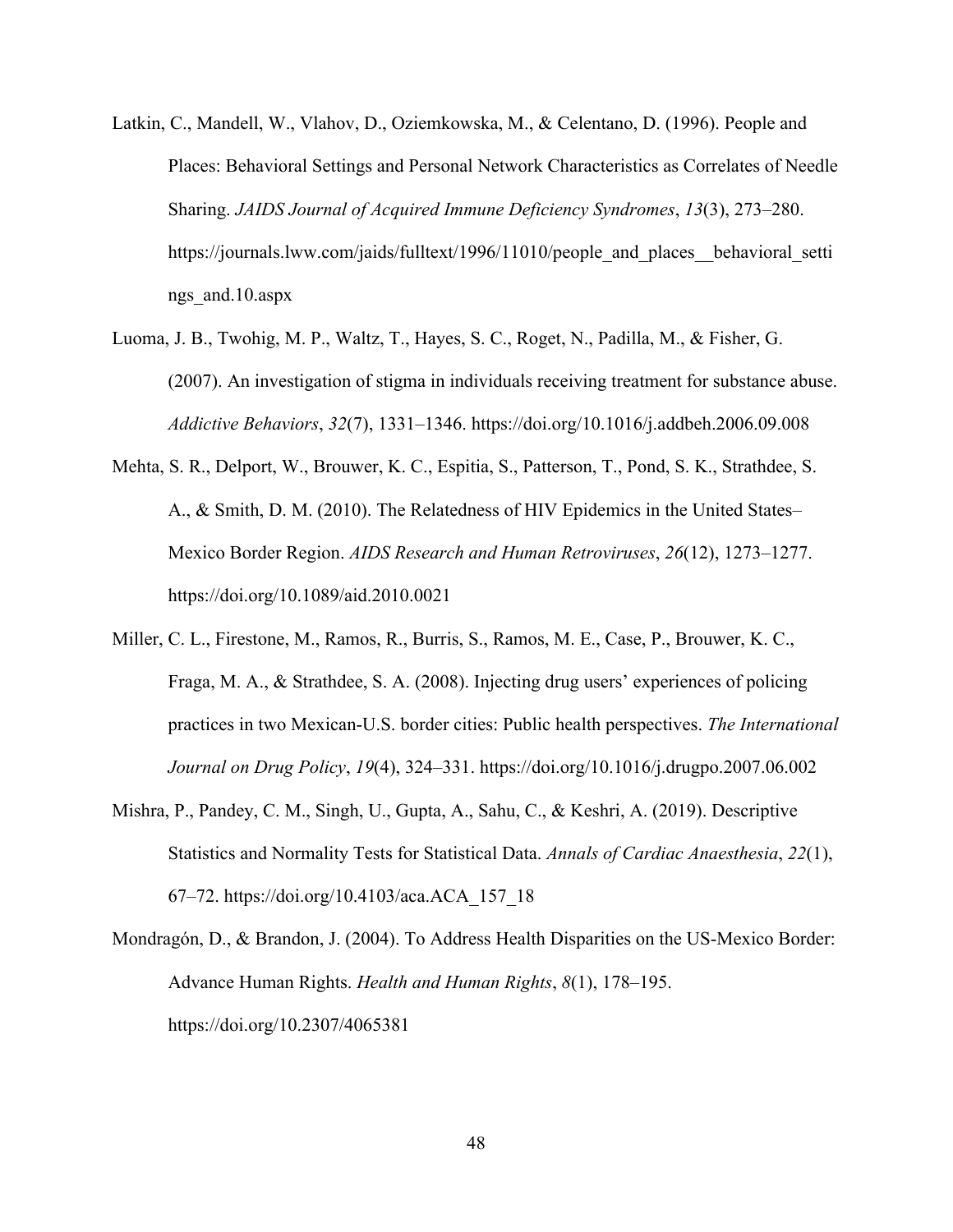Latkin, C., Mandell, W., Vlahov, D., Oziemkowska, M., & Celentano, D. (1996). People and Places: Behavioral Settings and Personal Network Characteristics as Correlates of Needle Sharing. *JAIDS Journal of Acquired Immune Deficiency Syndromes*, *13*(3), 273–280. https://journals.lww.com/jaids/fulltext/1996/11010/people_and_places__behavioral_settings_and.10.aspx

Luoma, J. B., Twohig, M. P., Waltz, T., Hayes, S. C., Roget, N., Padilla, M., & Fisher, G. (2007). An investigation of stigma in individuals receiving treatment for substance abuse. *Addictive Behaviors*, *32*(7), 1331–1346. https://doi.org/10.1016/j.addbeh.2006.09.008

Mehta, S. R., Delport, W., Brouwer, K. C., Espitia, S., Patterson, T., Pond, S. K., Strathdee, S. A., & Smith, D. M. (2010). The Relatedness of HIV Epidemics in the United States–Mexico Border Region. *AIDS Research and Human Retroviruses*, *26*(12), 1273–1277. https://doi.org/10.1089/aid.2010.0021

Miller, C. L., Firestone, M., Ramos, R., Burris, S., Ramos, M. E., Case, P., Brouwer, K. C., Fraga, M. A., & Strathdee, S. A. (2008). Injecting drug users' experiences of policing practices in two Mexican-U.S. border cities: Public health perspectives. *The International Journal on Drug Policy*, *19*(4), 324–331. https://doi.org/10.1016/j.drugpo.2007.06.002

Mishra, P., Pandey, C. M., Singh, U., Gupta, A., Sahu, C., & Keshri, A. (2019). Descriptive Statistics and Normality Tests for Statistical Data. *Annals of Cardiac Anaesthesia*, *22*(1), 67–72. https://doi.org/10.4103/aca.ACA_157_18

Mondragón, D., & Brandon, J. (2004). To Address Health Disparities on the US-Mexico Border: Advance Human Rights. *Health and Human Rights*, *8*(1), 178–195. https://doi.org/10.2307/4065381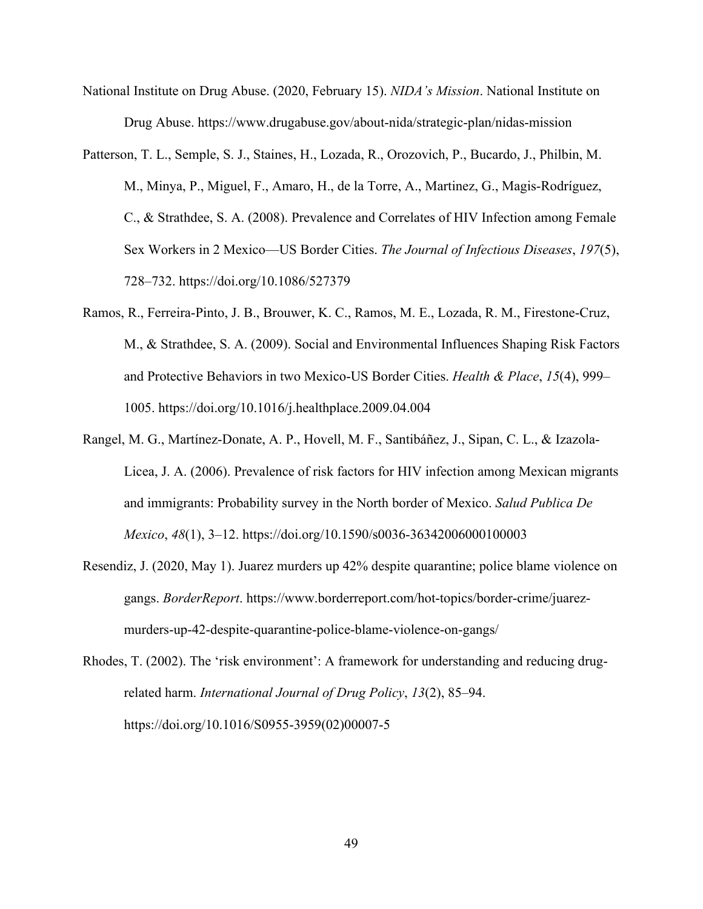National Institute on Drug Abuse. (2020, February 15). *NIDA's Mission*. National Institute on Drug Abuse. https://www.drugabuse.gov/about-nida/strategic-plan/nidas-mission

Patterson, T. L., Semple, S. J., Staines, H., Lozada, R., Orozovich, P., Bucardo, J., Philbin, M. M., Minya, P., Miguel, F., Amaro, H., de la Torre, A., Martinez, G., Magis-Rodríguez, C., & Strathdee, S. A. (2008). Prevalence and Correlates of HIV Infection among Female Sex Workers in 2 Mexico—US Border Cities. *The Journal of Infectious Diseases*, *197*(5), 728–732. https://doi.org/10.1086/527379

Ramos, R., Ferreira-Pinto, J. B., Brouwer, K. C., Ramos, M. E., Lozada, R. M., Firestone-Cruz, M., & Strathdee, S. A. (2009). Social and Environmental Influences Shaping Risk Factors and Protective Behaviors in two Mexico-US Border Cities. *Health & Place*, *15*(4), 999–1005. https://doi.org/10.1016/j.healthplace.2009.04.004

Rangel, M. G., Martínez-Donate, A. P., Hovell, M. F., Santibáñez, J., Sipan, C. L., & Izazola-Licea, J. A. (2006). Prevalence of risk factors for HIV infection among Mexican migrants and immigrants: Probability survey in the North border of Mexico. *Salud Publica De Mexico*, *48*(1), 3–12. https://doi.org/10.1590/s0036-36342006000100003

Resendiz, J. (2020, May 1). Juarez murders up 42% despite quarantine; police blame violence on gangs. *BorderReport*. https://www.borderreport.com/hot-topics/border-crime/juarez-murders-up-42-despite-quarantine-police-blame-violence-on-gangs/

Rhodes, T. (2002). The 'risk environment': A framework for understanding and reducing drug-related harm. *International Journal of Drug Policy*, *13*(2), 85–94. https://doi.org/10.1016/S0955-3959(02)00007-5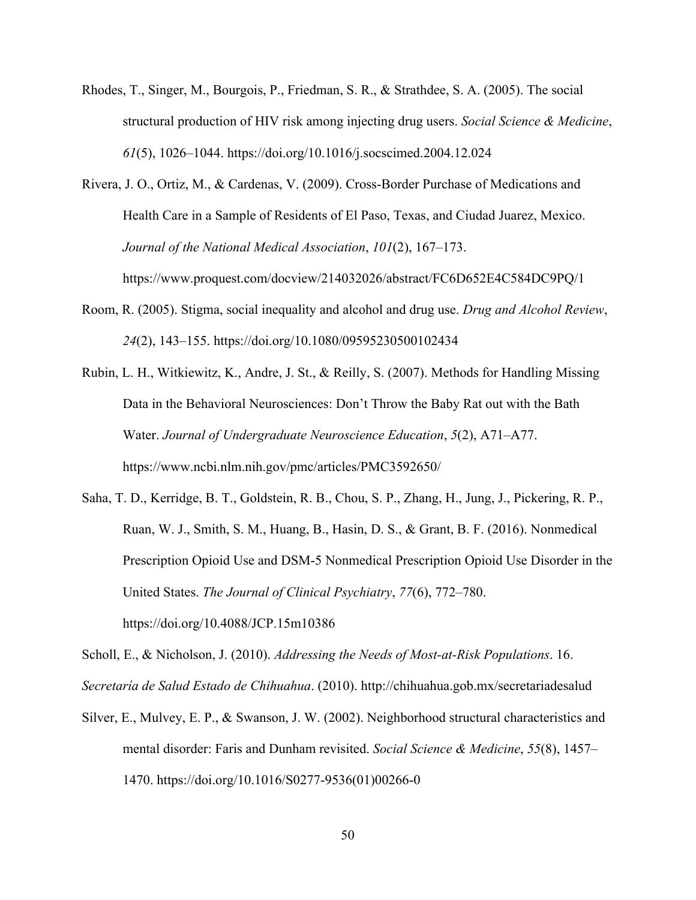Rhodes, T., Singer, M., Bourgois, P., Friedman, S. R., & Strathdee, S. A. (2005). The social structural production of HIV risk among injecting drug users. *Social Science & Medicine*, *61*(5), 1026–1044. https://doi.org/10.1016/j.socscimed.2004.12.024

Rivera, J. O., Ortiz, M., & Cardenas, V. (2009). Cross-Border Purchase of Medications and Health Care in a Sample of Residents of El Paso, Texas, and Ciudad Juarez, Mexico. *Journal of the National Medical Association*, *101*(2), 167–173. https://www.proquest.com/docview/214032026/abstract/FC6D652E4C584DC9PQ/1

Room, R. (2005). Stigma, social inequality and alcohol and drug use. *Drug and Alcohol Review*, *24*(2), 143–155. https://doi.org/10.1080/09595230500102434

Rubin, L. H., Witkiewitz, K., Andre, J. St., & Reilly, S. (2007). Methods for Handling Missing Data in the Behavioral Neurosciences: Don't Throw the Baby Rat out with the Bath Water. *Journal of Undergraduate Neuroscience Education*, *5*(2), A71–A77. https://www.ncbi.nlm.nih.gov/pmc/articles/PMC3592650/

Saha, T. D., Kerridge, B. T., Goldstein, R. B., Chou, S. P., Zhang, H., Jung, J., Pickering, R. P., Ruan, W. J., Smith, S. M., Huang, B., Hasin, D. S., & Grant, B. F. (2016). Nonmedical Prescription Opioid Use and DSM-5 Nonmedical Prescription Opioid Use Disorder in the United States. *The Journal of Clinical Psychiatry*, *77*(6), 772–780. https://doi.org/10.4088/JCP.15m10386

Scholl, E., & Nicholson, J. (2010). *Addressing the Needs of Most-at-Risk Populations*. 16.

*Secretaría de Salud Estado de Chihuahua*. (2010). http://chihuahua.gob.mx/secretariadesalud

Silver, E., Mulvey, E. P., & Swanson, J. W. (2002). Neighborhood structural characteristics and mental disorder: Faris and Dunham revisited. *Social Science & Medicine*, *55*(8), 1457–1470. https://doi.org/10.1016/S0277-9536(01)00266-0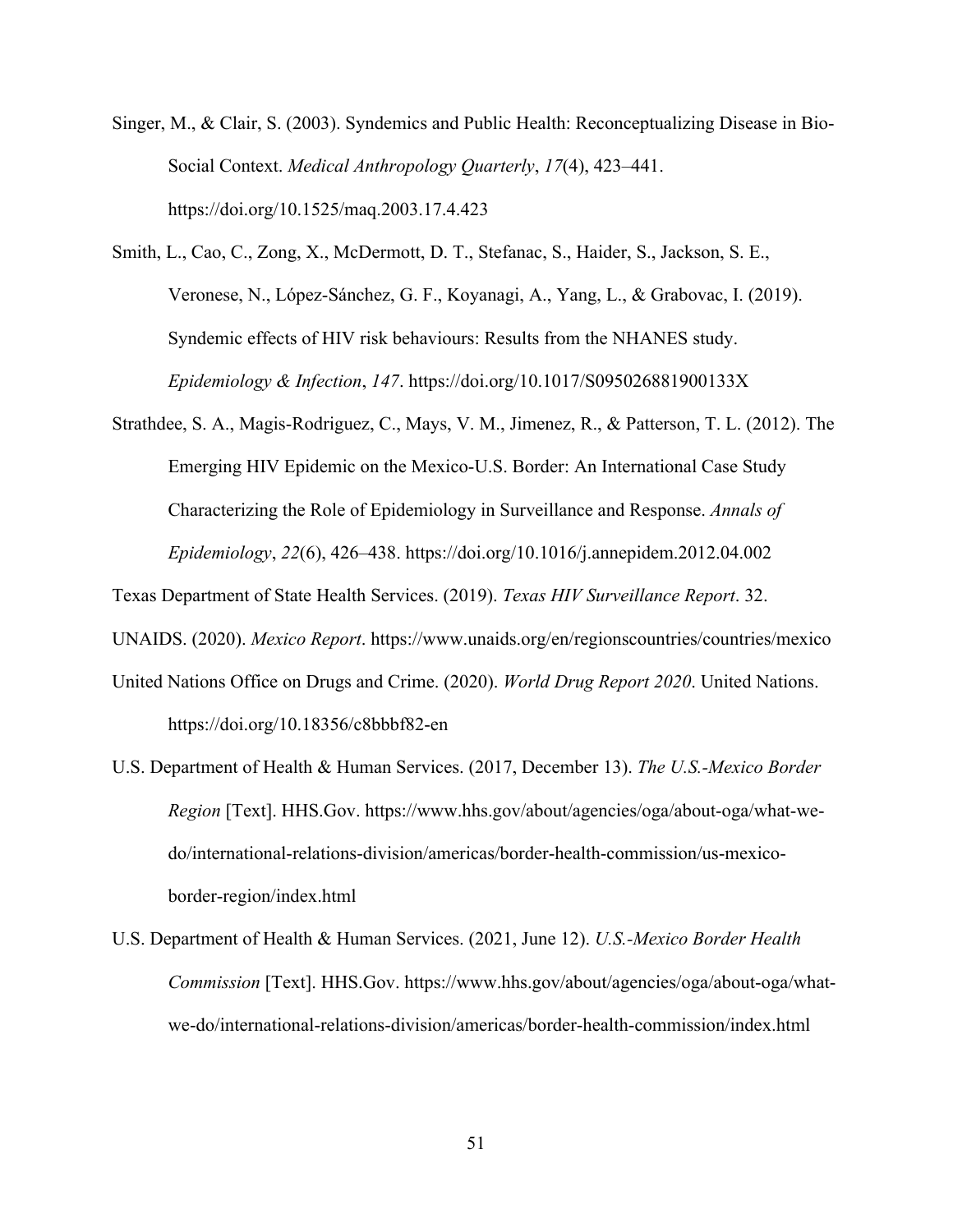Singer, M., & Clair, S. (2003). Syndemics and Public Health: Reconceptualizing Disease in Bio-Social Context. *Medical Anthropology Quarterly*, *17*(4), 423–441. https://doi.org/10.1525/maq.2003.17.4.423

Smith, L., Cao, C., Zong, X., McDermott, D. T., Stefanac, S., Haider, S., Jackson, S. E., Veronese, N., López-Sánchez, G. F., Koyanagi, A., Yang, L., & Grabovac, I. (2019). Syndemic effects of HIV risk behaviours: Results from the NHANES study. *Epidemiology & Infection*, *147*. https://doi.org/10.1017/S095026881900133X

Strathdee, S. A., Magis-Rodriguez, C., Mays, V. M., Jimenez, R., & Patterson, T. L. (2012). The Emerging HIV Epidemic on the Mexico-U.S. Border: An International Case Study Characterizing the Role of Epidemiology in Surveillance and Response. *Annals of Epidemiology*, *22*(6), 426–438. https://doi.org/10.1016/j.annepidem.2012.04.002

Texas Department of State Health Services. (2019). *Texas HIV Surveillance Report*. 32.

UNAIDS. (2020). *Mexico Report*. https://www.unaids.org/en/regionscountries/countries/mexico

United Nations Office on Drugs and Crime. (2020). *World Drug Report 2020*. United Nations. https://doi.org/10.18356/c8bbbf82-en

U.S. Department of Health & Human Services. (2017, December 13). *The U.S.-Mexico Border Region* [Text]. HHS.Gov. https://www.hhs.gov/about/agencies/oga/about-oga/what-we-do/international-relations-division/americas/border-health-commission/us-mexico-border-region/index.html

U.S. Department of Health & Human Services. (2021, June 12). *U.S.-Mexico Border Health Commission* [Text]. HHS.Gov. https://www.hhs.gov/about/agencies/oga/about-oga/what-we-do/international-relations-division/americas/border-health-commission/index.html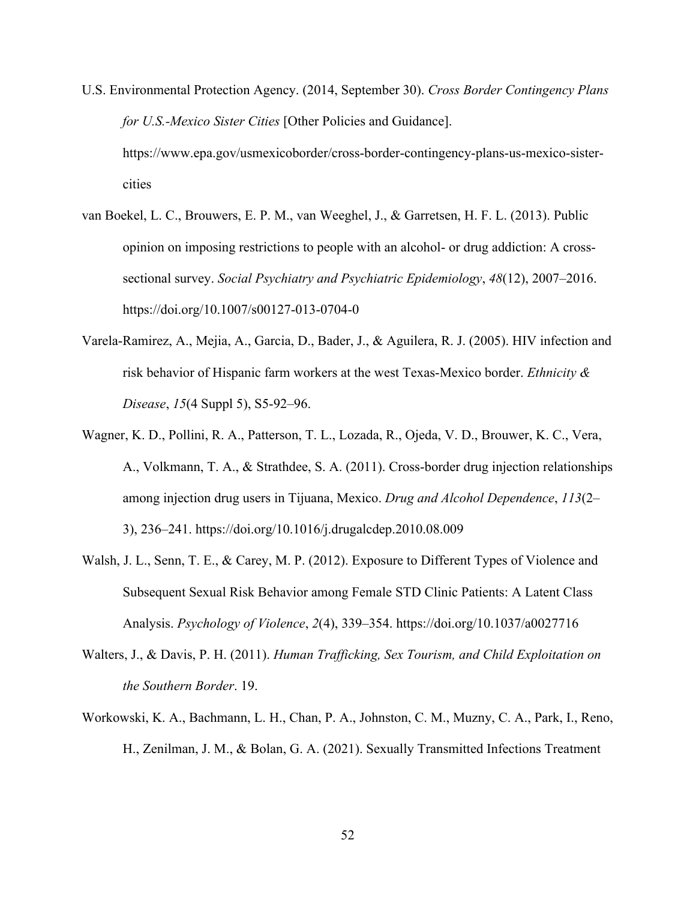U.S. Environmental Protection Agency. (2014, September 30). *Cross Border Contingency Plans for U.S.-Mexico Sister Cities* [Other Policies and Guidance]. https://www.epa.gov/usmexicoborder/cross-border-contingency-plans-us-mexico-sister-cities

van Boekel, L. C., Brouwers, E. P. M., van Weeghel, J., & Garretsen, H. F. L. (2013). Public opinion on imposing restrictions to people with an alcohol- or drug addiction: A cross-sectional survey. *Social Psychiatry and Psychiatric Epidemiology*, *48*(12), 2007–2016. https://doi.org/10.1007/s00127-013-0704-0

Varela-Ramirez, A., Mejia, A., Garcia, D., Bader, J., & Aguilera, R. J. (2005). HIV infection and risk behavior of Hispanic farm workers at the west Texas-Mexico border. *Ethnicity & Disease*, *15*(4 Suppl 5), S5-92–96.

Wagner, K. D., Pollini, R. A., Patterson, T. L., Lozada, R., Ojeda, V. D., Brouwer, K. C., Vera, A., Volkmann, T. A., & Strathdee, S. A. (2011). Cross-border drug injection relationships among injection drug users in Tijuana, Mexico. *Drug and Alcohol Dependence*, *113*(2–3), 236–241. https://doi.org/10.1016/j.drugalcdep.2010.08.009

Walsh, J. L., Senn, T. E., & Carey, M. P. (2012). Exposure to Different Types of Violence and Subsequent Sexual Risk Behavior among Female STD Clinic Patients: A Latent Class Analysis. *Psychology of Violence*, *2*(4), 339–354. https://doi.org/10.1037/a0027716

Walters, J., & Davis, P. H. (2011). *Human Trafficking, Sex Tourism, and Child Exploitation on the Southern Border*. 19.

Workowski, K. A., Bachmann, L. H., Chan, P. A., Johnston, C. M., Muzny, C. A., Park, I., Reno, H., Zenilman, J. M., & Bolan, G. A. (2021). Sexually Transmitted Infections Treatment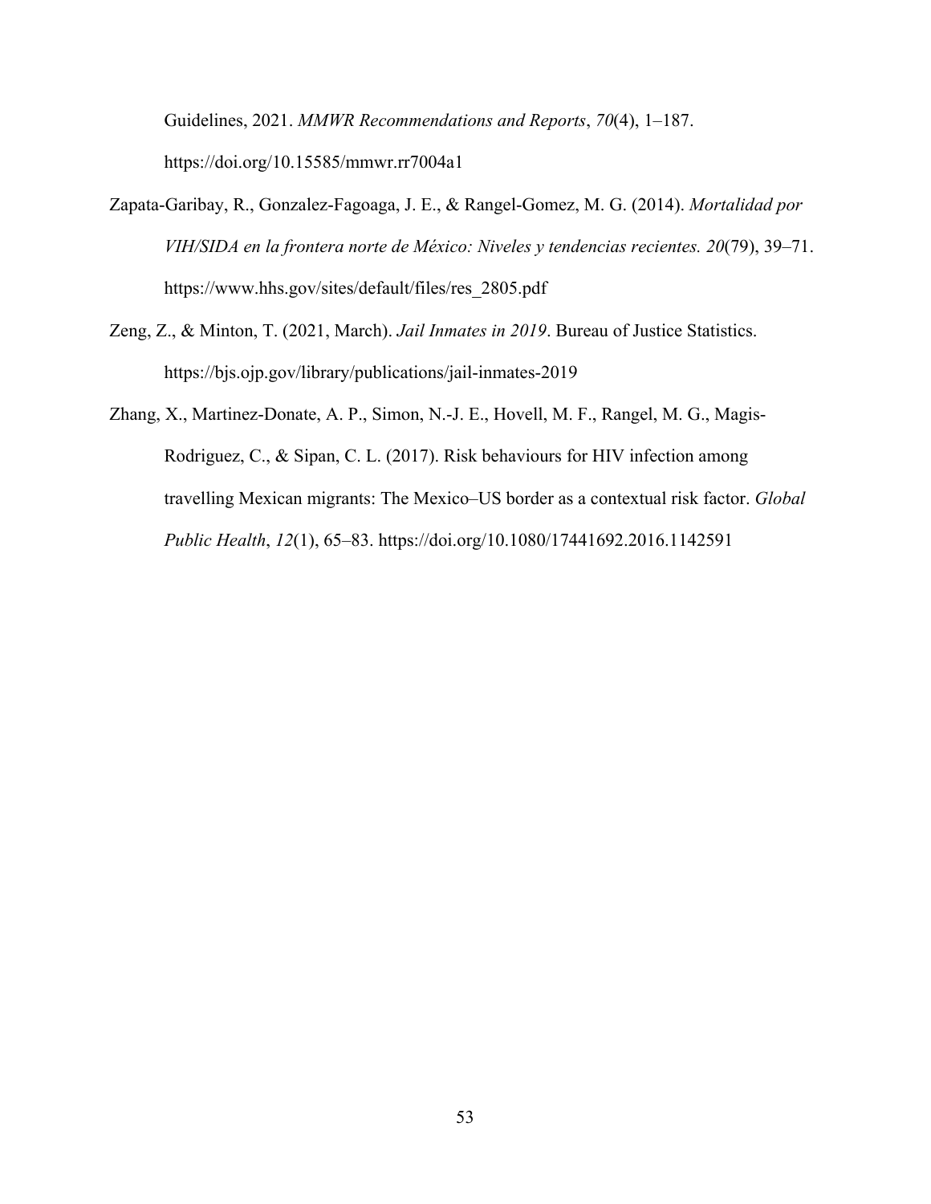Guidelines, 2021. *MMWR Recommendations and Reports*, *70*(4), 1–187. https://doi.org/10.15585/mmwr.rr7004a1

Zapata-Garibay, R., Gonzalez-Fagoaga, J. E., & Rangel-Gomez, M. G. (2014). *Mortalidad por VIH/SIDA en la frontera norte de México: Niveles y tendencias recientes. 20*(79), 39–71. https://www.hhs.gov/sites/default/files/res_2805.pdf

Zeng, Z., & Minton, T. (2021, March). *Jail Inmates in 2019*. Bureau of Justice Statistics. https://bjs.ojp.gov/library/publications/jail-inmates-2019

Zhang, X., Martinez-Donate, A. P., Simon, N.-J. E., Hovell, M. F., Rangel, M. G., Magis-Rodriguez, C., & Sipan, C. L. (2017). Risk behaviours for HIV infection among travelling Mexican migrants: The Mexico–US border as a contextual risk factor. *Global Public Health*, *12*(1), 65–83. https://doi.org/10.1080/17441692.2016.1142591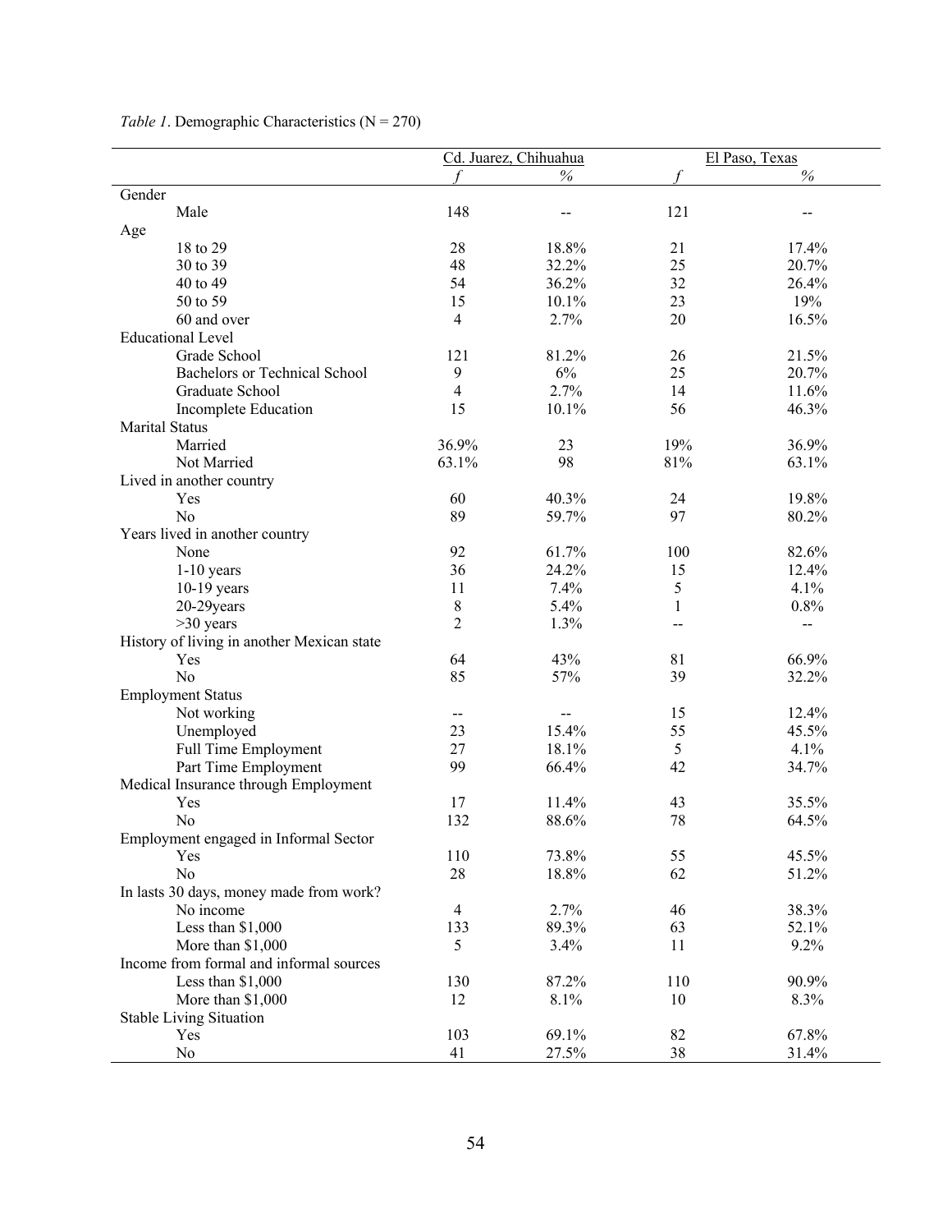*Table 1*. Demographic Characteristics (N = 270)

| | Cd. Juarez, Chihuahua | | El Paso, Texas | |
|---|---|---|---|---|
| | *f* | *%* | *f* | *%* |
| Gender | | | | |
| Male | 148 | -- | 121 | -- |
| Age | | | | |
| 18 to 29 | 28 | 18.8% | 21 | 17.4% |
| 30 to 39 | 48 | 32.2% | 25 | 20.7% |
| 40 to 49 | 54 | 36.2% | 32 | 26.4% |
| 50 to 59 | 15 | 10.1% | 23 | 19% |
| 60 and over | 4 | 2.7% | 20 | 16.5% |
| Educational Level | | | | |
| Grade School | 121 | 81.2% | 26 | 21.5% |
| Bachelors or Technical School | 9 | 6% | 25 | 20.7% |
| Graduate School | 4 | 2.7% | 14 | 11.6% |
| Incomplete Education | 15 | 10.1% | 56 | 46.3% |
| Marital Status | | | | |
| Married | 36.9% | 23 | 19% | 36.9% |
| Not Married | 63.1% | 98 | 81% | 63.1% |
| Lived in another country | | | | |
| Yes | 60 | 40.3% | 24 | 19.8% |
| No | 89 | 59.7% | 97 | 80.2% |
| Years lived in another country | | | | |
| None | 92 | 61.7% | 100 | 82.6% |
| 1-10 years | 36 | 24.2% | 15 | 12.4% |
| 10-19 years | 11 | 7.4% | 5 | 4.1% |
| 20-29years | 8 | 5.4% | 1 | 0.8% |
| >30 years | 2 | 1.3% | -- | -- |
| History of living in another Mexican state | | | | |
| Yes | 64 | 43% | 81 | 66.9% |
| No | 85 | 57% | 39 | 32.2% |
| Employment Status | | | | |
| Not working | -- | -- | 15 | 12.4% |
| Unemployed | 23 | 15.4% | 55 | 45.5% |
| Full Time Employment | 27 | 18.1% | 5 | 4.1% |
| Part Time Employment | 99 | 66.4% | 42 | 34.7% |
| Medical Insurance through Employment | | | | |
| Yes | 17 | 11.4% | 43 | 35.5% |
| No | 132 | 88.6% | 78 | 64.5% |
| Employment engaged in Informal Sector | | | | |
| Yes | 110 | 73.8% | 55 | 45.5% |
| No | 28 | 18.8% | 62 | 51.2% |
| In lasts 30 days, money made from work? | | | | |
| No income | 4 | 2.7% | 46 | 38.3% |
| Less than $1,000 | 133 | 89.3% | 63 | 52.1% |
| More than $1,000 | 5 | 3.4% | 11 | 9.2% |
| Income from formal and informal sources | | | | |
| Less than $1,000 | 130 | 87.2% | 110 | 90.9% |
| More than $1,000 | 12 | 8.1% | 10 | 8.3% |
| Stable Living Situation | | | | |
| Yes | 103 | 69.1% | 82 | 67.8% |
| No | 41 | 27.5% | 38 | 31.4% |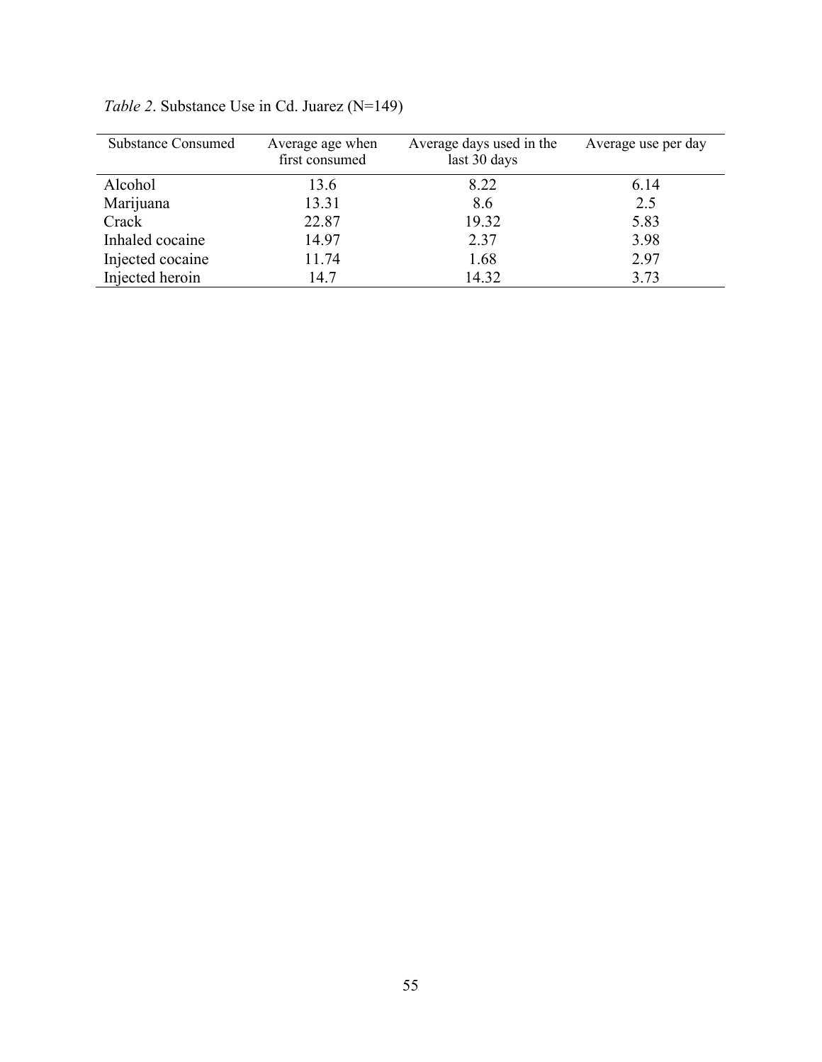*Table 2*. Substance Use in Cd. Juarez (N=149)

| Substance Consumed | Average age when first consumed | Average days used in the last 30 days | Average use per day |
|---|---|---|---|
| Alcohol | 13.6 | 8.22 | 6.14 |
| Marijuana | 13.31 | 8.6 | 2.5 |
| Crack | 22.87 | 19.32 | 5.83 |
| Inhaled cocaine | 14.97 | 2.37 | 3.98 |
| Injected cocaine | 11.74 | 1.68 | 2.97 |
| Injected heroin | 14.7 | 14.32 | 3.73 |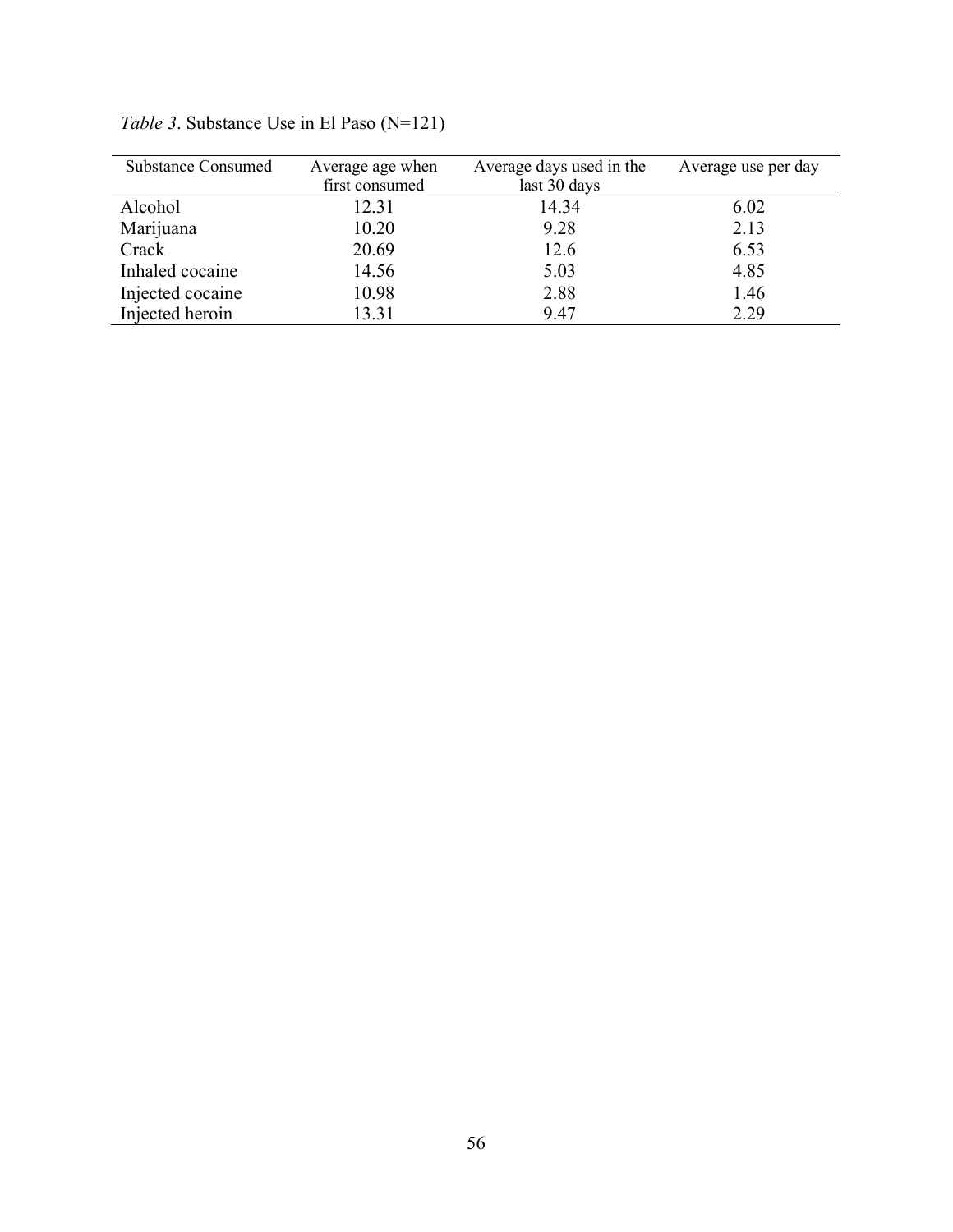*Table 3*. Substance Use in El Paso (N=121)

| Substance Consumed | Average age when first consumed | Average days used in the last 30 days | Average use per day |
|---|---|---|---|
| Alcohol | 12.31 | 14.34 | 6.02 |
| Marijuana | 10.20 | 9.28 | 2.13 |
| Crack | 20.69 | 12.6 | 6.53 |
| Inhaled cocaine | 14.56 | 5.03 | 4.85 |
| Injected cocaine | 10.98 | 2.88 | 1.46 |
| Injected heroin | 13.31 | 9.47 | 2.29 |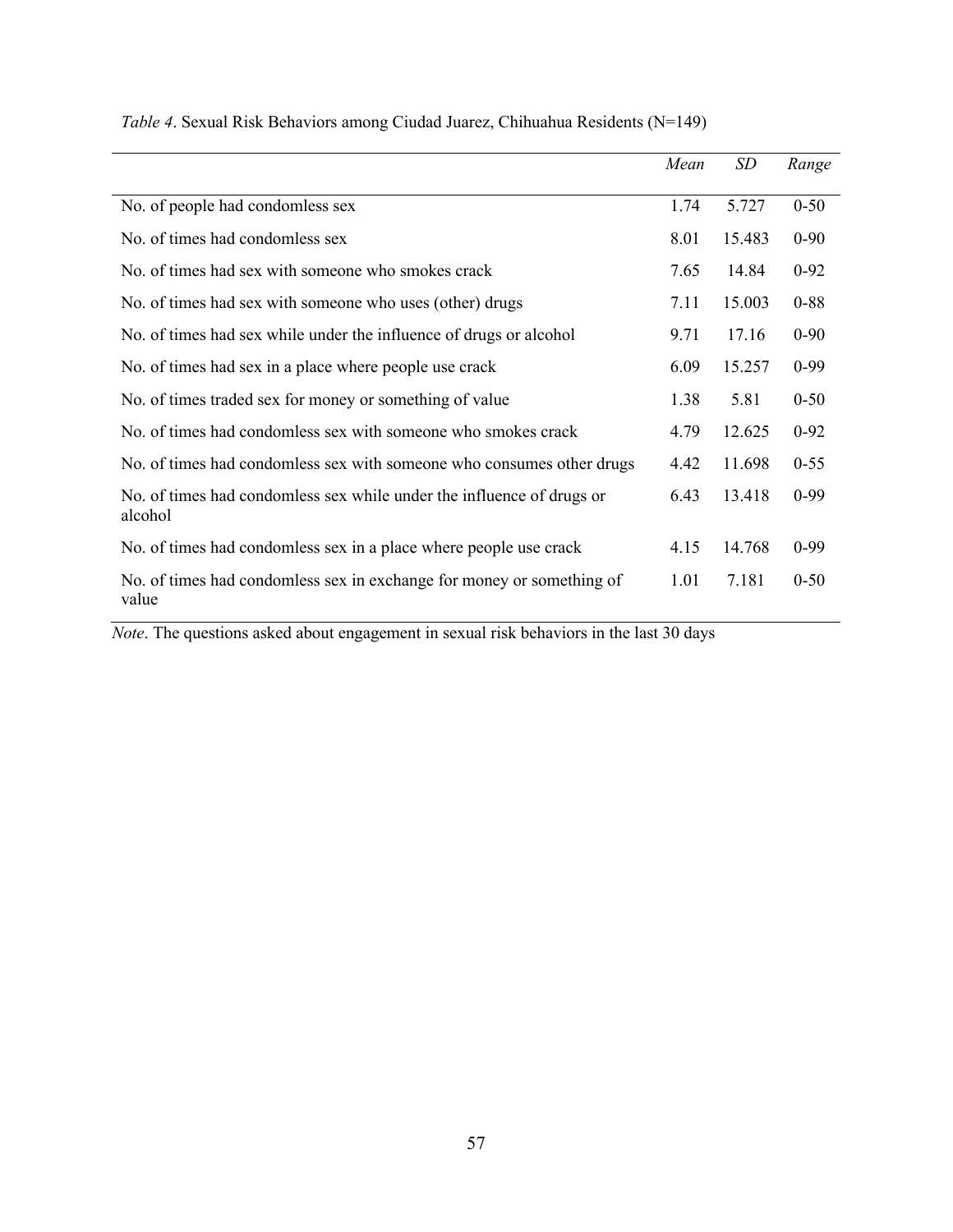*Table 4*. Sexual Risk Behaviors among Ciudad Juarez, Chihuahua Residents (N=149)

| | *Mean* | *SD* | *Range* |
|---|---|---|---|
| No. of people had condomless sex | 1.74 | 5.727 | 0-50 |
| No. of times had condomless sex | 8.01 | 15.483 | 0-90 |
| No. of times had sex with someone who smokes crack | 7.65 | 14.84 | 0-92 |
| No. of times had sex with someone who uses (other) drugs | 7.11 | 15.003 | 0-88 |
| No. of times had sex while under the influence of drugs or alcohol | 9.71 | 17.16 | 0-90 |
| No. of times had sex in a place where people use crack | 6.09 | 15.257 | 0-99 |
| No. of times traded sex for money or something of value | 1.38 | 5.81 | 0-50 |
| No. of times had condomless sex with someone who smokes crack | 4.79 | 12.625 | 0-92 |
| No. of times had condomless sex with someone who consumes other drugs | 4.42 | 11.698 | 0-55 |
| No. of times had condomless sex while under the influence of drugs or alcohol | 6.43 | 13.418 | 0-99 |
| No. of times had condomless sex in a place where people use crack | 4.15 | 14.768 | 0-99 |
| No. of times had condomless sex in exchange for money or something of value | 1.01 | 7.181 | 0-50 |

*Note*. The questions asked about engagement in sexual risk behaviors in the last 30 days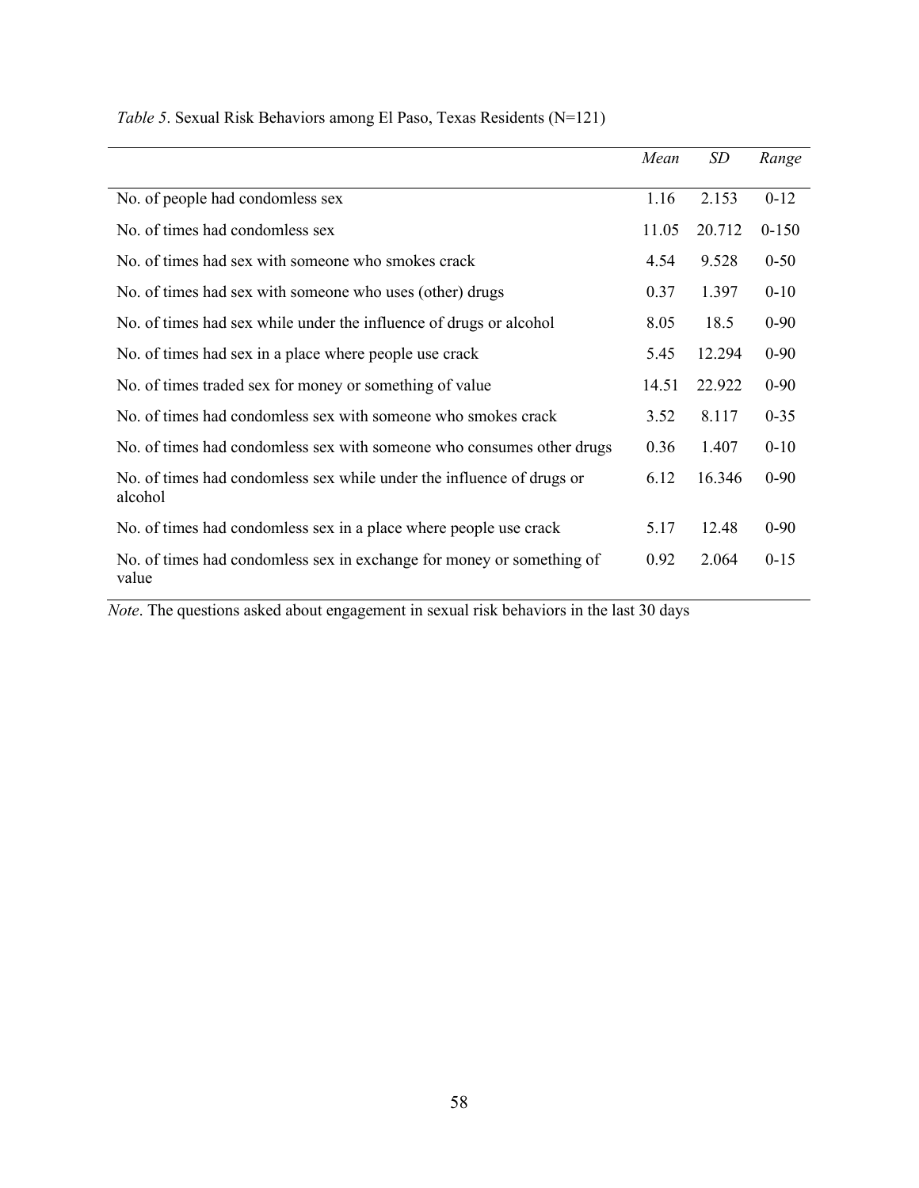*Table 5*. Sexual Risk Behaviors among El Paso, Texas Residents (N=121)

| | *Mean* | *SD* | *Range* |
|---|---|---|---|
| No. of people had condomless sex | 1.16 | 2.153 | 0-12 |
| No. of times had condomless sex | 11.05 | 20.712 | 0-150 |
| No. of times had sex with someone who smokes crack | 4.54 | 9.528 | 0-50 |
| No. of times had sex with someone who uses (other) drugs | 0.37 | 1.397 | 0-10 |
| No. of times had sex while under the influence of drugs or alcohol | 8.05 | 18.5 | 0-90 |
| No. of times had sex in a place where people use crack | 5.45 | 12.294 | 0-90 |
| No. of times traded sex for money or something of value | 14.51 | 22.922 | 0-90 |
| No. of times had condomless sex with someone who smokes crack | 3.52 | 8.117 | 0-35 |
| No. of times had condomless sex with someone who consumes other drugs | 0.36 | 1.407 | 0-10 |
| No. of times had condomless sex while under the influence of drugs or alcohol | 6.12 | 16.346 | 0-90 |
| No. of times had condomless sex in a place where people use crack | 5.17 | 12.48 | 0-90 |
| No. of times had condomless sex in exchange for money or something of value | 0.92 | 2.064 | 0-15 |

*Note*. The questions asked about engagement in sexual risk behaviors in the last 30 days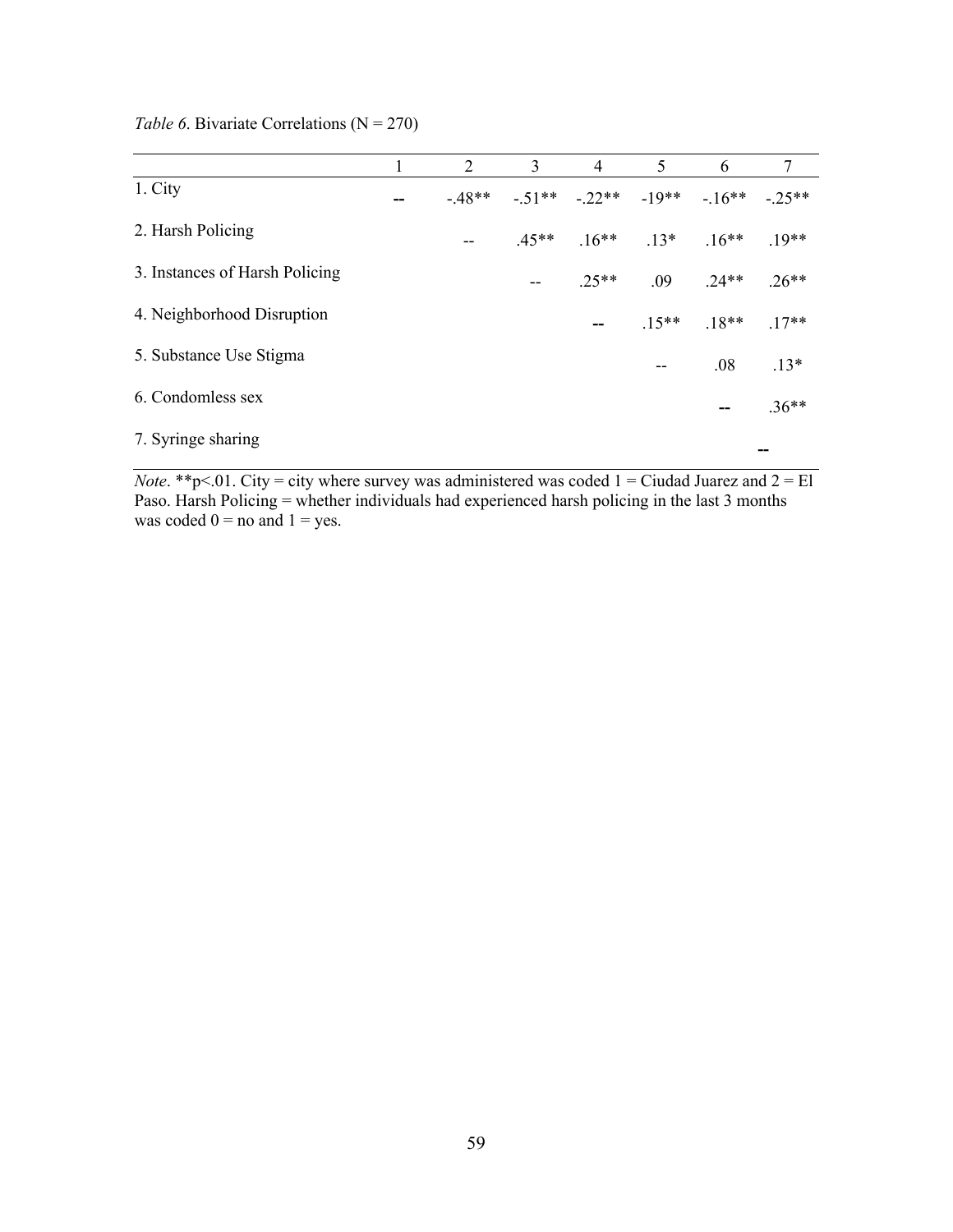*Table 6*. Bivariate Correlations (N = 270)

| | 1 | 2 | 3 | 4 | 5 | 6 | 7 |
|---|---|---|---|---|---|---|---|
| 1. City | -- | -.48** | -.51** | -.22** | -19** | -.16** | -.25** |
| 2. Harsh Policing | | -- | .45** | .16** | .13* | .16** | .19** |
| 3. Instances of Harsh Policing | | | -- | .25** | .09 | .24** | .26** |
| 4. Neighborhood Disruption | | | | -- | .15** | .18** | .17** |
| 5. Substance Use Stigma | | | | | -- | .08 | .13* |
| 6. Condomless sex | | | | | | -- | .36** |
| 7. Syringe sharing | | | | | | | -- |

*Note*. **p<.01. City = city where survey was administered was coded 1 = Ciudad Juarez and 2 = El Paso. Harsh Policing = whether individuals had experienced harsh policing in the last 3 months was coded 0 = no and 1 = yes.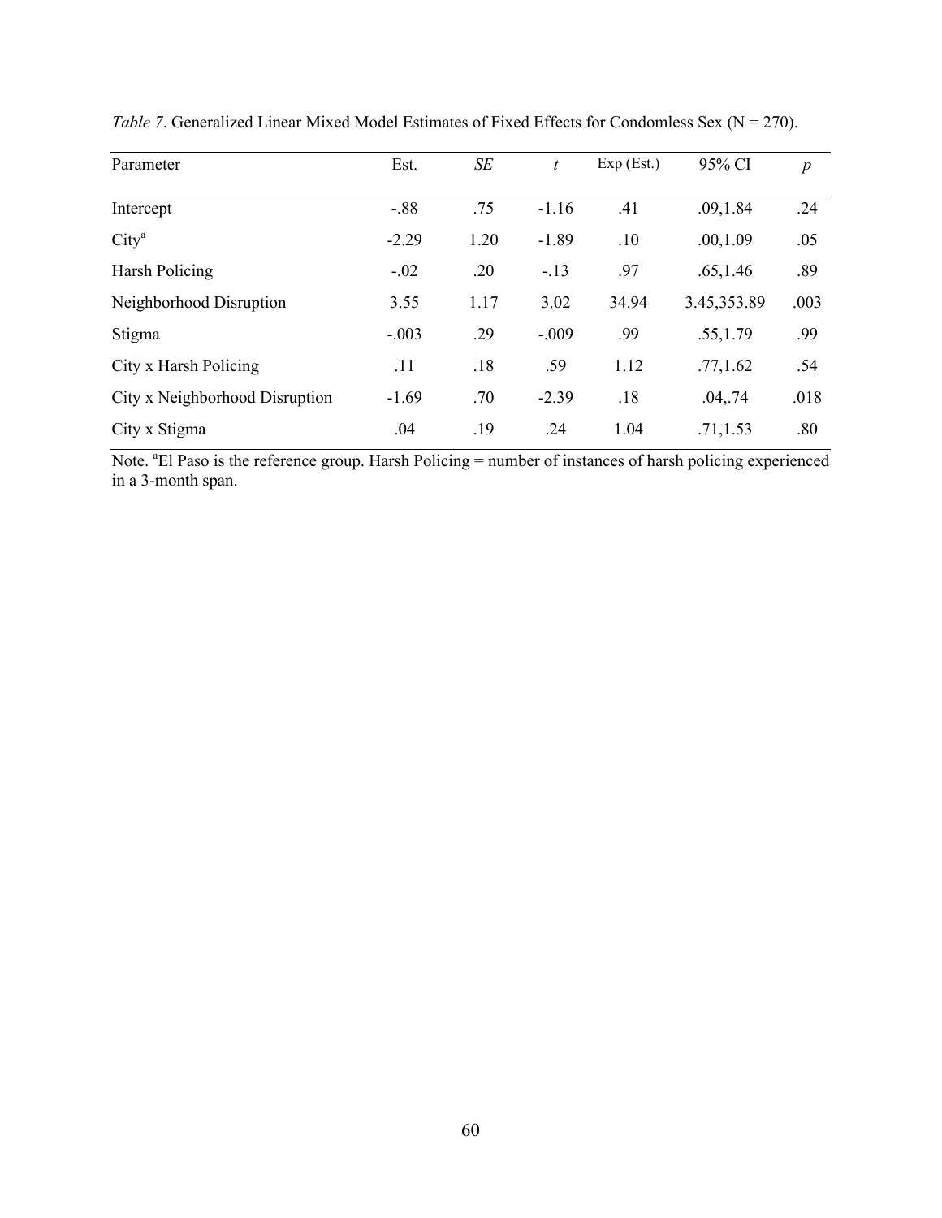*Table 7*. Generalized Linear Mixed Model Estimates of Fixed Effects for Condomless Sex (N = 270).

| Parameter | Est. | *SE* | *t* | Exp (Est.) | 95% CI | *p* |
|---|---|---|---|---|---|---|
| Intercept | -.88 | .75 | -1.16 | .41 | .09,1.84 | .24 |
| City[a] | -2.29 | 1.20 | -1.89 | .10 | .00,1.09 | .05 |
| Harsh Policing | -.02 | .20 | -.13 | .97 | .65,1.46 | .89 |
| Neighborhood Disruption | 3.55 | 1.17 | 3.02 | 34.94 | 3.45,353.89 | .003 |
| Stigma | -.003 | .29 | -.009 | .99 | .55,1.79 | .99 |
| City x Harsh Policing | .11 | .18 | .59 | 1.12 | .77,1.62 | .54 |
| City x Neighborhood Disruption | -1.69 | .70 | -2.39 | .18 | .04,.74 | .018 |
| City x Stigma | .04 | .19 | .24 | 1.04 | .71,1.53 | .80 |

Note. [a]El Paso is the reference group. Harsh Policing = number of instances of harsh policing experienced in a 3-month span.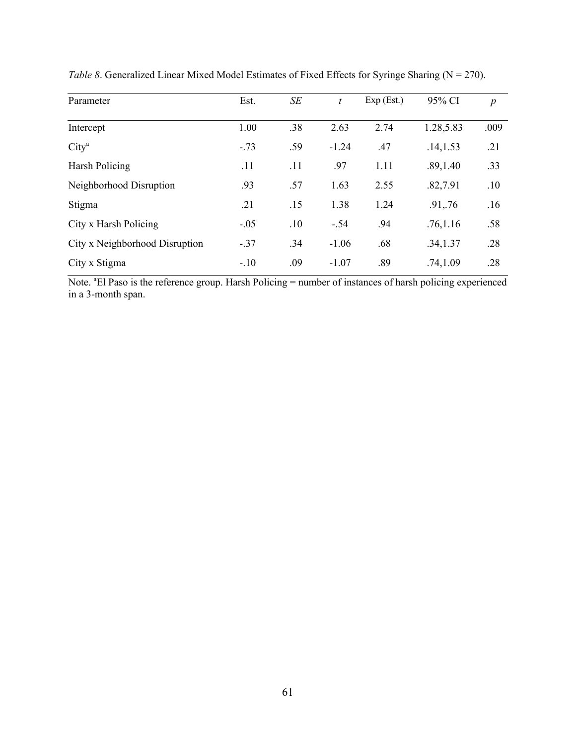*Table 8*. Generalized Linear Mixed Model Estimates of Fixed Effects for Syringe Sharing (N = 270).

| Parameter | Est. | *SE* | *t* | Exp (Est.) | 95% CI | *p* |
|---|---|---|---|---|---|---|
| Intercept | 1.00 | .38 | 2.63 | 2.74 | 1.28,5.83 | .009 |
| City[a] | -.73 | .59 | -1.24 | .47 | .14,1.53 | .21 |
| Harsh Policing | .11 | .11 | .97 | 1.11 | .89,1.40 | .33 |
| Neighborhood Disruption | .93 | .57 | 1.63 | 2.55 | .82,7.91 | .10 |
| Stigma | .21 | .15 | 1.38 | 1.24 | .91,.76 | .16 |
| City x Harsh Policing | -.05 | .10 | -.54 | .94 | .76,1.16 | .58 |
| City x Neighborhood Disruption | -.37 | .34 | -1.06 | .68 | .34,1.37 | .28 |
| City x Stigma | -.10 | .09 | -1.07 | .89 | .74,1.09 | .28 |

Note. [a]El Paso is the reference group. Harsh Policing = number of instances of harsh policing experienced in a 3-month span.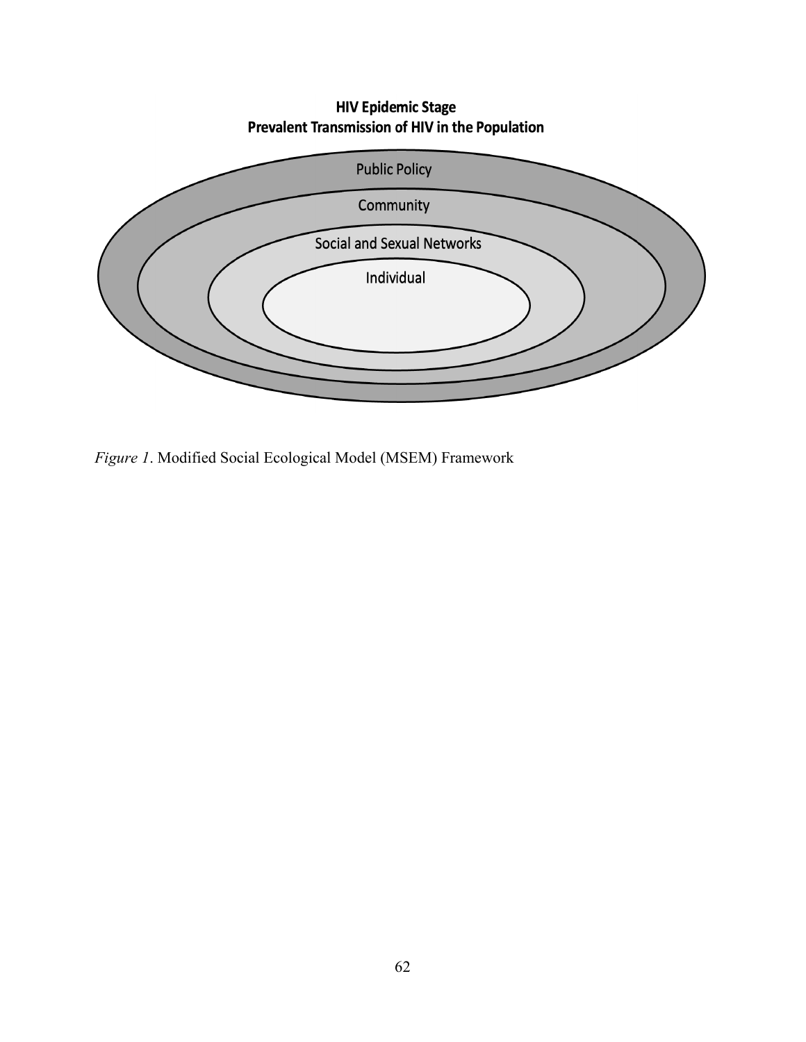**HIV Epidemic Stage**
**Prevalent Transmission of HIV in the Population**

Public Policy

Community

Social and Sexual Networks

Individual

*Figure 1*. Modified Social Ecological Model (MSEM) Framework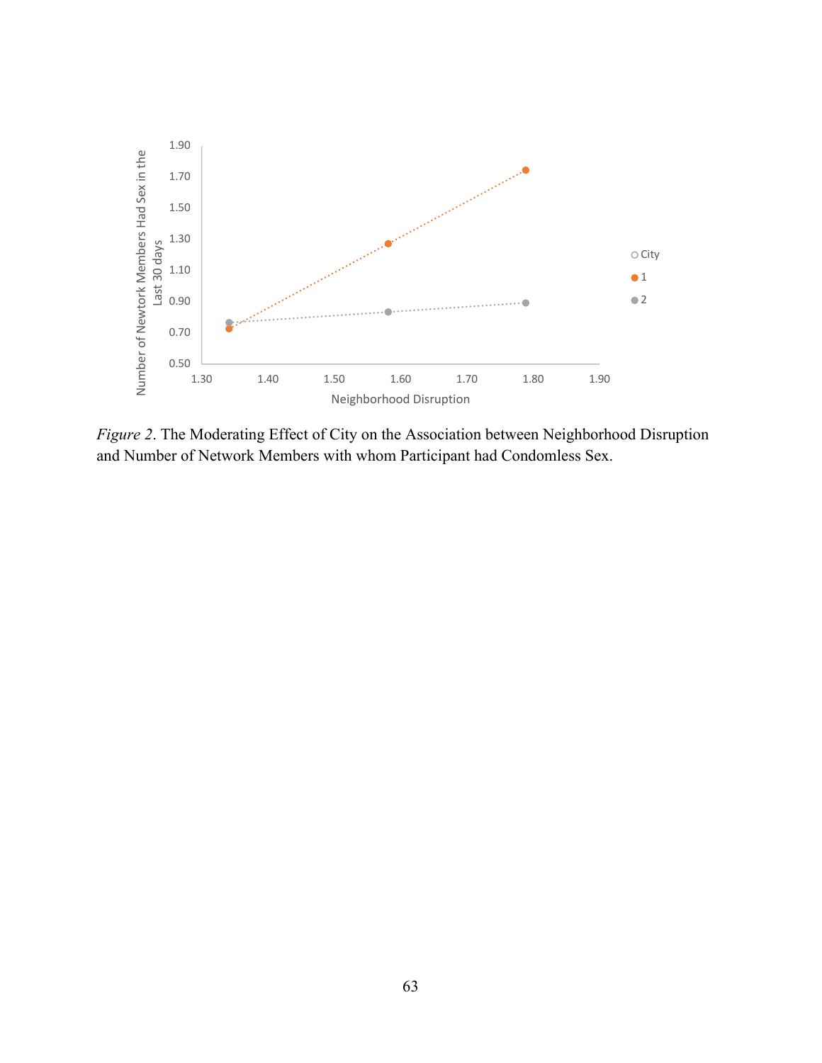*Figure 2*. The Moderating Effect of City on the Association between Neighborhood Disruption and Number of Network Members with whom Participant had Condomless Sex.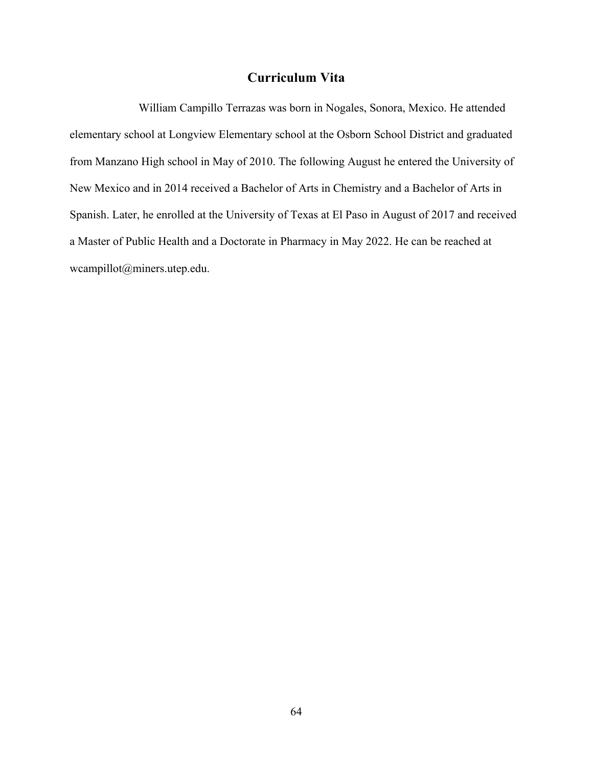## Curriculum Vita

William Campillo Terrazas was born in Nogales, Sonora, Mexico. He attended elementary school at Longview Elementary school at the Osborn School District and graduated from Manzano High school in May of 2010. The following August he entered the University of New Mexico and in 2014 received a Bachelor of Arts in Chemistry and a Bachelor of Arts in Spanish. Later, he enrolled at the University of Texas at El Paso in August of 2017 and received a Master of Public Health and a Doctorate in Pharmacy in May 2022. He can be reached at wcampillot@miners.utep.edu.